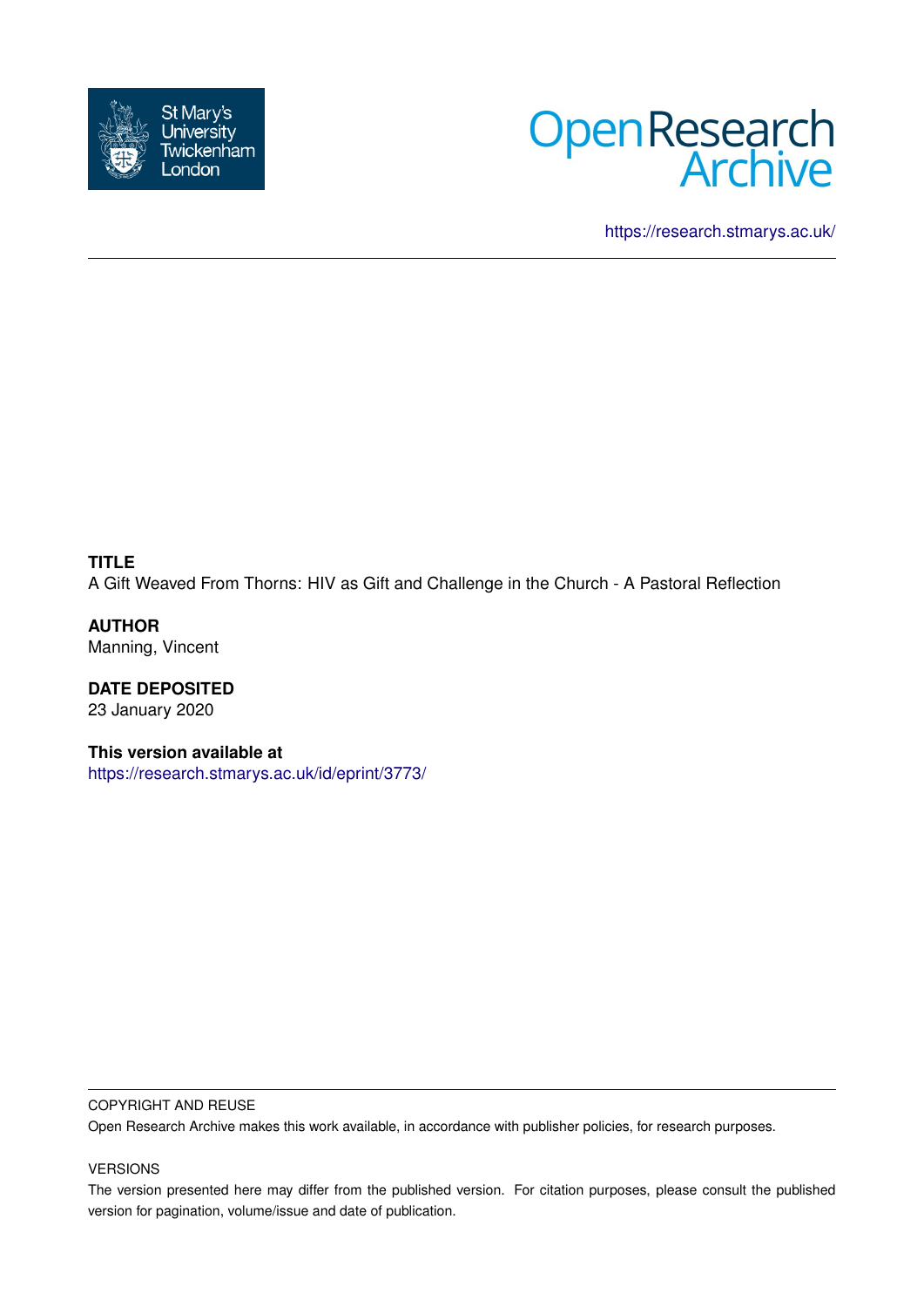St Mary's University Twickenham London

Open Research Archive

https://research.stmarys.ac.uk/

**TITLE**

A Gift Weaved From Thorns: HIV as Gift and Challenge in the Church - A Pastoral Reflection

**AUTHOR**

Manning, Vincent

**DATE DEPOSITED**

23 January 2020

**This version available at**

https://research.stmarys.ac.uk/id/eprint/3773/

COPYRIGHT AND REUSE

Open Research Archive makes this work available, in accordance with publisher policies, for research purposes.

VERSIONS

The version presented here may differ from the published version. For citation purposes, please consult the published version for pagination, volume/issue and date of publication.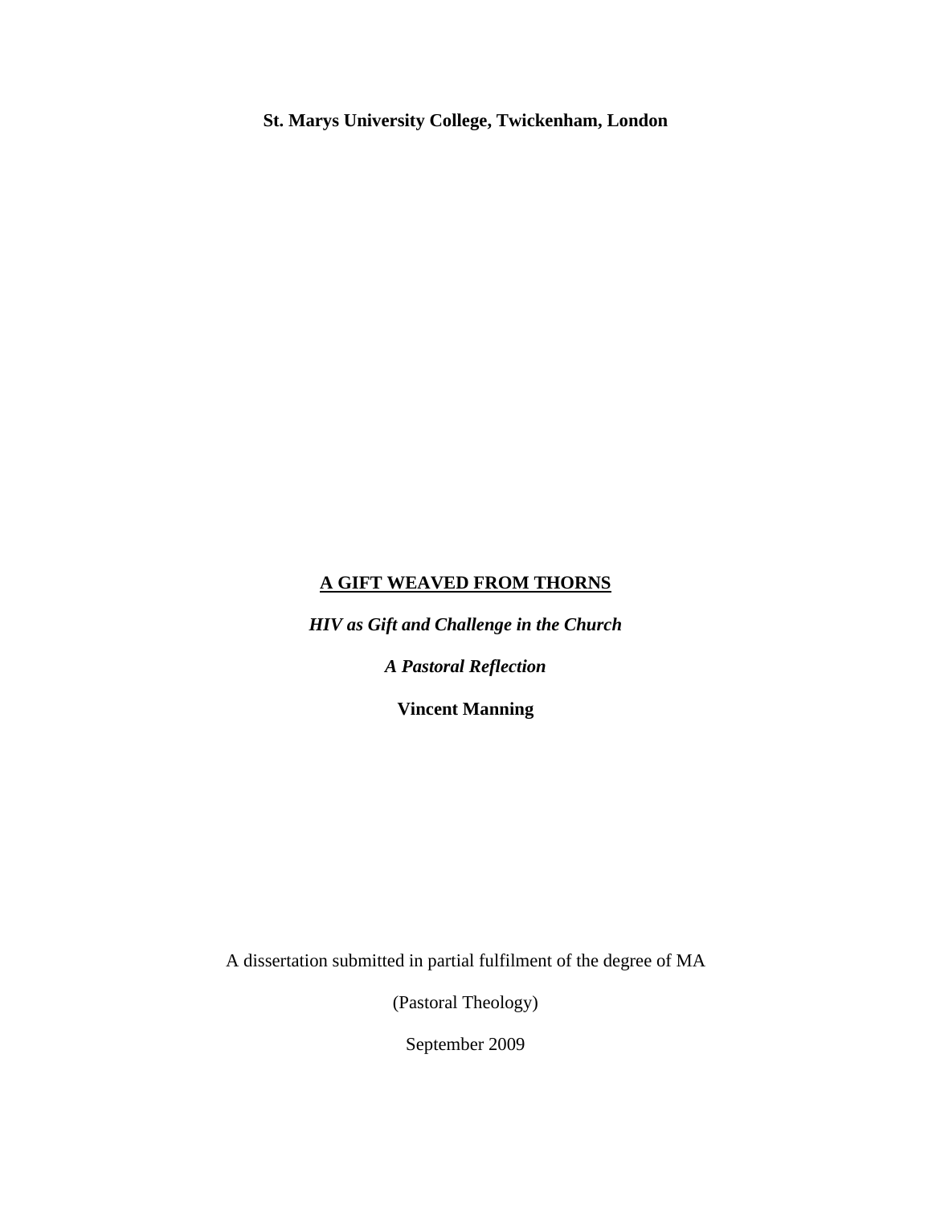**St. Marys University College, Twickenham, London**

# A GIFT WEAVED FROM THORNS

***HIV as Gift and Challenge in the Church***

***A Pastoral Reflection***

**Vincent Manning**

A dissertation submitted in partial fulfilment of the degree of MA

(Pastoral Theology)

September 2009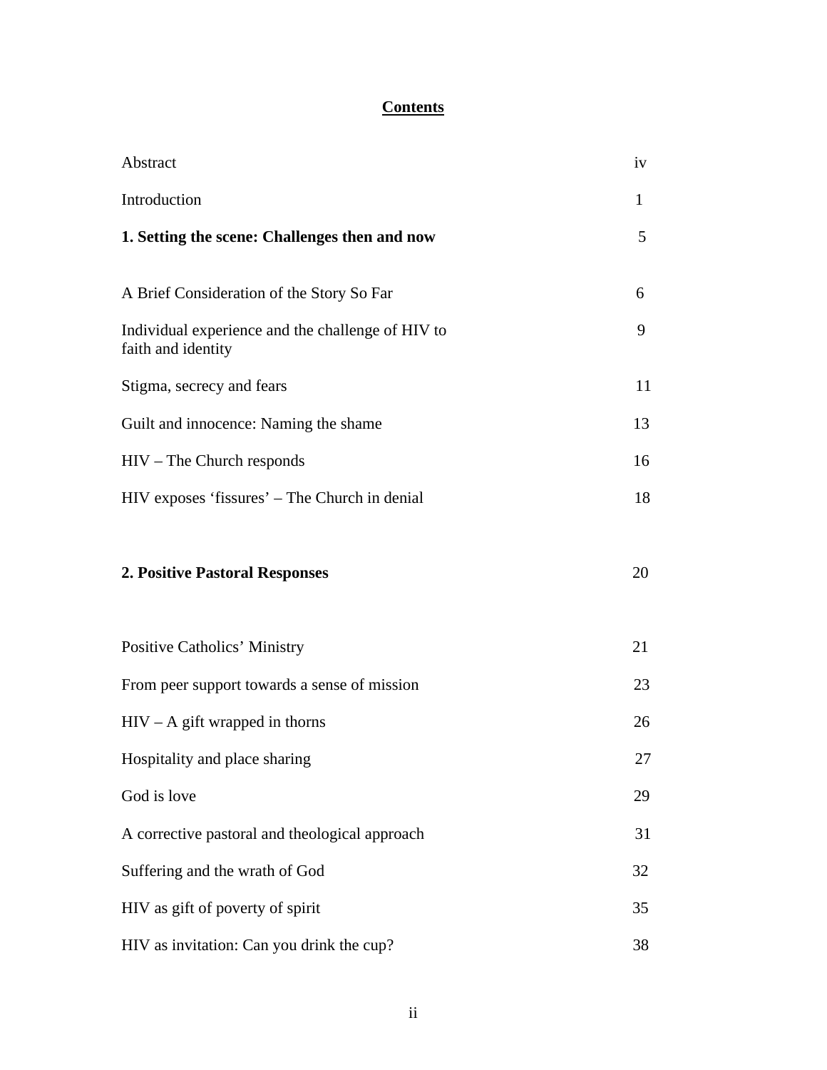# Contents

| | |
|---|---|
| Abstract | iv |
| Introduction | 1 |
| **1. Setting the scene: Challenges then and now** | 5 |
| A Brief Consideration of the Story So Far | 6 |
| Individual experience and the challenge of HIV to faith and identity | 9 |
| Stigma, secrecy and fears | 11 |
| Guilt and innocence: Naming the shame | 13 |
| HIV – The Church responds | 16 |
| HIV exposes 'fissures' – The Church in denial | 18 |
| **2. Positive Pastoral Responses** | 20 |
| Positive Catholics' Ministry | 21 |
| From peer support towards a sense of mission | 23 |
| HIV – A gift wrapped in thorns | 26 |
| Hospitality and place sharing | 27 |
| God is love | 29 |
| A corrective pastoral and theological approach | 31 |
| Suffering and the wrath of God | 32 |
| HIV as gift of poverty of spirit | 35 |
| HIV as invitation: Can you drink the cup? | 38 |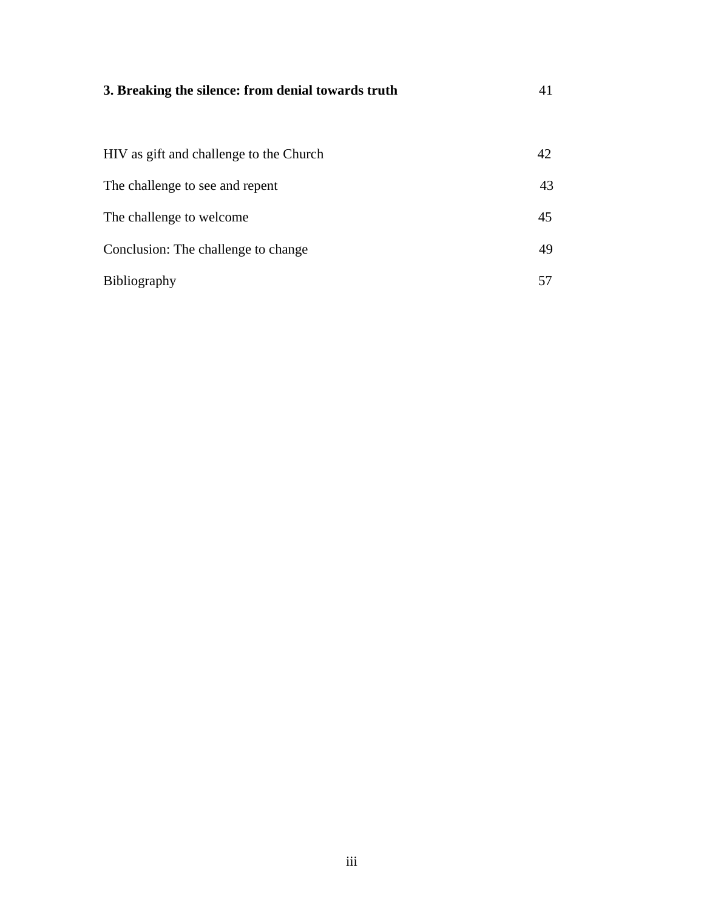**3. Breaking the silence: from denial towards truth** 41

HIV as gift and challenge to the Church 42

The challenge to see and repent 43

The challenge to welcome 45

Conclusion: The challenge to change 49

Bibliography 57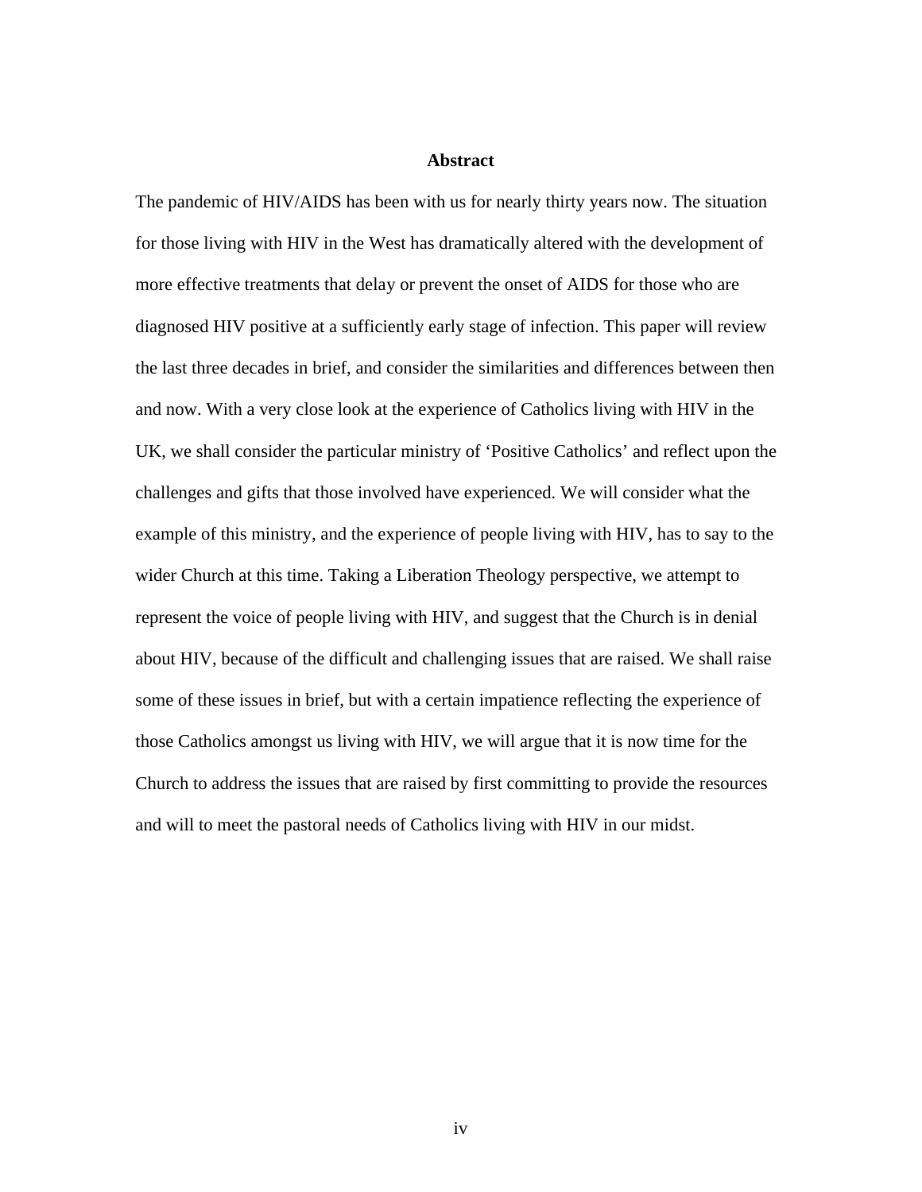# Abstract

The pandemic of HIV/AIDS has been with us for nearly thirty years now. The situation for those living with HIV in the West has dramatically altered with the development of more effective treatments that delay or prevent the onset of AIDS for those who are diagnosed HIV positive at a sufficiently early stage of infection. This paper will review the last three decades in brief, and consider the similarities and differences between then and now. With a very close look at the experience of Catholics living with HIV in the UK, we shall consider the particular ministry of 'Positive Catholics' and reflect upon the challenges and gifts that those involved have experienced. We will consider what the example of this ministry, and the experience of people living with HIV, has to say to the wider Church at this time. Taking a Liberation Theology perspective, we attempt to represent the voice of people living with HIV, and suggest that the Church is in denial about HIV, because of the difficult and challenging issues that are raised. We shall raise some of these issues in brief, but with a certain impatience reflecting the experience of those Catholics amongst us living with HIV, we will argue that it is now time for the Church to address the issues that are raised by first committing to provide the resources and will to meet the pastoral needs of Catholics living with HIV in our midst.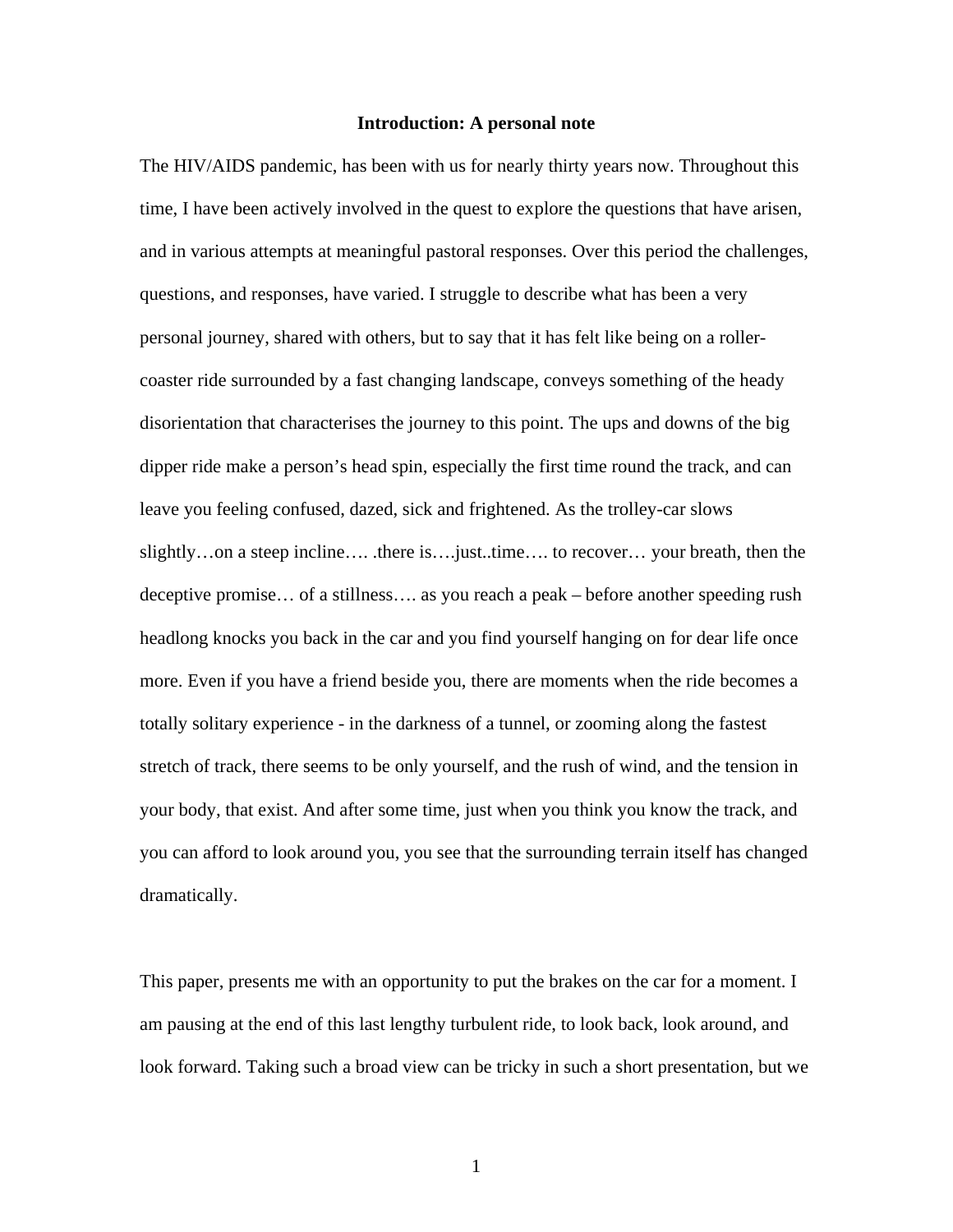**Introduction: A personal note**

The HIV/AIDS pandemic, has been with us for nearly thirty years now. Throughout this time, I have been actively involved in the quest to explore the questions that have arisen, and in various attempts at meaningful pastoral responses. Over this period the challenges, questions, and responses, have varied. I struggle to describe what has been a very personal journey, shared with others, but to say that it has felt like being on a roller-coaster ride surrounded by a fast changing landscape, conveys something of the heady disorientation that characterises the journey to this point. The ups and downs of the big dipper ride make a person's head spin, especially the first time round the track, and can leave you feeling confused, dazed, sick and frightened. As the trolley-car slows slightly…on a steep incline…. .there is….just..time…. to recover… your breath, then the deceptive promise… of a stillness…. as you reach a peak – before another speeding rush headlong knocks you back in the car and you find yourself hanging on for dear life once more. Even if you have a friend beside you, there are moments when the ride becomes a totally solitary experience - in the darkness of a tunnel, or zooming along the fastest stretch of track, there seems to be only yourself, and the rush of wind, and the tension in your body, that exist. And after some time, just when you think you know the track, and you can afford to look around you, you see that the surrounding terrain itself has changed dramatically.

This paper, presents me with an opportunity to put the brakes on the car for a moment. I am pausing at the end of this last lengthy turbulent ride, to look back, look around, and look forward. Taking such a broad view can be tricky in such a short presentation, but we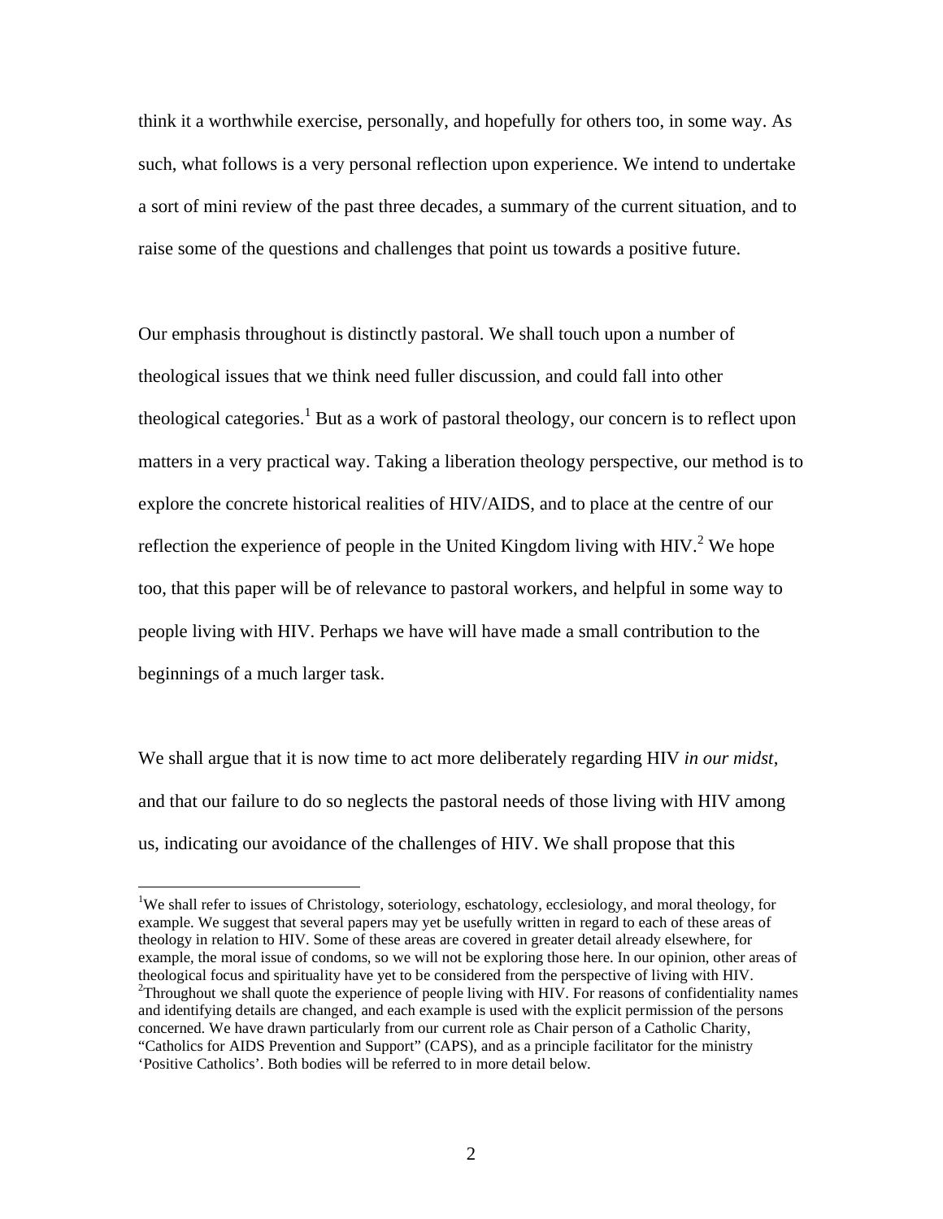think it a worthwhile exercise, personally, and hopefully for others too, in some way. As such, what follows is a very personal reflection upon experience. We intend to undertake a sort of mini review of the past three decades, a summary of the current situation, and to raise some of the questions and challenges that point us towards a positive future.

Our emphasis throughout is distinctly pastoral. We shall touch upon a number of theological issues that we think need fuller discussion, and could fall into other theological categories.[1] But as a work of pastoral theology, our concern is to reflect upon matters in a very practical way. Taking a liberation theology perspective, our method is to explore the concrete historical realities of HIV/AIDS, and to place at the centre of our reflection the experience of people in the United Kingdom living with HIV.[2] We hope too, that this paper will be of relevance to pastoral workers, and helpful in some way to people living with HIV. Perhaps we have will have made a small contribution to the beginnings of a much larger task.

We shall argue that it is now time to act more deliberately regarding HIV *in our midst*, and that our failure to do so neglects the pastoral needs of those living with HIV among us, indicating our avoidance of the challenges of HIV. We shall propose that this

[1]We shall refer to issues of Christology, soteriology, eschatology, ecclesiology, and moral theology, for example. We suggest that several papers may yet be usefully written in regard to each of these areas of theology in relation to HIV. Some of these areas are covered in greater detail already elsewhere, for example, the moral issue of condoms, so we will not be exploring those here. In our opinion, other areas of theological focus and spirituality have yet to be considered from the perspective of living with HIV.

[2]Throughout we shall quote the experience of people living with HIV. For reasons of confidentiality names and identifying details are changed, and each example is used with the explicit permission of the persons concerned. We have drawn particularly from our current role as Chair person of a Catholic Charity, "Catholics for AIDS Prevention and Support" (CAPS), and as a principle facilitator for the ministry 'Positive Catholics'. Both bodies will be referred to in more detail below.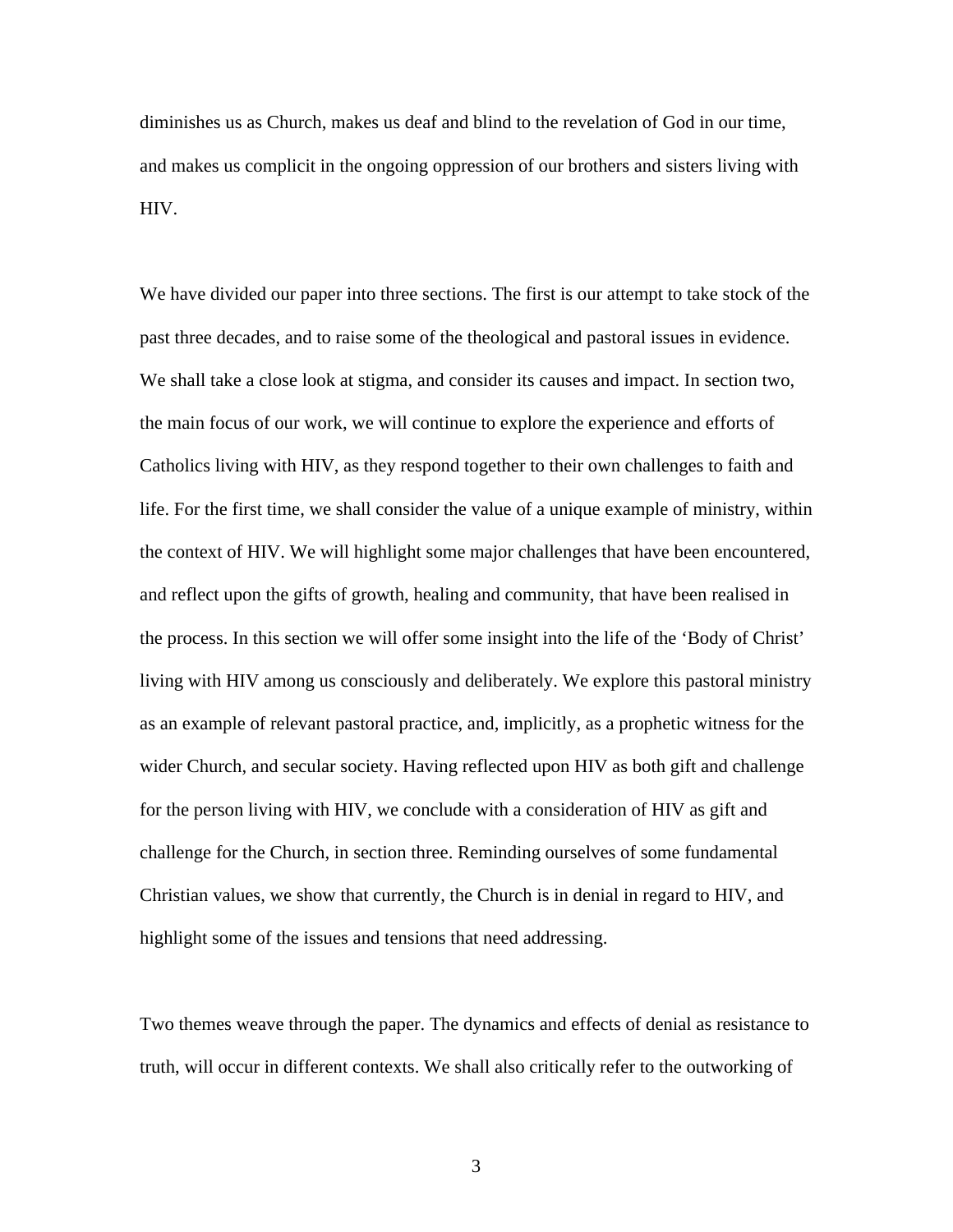diminishes us as Church, makes us deaf and blind to the revelation of God in our time, and makes us complicit in the ongoing oppression of our brothers and sisters living with HIV.

We have divided our paper into three sections. The first is our attempt to take stock of the past three decades, and to raise some of the theological and pastoral issues in evidence. We shall take a close look at stigma, and consider its causes and impact. In section two, the main focus of our work, we will continue to explore the experience and efforts of Catholics living with HIV, as they respond together to their own challenges to faith and life. For the first time, we shall consider the value of a unique example of ministry, within the context of HIV. We will highlight some major challenges that have been encountered, and reflect upon the gifts of growth, healing and community, that have been realised in the process. In this section we will offer some insight into the life of the 'Body of Christ' living with HIV among us consciously and deliberately. We explore this pastoral ministry as an example of relevant pastoral practice, and, implicitly, as a prophetic witness for the wider Church, and secular society. Having reflected upon HIV as both gift and challenge for the person living with HIV, we conclude with a consideration of HIV as gift and challenge for the Church, in section three. Reminding ourselves of some fundamental Christian values, we show that currently, the Church is in denial in regard to HIV, and highlight some of the issues and tensions that need addressing.

Two themes weave through the paper. The dynamics and effects of denial as resistance to truth, will occur in different contexts. We shall also critically refer to the outworking of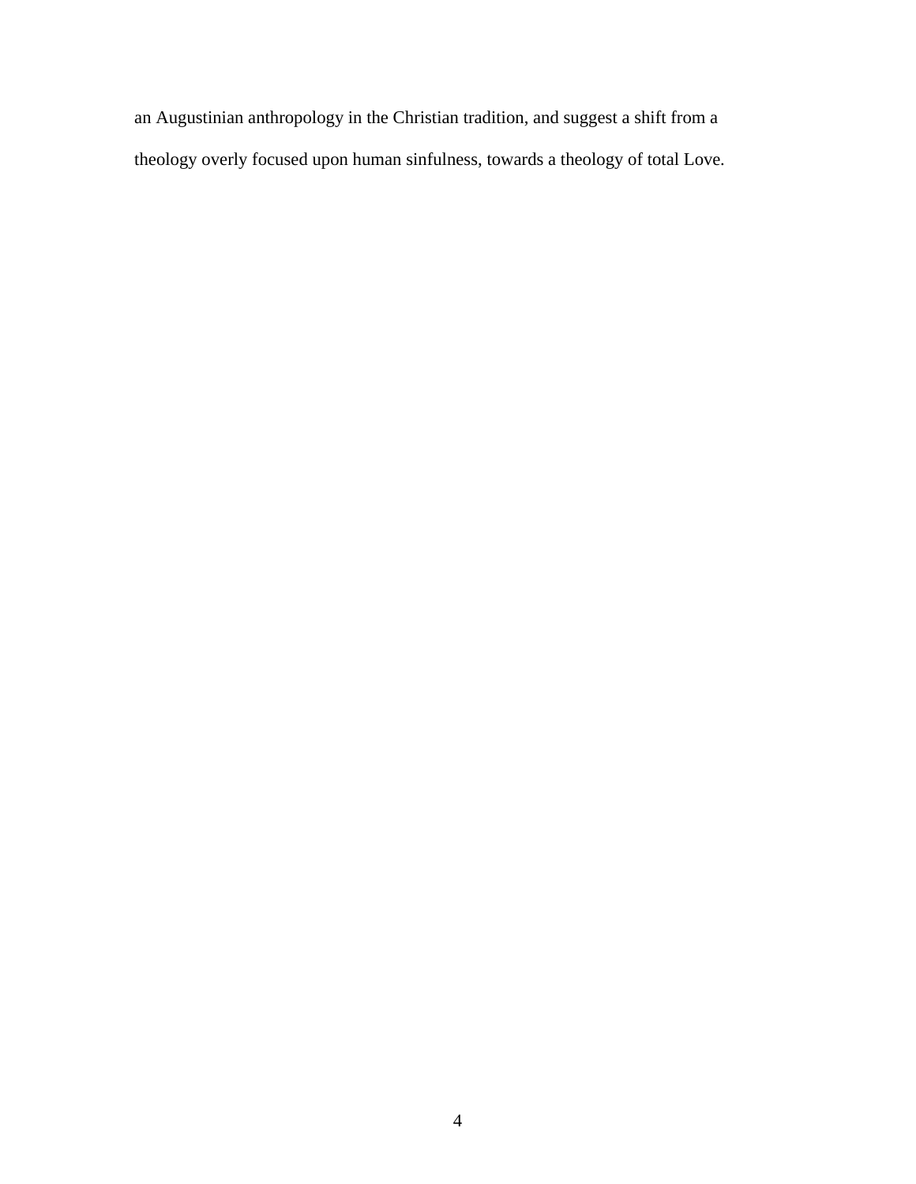an Augustinian anthropology in the Christian tradition, and suggest a shift from a theology overly focused upon human sinfulness, towards a theology of total Love.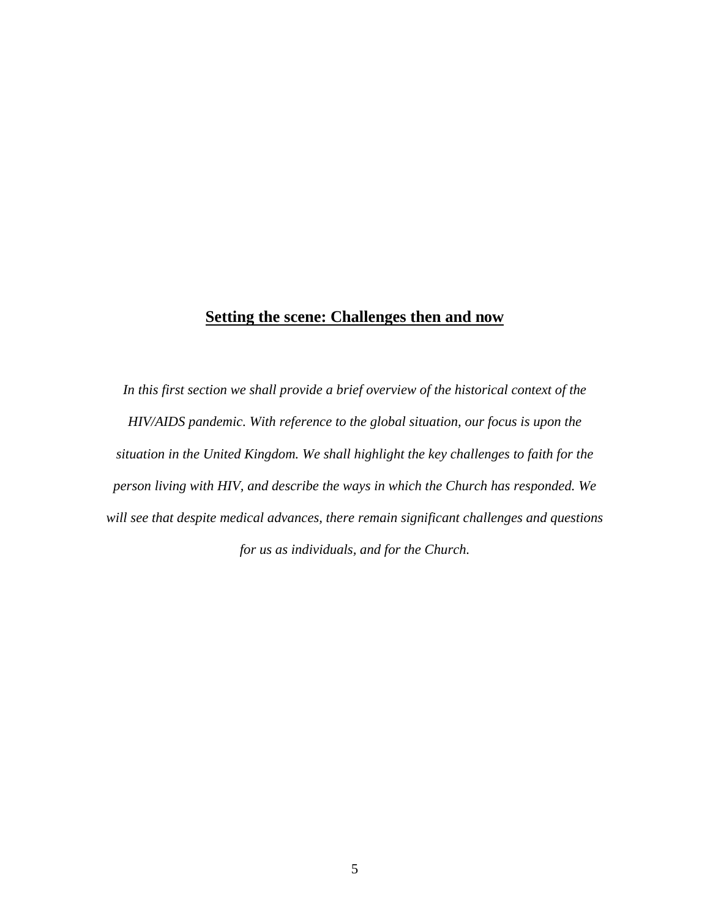## Setting the scene: Challenges then and now

*In this first section we shall provide a brief overview of the historical context of the HIV/AIDS pandemic. With reference to the global situation, our focus is upon the situation in the United Kingdom. We shall highlight the key challenges to faith for the person living with HIV, and describe the ways in which the Church has responded. We will see that despite medical advances, there remain significant challenges and questions for us as individuals, and for the Church.*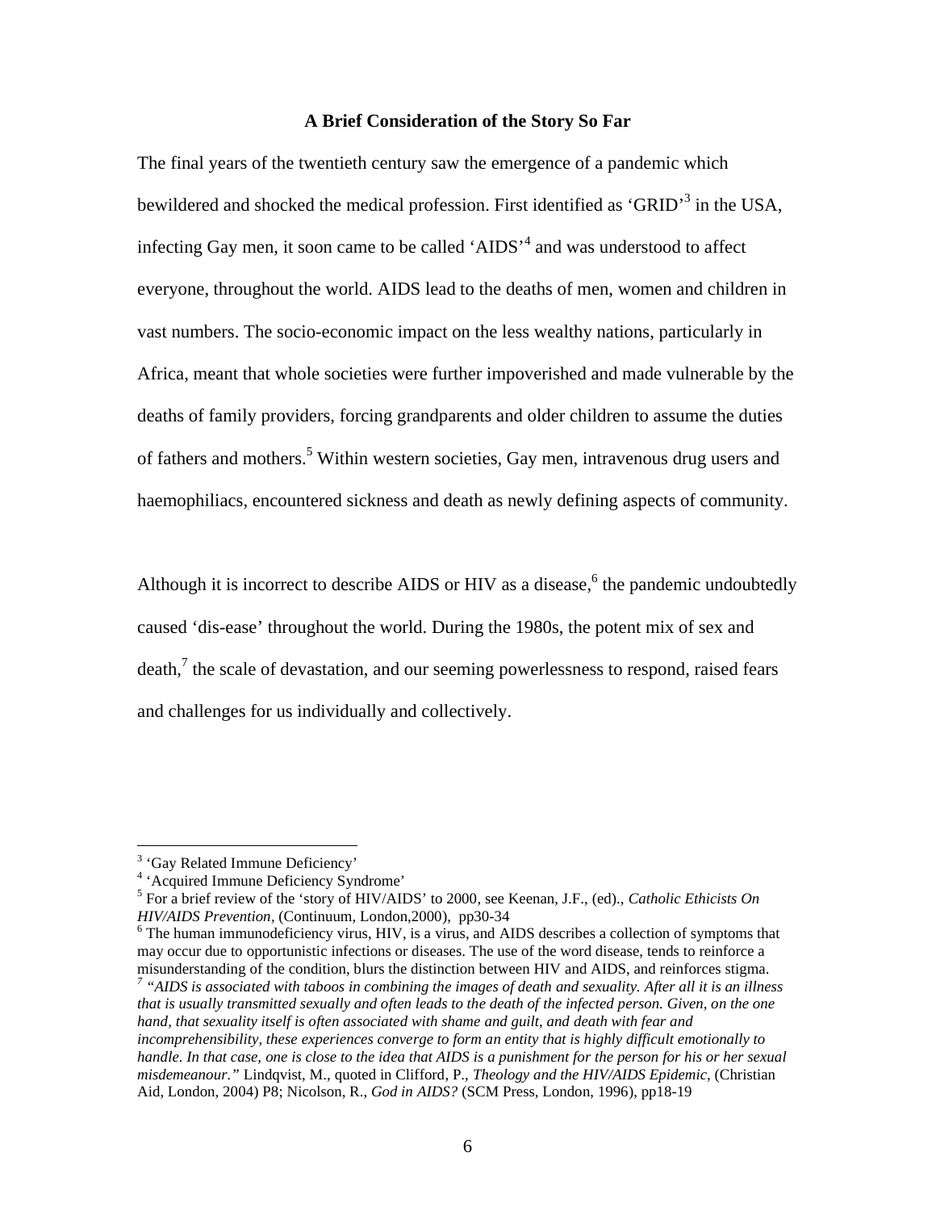## A Brief Consideration of the Story So Far

The final years of the twentieth century saw the emergence of a pandemic which bewildered and shocked the medical profession. First identified as 'GRID'[3] in the USA, infecting Gay men, it soon came to be called 'AIDS'[4] and was understood to affect everyone, throughout the world. AIDS lead to the deaths of men, women and children in vast numbers. The socio-economic impact on the less wealthy nations, particularly in Africa, meant that whole societies were further impoverished and made vulnerable by the deaths of family providers, forcing grandparents and older children to assume the duties of fathers and mothers.[5] Within western societies, Gay men, intravenous drug users and haemophiliacs, encountered sickness and death as newly defining aspects of community.

Although it is incorrect to describe AIDS or HIV as a disease,[6] the pandemic undoubtedly caused 'dis-ease' throughout the world. During the 1980s, the potent mix of sex and death,[7] the scale of devastation, and our seeming powerlessness to respond, raised fears and challenges for us individually and collectively.

---

[3] 'Gay Related Immune Deficiency'

[4] 'Acquired Immune Deficiency Syndrome'

[5] For a brief review of the 'story of HIV/AIDS' to 2000, see Keenan, J.F., (ed)., *Catholic Ethicists On HIV/AIDS Prevention,* (Continuum, London,2000), pp30-34

[6] The human immunodeficiency virus, HIV, is a virus, and AIDS describes a collection of symptoms that may occur due to opportunistic infections or diseases. The use of the word disease, tends to reinforce a misunderstanding of the condition, blurs the distinction between HIV and AIDS, and reinforces stigma.

[7] *"AIDS is associated with taboos in combining the images of death and sexuality. After all it is an illness that is usually transmitted sexually and often leads to the death of the infected person. Given, on the one hand, that sexuality itself is often associated with shame and guilt, and death with fear and incomprehensibility, these experiences converge to form an entity that is highly difficult emotionally to handle. In that case, one is close to the idea that AIDS is a punishment for the person for his or her sexual misdemeanour."* Lindqvist, M., quoted in Clifford, P., *Theology and the HIV/AIDS Epidemic,* (Christian Aid, London, 2004) P8; Nicolson, R., *God in AIDS?* (SCM Press, London, 1996), pp18-19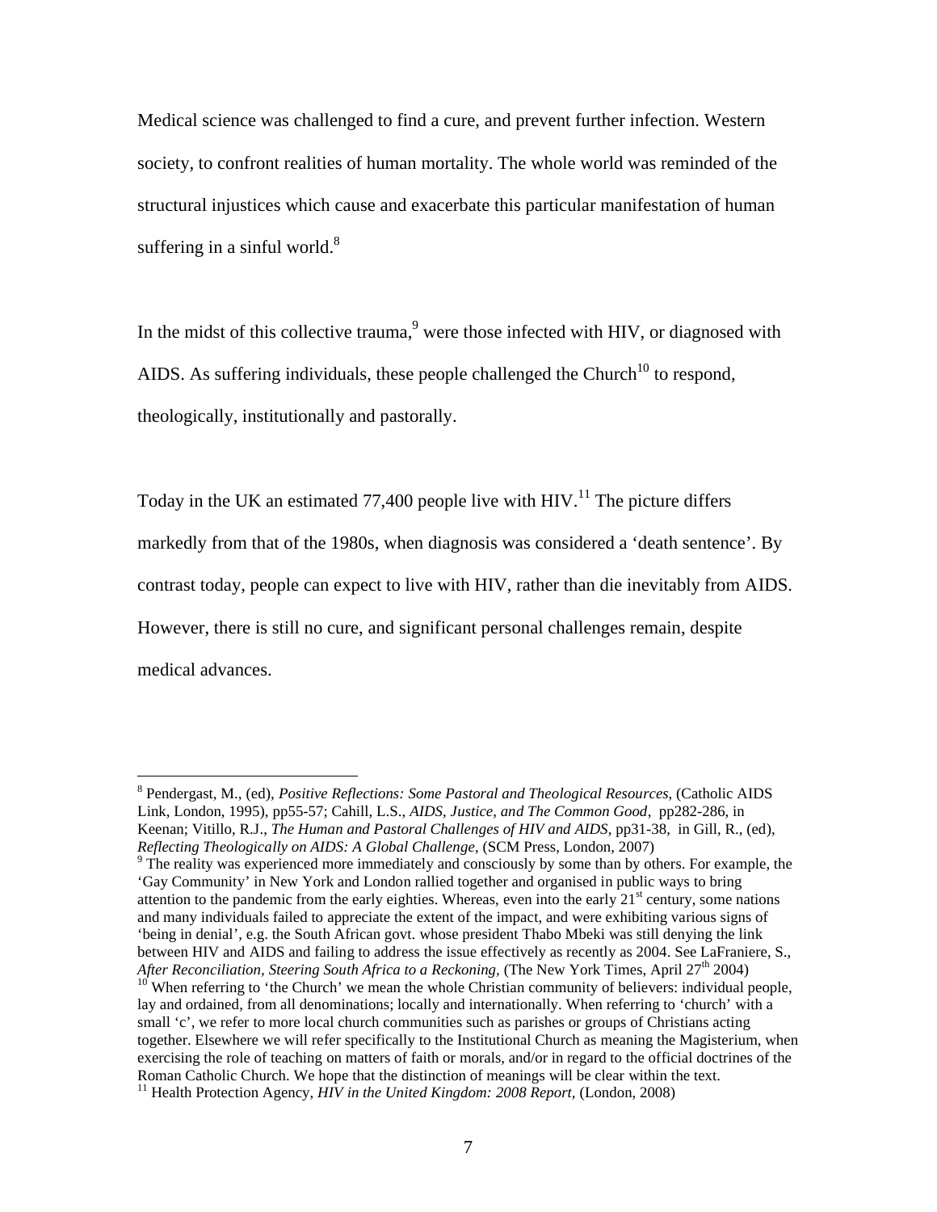Medical science was challenged to find a cure, and prevent further infection. Western society, to confront realities of human mortality. The whole world was reminded of the structural injustices which cause and exacerbate this particular manifestation of human suffering in a sinful world.[8]

In the midst of this collective trauma,[9] were those infected with HIV, or diagnosed with AIDS. As suffering individuals, these people challenged the Church[10] to respond, theologically, institutionally and pastorally.

Today in the UK an estimated 77,400 people live with HIV.[11] The picture differs markedly from that of the 1980s, when diagnosis was considered a 'death sentence'. By contrast today, people can expect to live with HIV, rather than die inevitably from AIDS. However, there is still no cure, and significant personal challenges remain, despite medical advances.

---

[8] Pendergast, M., (ed), *Positive Reflections: Some Pastoral and Theological Resources*, (Catholic AIDS Link, London, 1995), pp55-57; Cahill, L.S., *AIDS, Justice, and The Common Good*, pp282-286, in Keenan; Vitillo, R.J., *The Human and Pastoral Challenges of HIV and AIDS*, pp31-38, in Gill, R., (ed), *Reflecting Theologically on AIDS: A Global Challenge*, (SCM Press, London, 2007)

[9] The reality was experienced more immediately and consciously by some than by others. For example, the 'Gay Community' in New York and London rallied together and organised in public ways to bring attention to the pandemic from the early eighties. Whereas, even into the early 21st century, some nations and many individuals failed to appreciate the extent of the impact, and were exhibiting various signs of 'being in denial', e.g. the South African govt. whose president Thabo Mbeki was still denying the link between HIV and AIDS and failing to address the issue effectively as recently as 2004. See LaFraniere, S., *After Reconciliation, Steering South Africa to a Reckoning*, (The New York Times, April 27th 2004)

[10] When referring to 'the Church' we mean the whole Christian community of believers: individual people, lay and ordained, from all denominations; locally and internationally. When referring to 'church' with a small 'c', we refer to more local church communities such as parishes or groups of Christians acting together. Elsewhere we will refer specifically to the Institutional Church as meaning the Magisterium, when exercising the role of teaching on matters of faith or morals, and/or in regard to the official doctrines of the Roman Catholic Church. We hope that the distinction of meanings will be clear within the text.

[11] Health Protection Agency, *HIV in the United Kingdom: 2008 Report*, (London, 2008)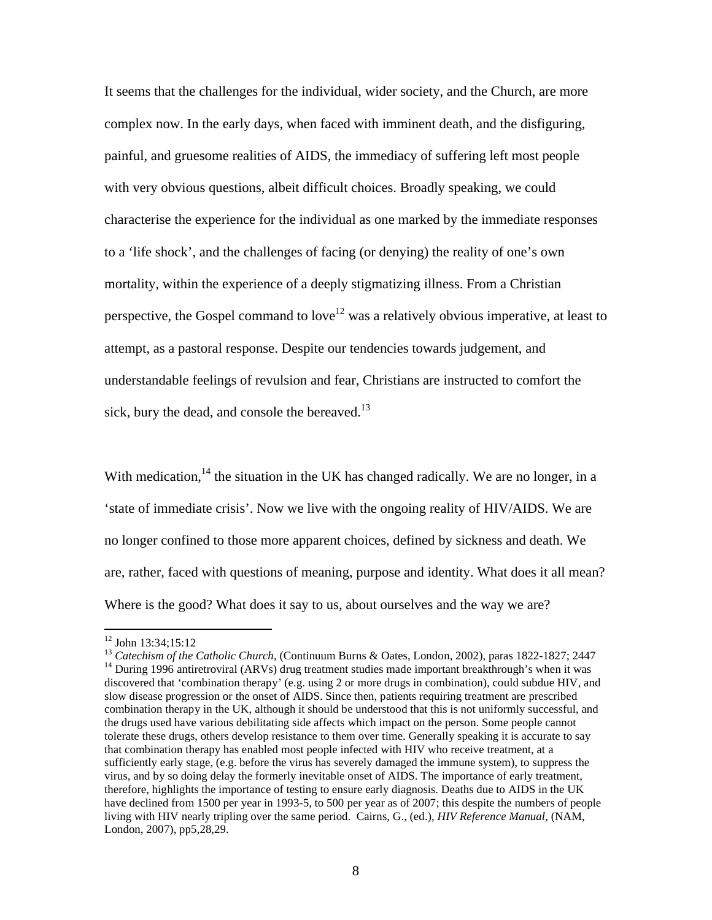It seems that the challenges for the individual, wider society, and the Church, are more complex now. In the early days, when faced with imminent death, and the disfiguring, painful, and gruesome realities of AIDS, the immediacy of suffering left most people with very obvious questions, albeit difficult choices. Broadly speaking, we could characterise the experience for the individual as one marked by the immediate responses to a 'life shock', and the challenges of facing (or denying) the reality of one's own mortality, within the experience of a deeply stigmatizing illness. From a Christian perspective, the Gospel command to love[12] was a relatively obvious imperative, at least to attempt, as a pastoral response. Despite our tendencies towards judgement, and understandable feelings of revulsion and fear, Christians are instructed to comfort the sick, bury the dead, and console the bereaved.[13]

With medication,[14] the situation in the UK has changed radically. We are no longer, in a 'state of immediate crisis'. Now we live with the ongoing reality of HIV/AIDS. We are no longer confined to those more apparent choices, defined by sickness and death. We are, rather, faced with questions of meaning, purpose and identity. What does it all mean? Where is the good? What does it say to us, about ourselves and the way we are?

---

[12] John 13:34;15:12

[13] *Catechism of the Catholic Church*, (Continuum Burns & Oates, London, 2002), paras 1822-1827; 2447

[14] During 1996 antiretroviral (ARVs) drug treatment studies made important breakthrough's when it was discovered that 'combination therapy' (e.g. using 2 or more drugs in combination), could subdue HIV, and slow disease progression or the onset of AIDS. Since then, patients requiring treatment are prescribed combination therapy in the UK, although it should be understood that this is not uniformly successful, and the drugs used have various debilitating side affects which impact on the person. Some people cannot tolerate these drugs, others develop resistance to them over time. Generally speaking it is accurate to say that combination therapy has enabled most people infected with HIV who receive treatment, at a sufficiently early stage, (e.g. before the virus has severely damaged the immune system), to suppress the virus, and by so doing delay the formerly inevitable onset of AIDS. The importance of early treatment, therefore, highlights the importance of testing to ensure early diagnosis. Deaths due to AIDS in the UK have declined from 1500 per year in 1993-5, to 500 per year as of 2007; this despite the numbers of people living with HIV nearly tripling over the same period. Cairns, G., (ed.), *HIV Reference Manual*, (NAM, London, 2007), pp5,28,29.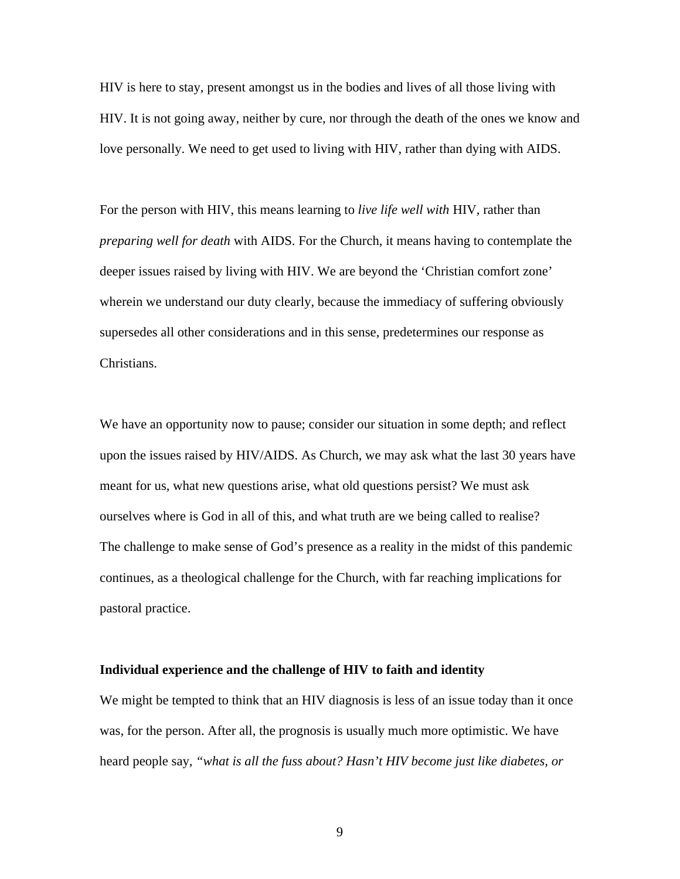HIV is here to stay, present amongst us in the bodies and lives of all those living with HIV. It is not going away, neither by cure, nor through the death of the ones we know and love personally. We need to get used to living with HIV, rather than dying with AIDS.

For the person with HIV, this means learning to *live life well with* HIV, rather than *preparing well for death* with AIDS. For the Church, it means having to contemplate the deeper issues raised by living with HIV. We are beyond the 'Christian comfort zone' wherein we understand our duty clearly, because the immediacy of suffering obviously supersedes all other considerations and in this sense, predetermines our response as Christians.

We have an opportunity now to pause; consider our situation in some depth; and reflect upon the issues raised by HIV/AIDS. As Church, we may ask what the last 30 years have meant for us, what new questions arise, what old questions persist? We must ask ourselves where is God in all of this, and what truth are we being called to realise? The challenge to make sense of God's presence as a reality in the midst of this pandemic continues, as a theological challenge for the Church, with far reaching implications for pastoral practice.

**Individual experience and the challenge of HIV to faith and identity**

We might be tempted to think that an HIV diagnosis is less of an issue today than it once was, for the person. After all, the prognosis is usually much more optimistic. We have heard people say, *"what is all the fuss about? Hasn't HIV become just like diabetes, or*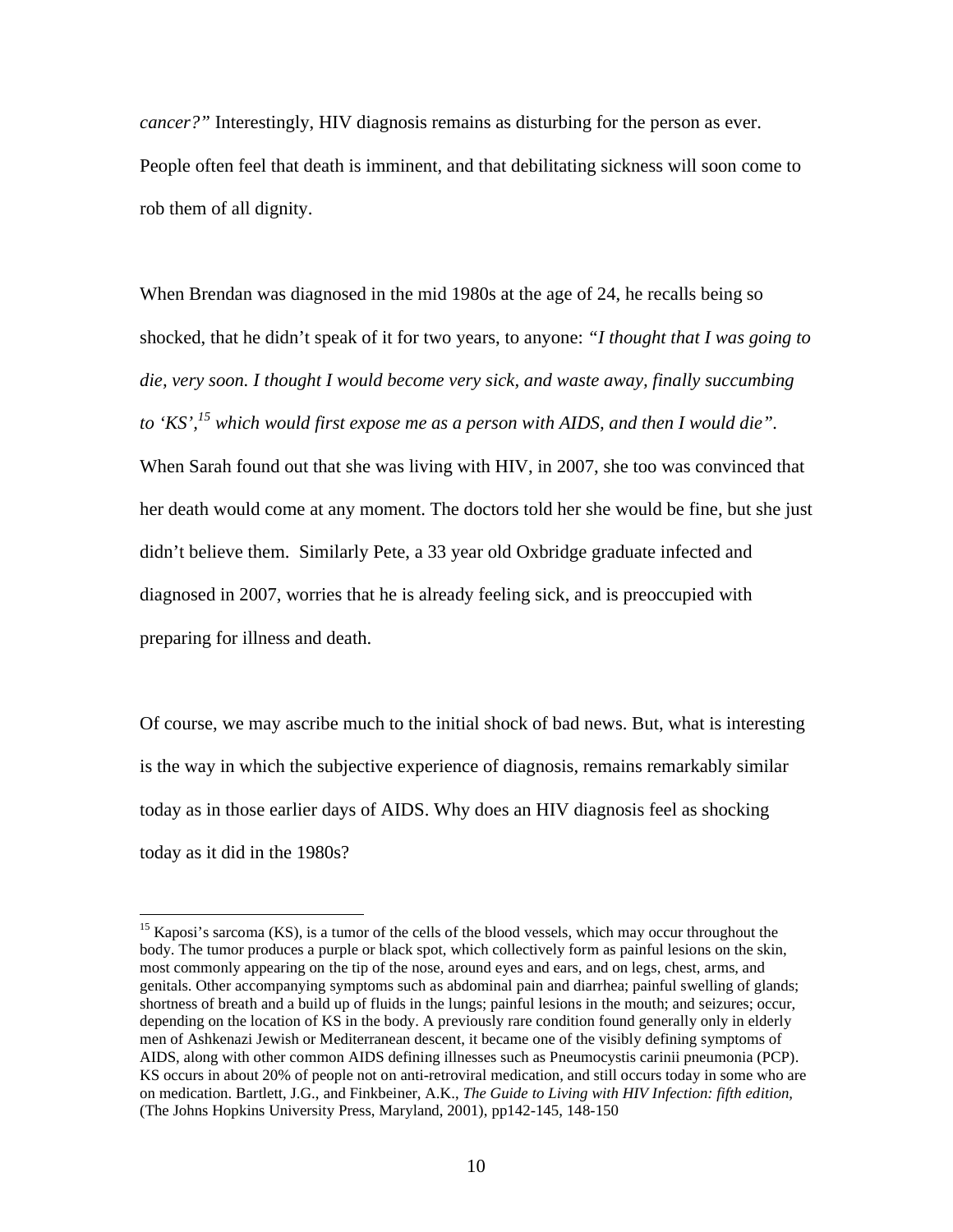*cancer?"* Interestingly, HIV diagnosis remains as disturbing for the person as ever. People often feel that death is imminent, and that debilitating sickness will soon come to rob them of all dignity.

When Brendan was diagnosed in the mid 1980s at the age of 24, he recalls being so shocked, that he didn't speak of it for two years, to anyone: *"I thought that I was going to die, very soon. I thought I would become very sick, and waste away, finally succumbing to 'KS',[15] which would first expose me as a person with AIDS, and then I would die".* When Sarah found out that she was living with HIV, in 2007, she too was convinced that her death would come at any moment. The doctors told her she would be fine, but she just didn't believe them. Similarly Pete, a 33 year old Oxbridge graduate infected and diagnosed in 2007, worries that he is already feeling sick, and is preoccupied with preparing for illness and death.

Of course, we may ascribe much to the initial shock of bad news. But, what is interesting is the way in which the subjective experience of diagnosis, remains remarkably similar today as in those earlier days of AIDS. Why does an HIV diagnosis feel as shocking today as it did in the 1980s?

---

[15] Kaposi's sarcoma (KS), is a tumor of the cells of the blood vessels, which may occur throughout the body. The tumor produces a purple or black spot, which collectively form as painful lesions on the skin, most commonly appearing on the tip of the nose, around eyes and ears, and on legs, chest, arms, and genitals. Other accompanying symptoms such as abdominal pain and diarrhea; painful swelling of glands; shortness of breath and a build up of fluids in the lungs; painful lesions in the mouth; and seizures; occur, depending on the location of KS in the body. A previously rare condition found generally only in elderly men of Ashkenazi Jewish or Mediterranean descent, it became one of the visibly defining symptoms of AIDS, along with other common AIDS defining illnesses such as Pneumocystis carinii pneumonia (PCP). KS occurs in about 20% of people not on anti-retroviral medication, and still occurs today in some who are on medication. Bartlett, J.G., and Finkbeiner, A.K., *The Guide to Living with HIV Infection: fifth edition,* (The Johns Hopkins University Press, Maryland, 2001), pp142-145, 148-150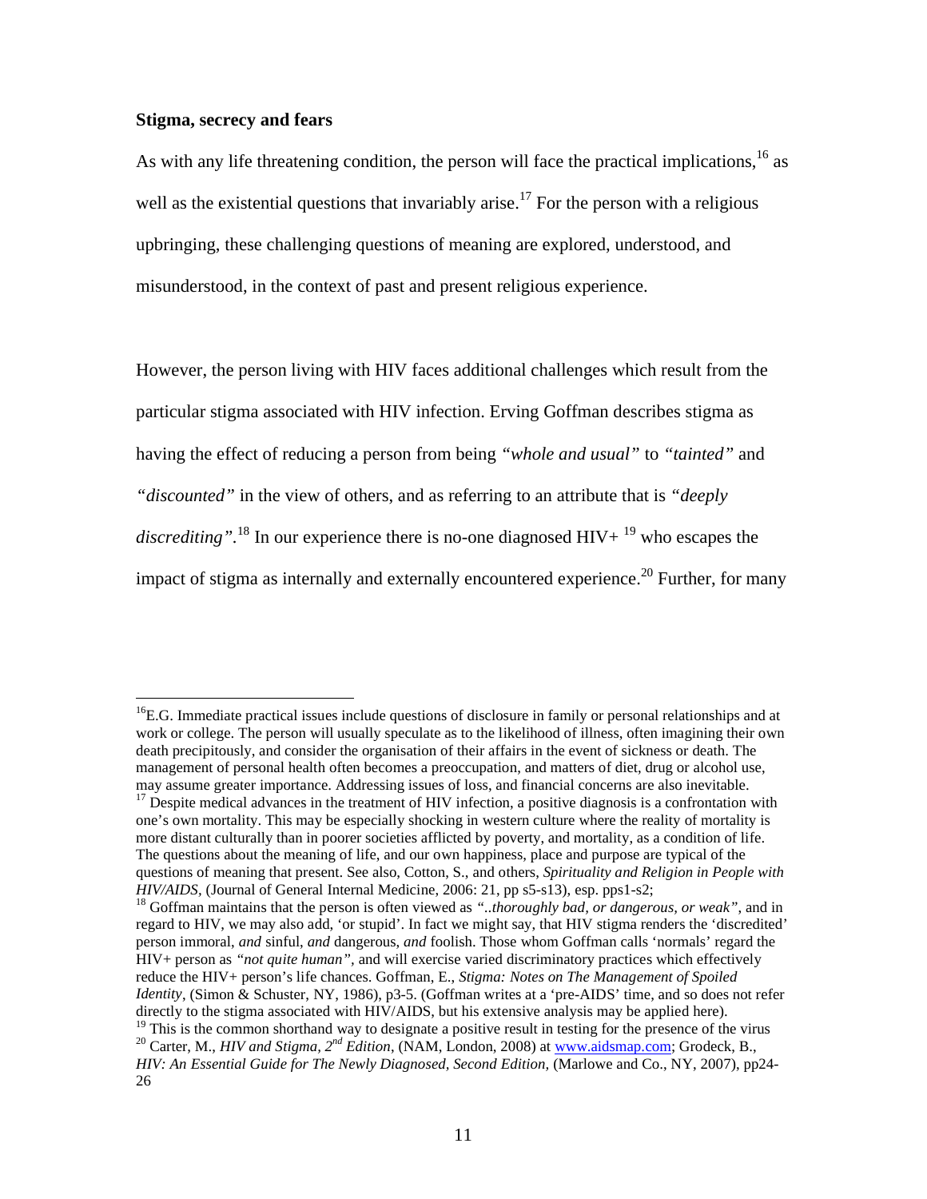**Stigma, secrecy and fears**

As with any life threatening condition, the person will face the practical implications,[16] as well as the existential questions that invariably arise.[17] For the person with a religious upbringing, these challenging questions of meaning are explored, understood, and misunderstood, in the context of past and present religious experience.

However, the person living with HIV faces additional challenges which result from the particular stigma associated with HIV infection. Erving Goffman describes stigma as having the effect of reducing a person from being *"whole and usual"* to *"tainted"* and *"discounted"* in the view of others, and as referring to an attribute that is *"deeply discrediting"*.[18] In our experience there is no-one diagnosed HIV+ [19] who escapes the impact of stigma as internally and externally encountered experience.[20] Further, for many

---

[16]E.G. Immediate practical issues include questions of disclosure in family or personal relationships and at work or college. The person will usually speculate as to the likelihood of illness, often imagining their own death precipitously, and consider the organisation of their affairs in the event of sickness or death. The management of personal health often becomes a preoccupation, and matters of diet, drug or alcohol use, may assume greater importance. Addressing issues of loss, and financial concerns are also inevitable.

[17] Despite medical advances in the treatment of HIV infection, a positive diagnosis is a confrontation with one's own mortality. This may be especially shocking in western culture where the reality of mortality is more distant culturally than in poorer societies afflicted by poverty, and mortality, as a condition of life. The questions about the meaning of life, and our own happiness, place and purpose are typical of the questions of meaning that present. See also, Cotton, S., and others, *Spirituality and Religion in People with HIV/AIDS*, (Journal of General Internal Medicine, 2006: 21, pp s5-s13), esp. pps1-s2;

[18] Goffman maintains that the person is often viewed as *"..thoroughly bad, or dangerous, or weak"*, and in regard to HIV, we may also add, 'or stupid'. In fact we might say, that HIV stigma renders the 'discredited' person immoral, *and* sinful, *and* dangerous, *and* foolish. Those whom Goffman calls 'normals' regard the HIV+ person as *"not quite human"*, and will exercise varied discriminatory practices which effectively reduce the HIV+ person's life chances. Goffman, E., *Stigma: Notes on The Management of Spoiled Identity*, (Simon & Schuster, NY, 1986), p3-5. (Goffman writes at a 'pre-AIDS' time, and so does not refer directly to the stigma associated with HIV/AIDS, but his extensive analysis may be applied here).

[19] This is the common shorthand way to designate a positive result in testing for the presence of the virus

[20] Carter, M., *HIV and Stigma, 2nd Edition*, (NAM, London, 2008) at www.aidsmap.com; Grodeck, B., *HIV: An Essential Guide for The Newly Diagnosed, Second Edition*, (Marlowe and Co., NY, 2007), pp24-26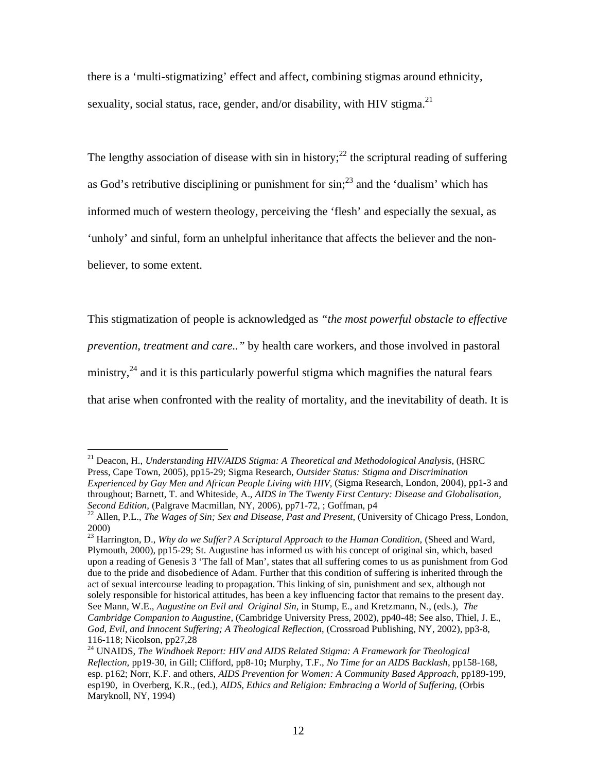there is a 'multi-stigmatizing' effect and affect, combining stigmas around ethnicity, sexuality, social status, race, gender, and/or disability, with HIV stigma.[21]

The lengthy association of disease with sin in history;[22] the scriptural reading of suffering as God's retributive disciplining or punishment for sin;[23] and the 'dualism' which has informed much of western theology, perceiving the 'flesh' and especially the sexual, as 'unholy' and sinful, form an unhelpful inheritance that affects the believer and the non-believer, to some extent.

This stigmatization of people is acknowledged as *"the most powerful obstacle to effective prevention, treatment and care.."* by health care workers, and those involved in pastoral ministry,[24] and it is this particularly powerful stigma which magnifies the natural fears that arise when confronted with the reality of mortality, and the inevitability of death. It is

---

[21] Deacon, H., *Understanding HIV/AIDS Stigma: A Theoretical and Methodological Analysis*, (HSRC Press, Cape Town, 2005), pp15-29; Sigma Research, *Outsider Status: Stigma and Discrimination Experienced by Gay Men and African People Living with HIV*, (Sigma Research, London, 2004), pp1-3 and throughout; Barnett, T. and Whiteside, A., *AIDS in The Twenty First Century: Disease and Globalisation, Second Edition*, (Palgrave Macmillan, NY, 2006), pp71-72, ; Goffman, p4

[22] Allen, P.L., *The Wages of Sin; Sex and Disease, Past and Present*, (University of Chicago Press, London, 2000)

[23] Harrington, D., *Why do we Suffer? A Scriptural Approach to the Human Condition*, (Sheed and Ward, Plymouth, 2000), pp15-29; St. Augustine has informed us with his concept of original sin, which, based upon a reading of Genesis 3 'The fall of Man', states that all suffering comes to us as punishment from God due to the pride and disobedience of Adam. Further that this condition of suffering is inherited through the act of sexual intercourse leading to propagation. This linking of sin, punishment and sex, although not solely responsible for historical attitudes, has been a key influencing factor that remains to the present day. See Mann, W.E., *Augustine on Evil and Original Sin*, in Stump, E., and Kretzmann, N., (eds.), *The Cambridge Companion to Augustine*, (Cambridge University Press, 2002), pp40-48; See also, Thiel, J. E., *God, Evil, and Innocent Suffering; A Theological Reflection*, (Crossroad Publishing, NY, 2002), pp3-8, 116-118; Nicolson, pp27,28

[24] UNAIDS, *The Windhoek Report: HIV and AIDS Related Stigma: A Framework for Theological Reflection*, pp19-30, in Gill; Clifford, pp8-10**;** Murphy, T.F., *No Time for an AIDS Backlash*, pp158-168, esp. p162; Norr, K.F. and others, *AIDS Prevention for Women: A Community Based Approach*, pp189-199, esp190, in Overberg, K.R., (ed.), *AIDS, Ethics and Religion: Embracing a World of Suffering*, (Orbis Maryknoll, NY, 1994)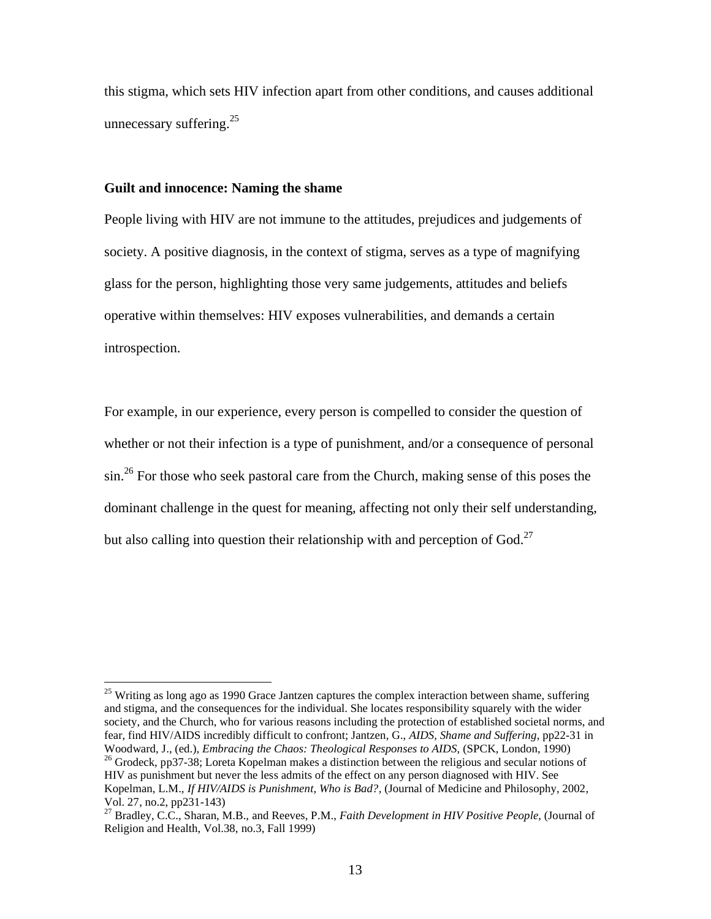this stigma, which sets HIV infection apart from other conditions, and causes additional unnecessary suffering.[25]

### Guilt and innocence: Naming the shame

People living with HIV are not immune to the attitudes, prejudices and judgements of society. A positive diagnosis, in the context of stigma, serves as a type of magnifying glass for the person, highlighting those very same judgements, attitudes and beliefs operative within themselves: HIV exposes vulnerabilities, and demands a certain introspection.

For example, in our experience, every person is compelled to consider the question of whether or not their infection is a type of punishment, and/or a consequence of personal sin.[26] For those who seek pastoral care from the Church, making sense of this poses the dominant challenge in the quest for meaning, affecting not only their self understanding, but also calling into question their relationship with and perception of God.[27]

---

[25] Writing as long ago as 1990 Grace Jantzen captures the complex interaction between shame, suffering and stigma, and the consequences for the individual. She locates responsibility squarely with the wider society, and the Church, who for various reasons including the protection of established societal norms, and fear, find HIV/AIDS incredibly difficult to confront; Jantzen, G., *AIDS, Shame and Suffering*, pp22-31 in Woodward, J., (ed.), *Embracing the Chaos: Theological Responses to AIDS,* (SPCK, London, 1990)

[26] Grodeck, pp37-38; Loreta Kopelman makes a distinction between the religious and secular notions of HIV as punishment but never the less admits of the effect on any person diagnosed with HIV. See Kopelman, L.M., *If HIV/AIDS is Punishment, Who is Bad?,* (Journal of Medicine and Philosophy, 2002, Vol. 27, no.2, pp231-143)

[27] Bradley, C.C., Sharan, M.B., and Reeves, P.M., *Faith Development in HIV Positive People*, (Journal of Religion and Health, Vol.38, no.3, Fall 1999)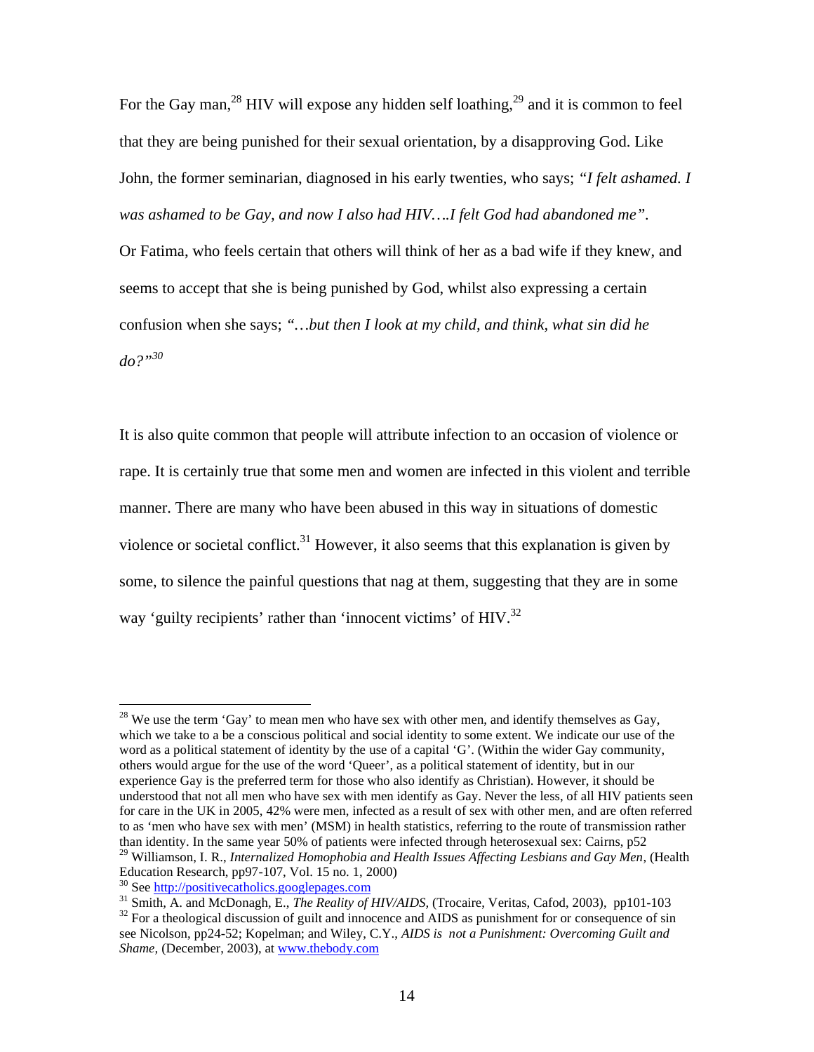For the Gay man,[28] HIV will expose any hidden self loathing,[29] and it is common to feel that they are being punished for their sexual orientation, by a disapproving God. Like John, the former seminarian, diagnosed in his early twenties, who says; *"I felt ashamed. I was ashamed to be Gay, and now I also had HIV….I felt God had abandoned me".* Or Fatima, who feels certain that others will think of her as a bad wife if they knew, and seems to accept that she is being punished by God, whilst also expressing a certain confusion when she says; *"…but then I look at my child, and think, what sin did he do?"*[30]

It is also quite common that people will attribute infection to an occasion of violence or rape. It is certainly true that some men and women are infected in this violent and terrible manner. There are many who have been abused in this way in situations of domestic violence or societal conflict.[31] However, it also seems that this explanation is given by some, to silence the painful questions that nag at them, suggesting that they are in some way 'guilty recipients' rather than 'innocent victims' of HIV.[32]

---

[28] We use the term 'Gay' to mean men who have sex with other men, and identify themselves as Gay, which we take to a be a conscious political and social identity to some extent. We indicate our use of the word as a political statement of identity by the use of a capital 'G'. (Within the wider Gay community, others would argue for the use of the word 'Queer', as a political statement of identity, but in our experience Gay is the preferred term for those who also identify as Christian). However, it should be understood that not all men who have sex with men identify as Gay. Never the less, of all HIV patients seen for care in the UK in 2005, 42% were men, infected as a result of sex with other men, and are often referred to as 'men who have sex with men' (MSM) in health statistics, referring to the route of transmission rather than identity. In the same year 50% of patients were infected through heterosexual sex: Cairns, p52

[29] Williamson, I. R., *Internalized Homophobia and Health Issues Affecting Lesbians and Gay Men*, (Health Education Research, pp97-107, Vol. 15 no. 1, 2000)

[30] See http://positivecatholics.googlepages.com

[31] Smith, A. and McDonagh, E., *The Reality of HIV/AIDS,* (Trocaire, Veritas, Cafod, 2003), pp101-103

[32] For a theological discussion of guilt and innocence and AIDS as punishment for or consequence of sin see Nicolson, pp24-52; Kopelman; and Wiley, C.Y., *AIDS is not a Punishment: Overcoming Guilt and Shame*, (December, 2003), at www.thebody.com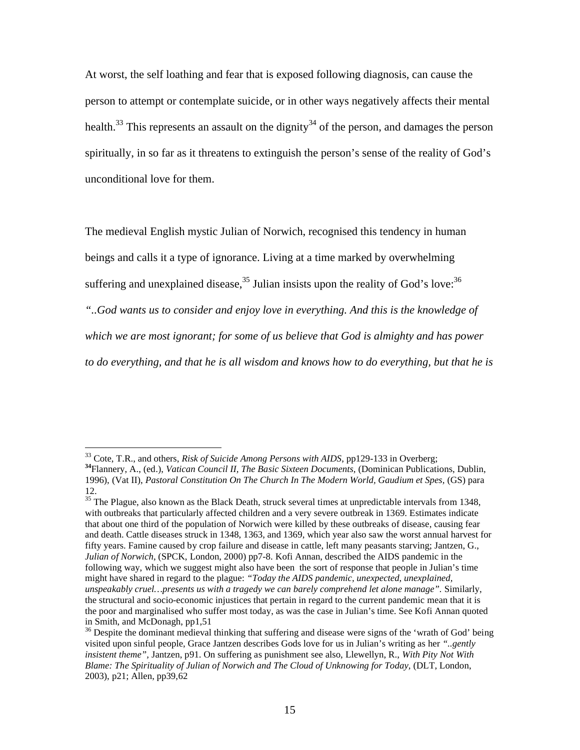At worst, the self loathing and fear that is exposed following diagnosis, can cause the person to attempt or contemplate suicide, or in other ways negatively affects their mental health.[33] This represents an assault on the dignity[34] of the person, and damages the person spiritually, in so far as it threatens to extinguish the person's sense of the reality of God's unconditional love for them.

The medieval English mystic Julian of Norwich, recognised this tendency in human beings and calls it a type of ignorance. Living at a time marked by overwhelming suffering and unexplained disease,[35] Julian insists upon the reality of God's love:[36] *"..God wants us to consider and enjoy love in everything. And this is the knowledge of which we are most ignorant; for some of us believe that God is almighty and has power to do everything, and that he is all wisdom and knows how to do everything, but that he is*

---

[33] Cote, T.R., and others, *Risk of Suicide Among Persons with AIDS*, pp129-133 in Overberg;

**[34]**Flannery, A., (ed.), *Vatican Council II, The Basic Sixteen Documents,* (Dominican Publications, Dublin, 1996), (Vat II), *Pastoral Constitution On The Church In The Modern World, Gaudium et Spes,* (GS) para 12.

[35] The Plague, also known as the Black Death, struck several times at unpredictable intervals from 1348, with outbreaks that particularly affected children and a very severe outbreak in 1369. Estimates indicate that about one third of the population of Norwich were killed by these outbreaks of disease, causing fear and death. Cattle diseases struck in 1348, 1363, and 1369, which year also saw the worst annual harvest for fifty years. Famine caused by crop failure and disease in cattle, left many peasants starving; Jantzen, G., *Julian of Norwich*, (SPCK, London, 2000) pp7-8. Kofi Annan, described the AIDS pandemic in the following way, which we suggest might also have been the sort of response that people in Julian's time might have shared in regard to the plague: *"Today the AIDS pandemic, unexpected, unexplained, unspeakably cruel…presents us with a tragedy we can barely comprehend let alone manage".* Similarly, the structural and socio-economic injustices that pertain in regard to the current pandemic mean that it is the poor and marginalised who suffer most today, as was the case in Julian's time. See Kofi Annan quoted in Smith, and McDonagh, pp1,51

[36] Despite the dominant medieval thinking that suffering and disease were signs of the 'wrath of God' being visited upon sinful people, Grace Jantzen describes Gods love for us in Julian's writing as her *"..gently insistent theme"*, Jantzen, p91. On suffering as punishment see also, Llewellyn, R., *With Pity Not With Blame: The Spirituality of Julian of Norwich and The Cloud of Unknowing for Today,* (DLT, London, 2003), p21; Allen, pp39,62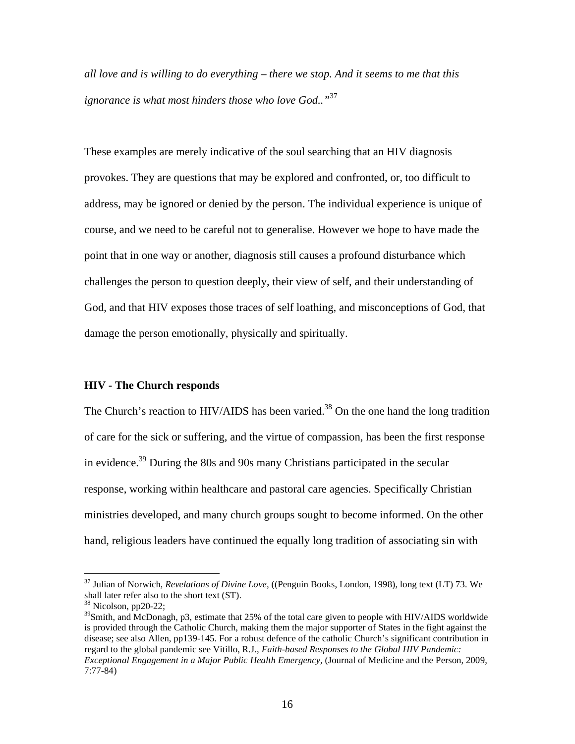*all love and is willing to do everything – there we stop. And it seems to me that this ignorance is what most hinders those who love God.."*[37]

These examples are merely indicative of the soul searching that an HIV diagnosis provokes. They are questions that may be explored and confronted, or, too difficult to address, may be ignored or denied by the person. The individual experience is unique of course, and we need to be careful not to generalise. However we hope to have made the point that in one way or another, diagnosis still causes a profound disturbance which challenges the person to question deeply, their view of self, and their understanding of God, and that HIV exposes those traces of self loathing, and misconceptions of God, that damage the person emotionally, physically and spiritually.

**HIV - The Church responds**

The Church's reaction to HIV/AIDS has been varied.[38] On the one hand the long tradition of care for the sick or suffering, and the virtue of compassion, has been the first response in evidence.[39] During the 80s and 90s many Christians participated in the secular response, working within healthcare and pastoral care agencies. Specifically Christian ministries developed, and many church groups sought to become informed. On the other hand, religious leaders have continued the equally long tradition of associating sin with

---

[37] Julian of Norwich, *Revelations of Divine Love,* ((Penguin Books, London, 1998), long text (LT) 73. We shall later refer also to the short text (ST).

[38] Nicolson, pp20-22;

[39] Smith, and McDonagh, p3, estimate that 25% of the total care given to people with HIV/AIDS worldwide is provided through the Catholic Church, making them the major supporter of States in the fight against the disease; see also Allen, pp139-145. For a robust defence of the catholic Church's significant contribution in regard to the global pandemic see Vitillo, R.J., *Faith-based Responses to the Global HIV Pandemic: Exceptional Engagement in a Major Public Health Emergency,* (Journal of Medicine and the Person, 2009, 7:77-84)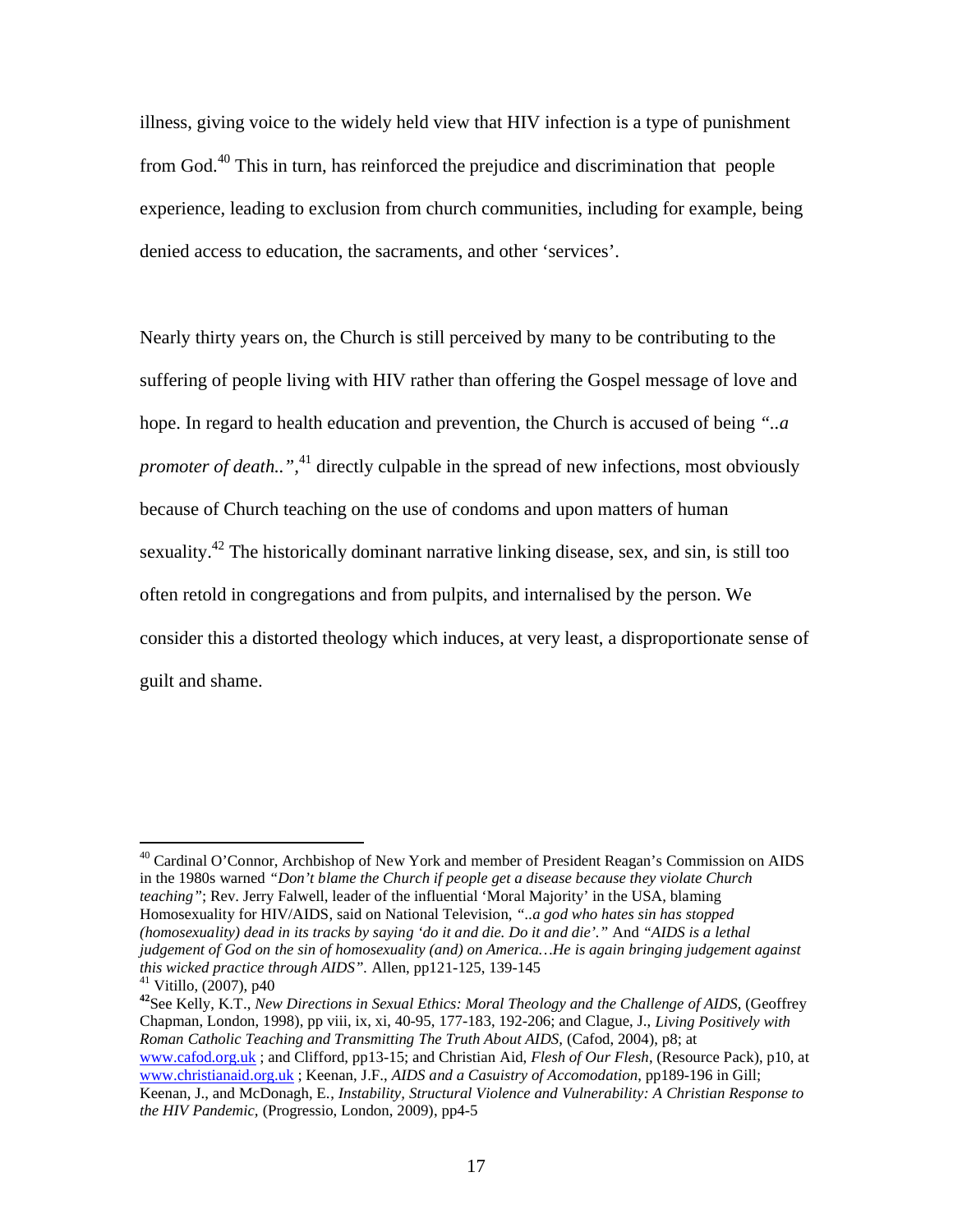illness, giving voice to the widely held view that HIV infection is a type of punishment from God.[40] This in turn, has reinforced the prejudice and discrimination that people experience, leading to exclusion from church communities, including for example, being denied access to education, the sacraments, and other 'services'.

Nearly thirty years on, the Church is still perceived by many to be contributing to the suffering of people living with HIV rather than offering the Gospel message of love and hope. In regard to health education and prevention, the Church is accused of being *"..a promoter of death.."*,[41] directly culpable in the spread of new infections, most obviously because of Church teaching on the use of condoms and upon matters of human sexuality.[42] The historically dominant narrative linking disease, sex, and sin, is still too often retold in congregations and from pulpits, and internalised by the person. We consider this a distorted theology which induces, at very least, a disproportionate sense of guilt and shame.

---

[40] Cardinal O'Connor, Archbishop of New York and member of President Reagan's Commission on AIDS in the 1980s warned *"Don't blame the Church if people get a disease because they violate Church teaching"*; Rev. Jerry Falwell, leader of the influential 'Moral Majority' in the USA, blaming Homosexuality for HIV/AIDS, said on National Television, *"..a god who hates sin has stopped (homosexuality) dead in its tracks by saying 'do it and die. Do it and die'."* And *"AIDS is a lethal judgement of God on the sin of homosexuality (and) on America…He is again bringing judgement against this wicked practice through AIDS"*. Allen, pp121-125, 139-145

[41] Vitillo, (2007), p40

[42] See Kelly, K.T., *New Directions in Sexual Ethics: Moral Theology and the Challenge of AIDS*, (Geoffrey Chapman, London, 1998), pp viii, ix, xi, 40-95, 177-183, 192-206; and Clague, J., *Living Positively with Roman Catholic Teaching and Transmitting The Truth About AIDS*, (Cafod, 2004), p8; at www.cafod.org.uk ; and Clifford, pp13-15; and Christian Aid, *Flesh of Our Flesh*, (Resource Pack), p10, at www.christianaid.org.uk ; Keenan, J.F., *AIDS and a Casuistry of Accomodation*, pp189-196 in Gill; Keenan, J., and McDonagh, E., *Instability, Structural Violence and Vulnerability: A Christian Response to the HIV Pandemic*, (Progressio, London, 2009), pp4-5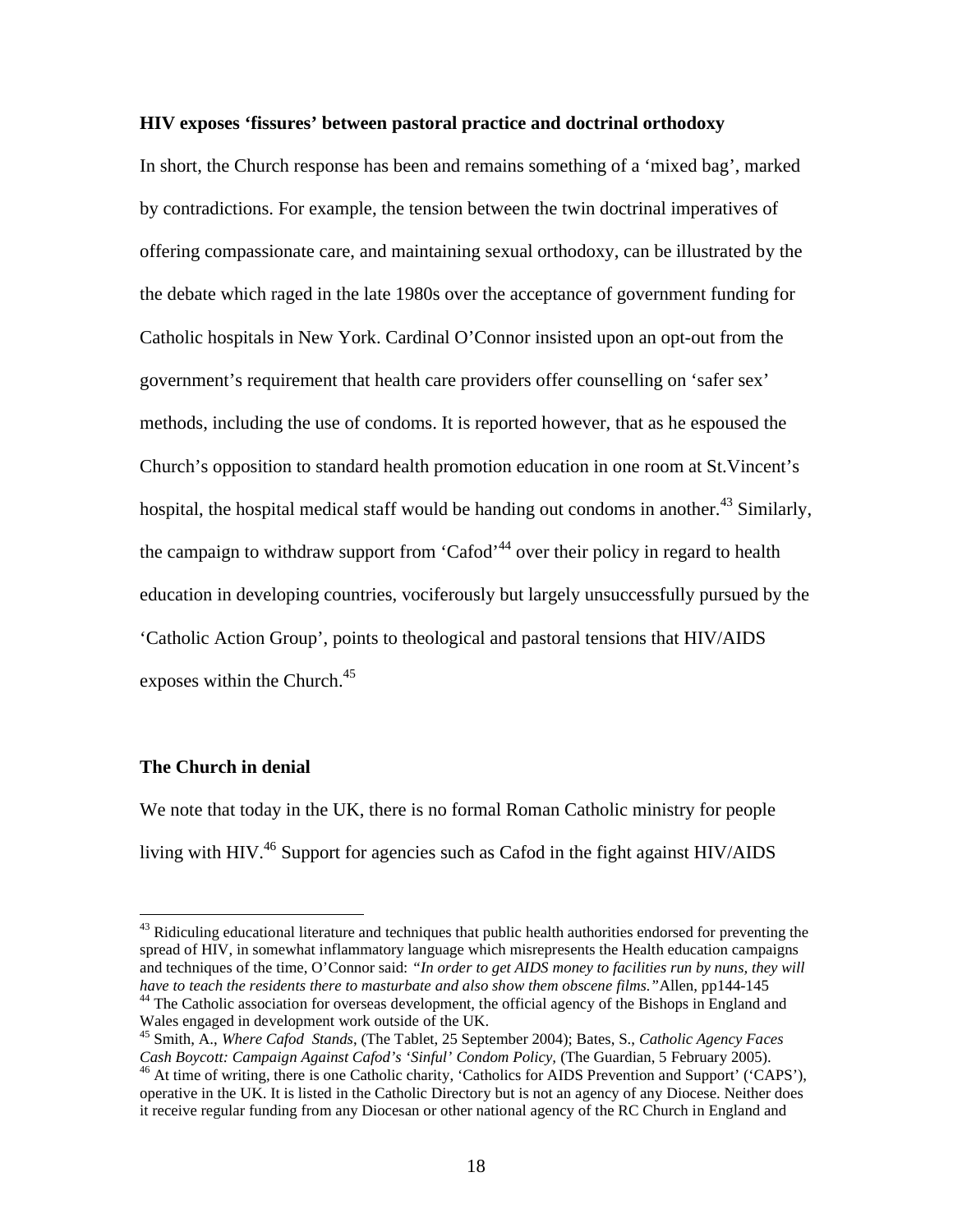**HIV exposes 'fissures' between pastoral practice and doctrinal orthodoxy**

In short, the Church response has been and remains something of a 'mixed bag', marked by contradictions. For example, the tension between the twin doctrinal imperatives of offering compassionate care, and maintaining sexual orthodoxy, can be illustrated by the the debate which raged in the late 1980s over the acceptance of government funding for Catholic hospitals in New York. Cardinal O'Connor insisted upon an opt-out from the government's requirement that health care providers offer counselling on 'safer sex' methods, including the use of condoms. It is reported however, that as he espoused the Church's opposition to standard health promotion education in one room at St.Vincent's hospital, the hospital medical staff would be handing out condoms in another.[43] Similarly, the campaign to withdraw support from 'Cafod'[44] over their policy in regard to health education in developing countries, vociferously but largely unsuccessfully pursued by the 'Catholic Action Group', points to theological and pastoral tensions that HIV/AIDS exposes within the Church.[45]

**The Church in denial**

We note that today in the UK, there is no formal Roman Catholic ministry for people living with HIV.[46] Support for agencies such as Cafod in the fight against HIV/AIDS

---

[43] Ridiculing educational literature and techniques that public health authorities endorsed for preventing the spread of HIV, in somewhat inflammatory language which misrepresents the Health education campaigns and techniques of the time, O'Connor said: *"In order to get AIDS money to facilities run by nuns, they will have to teach the residents there to masturbate and also show them obscene films."* Allen, pp144-145

[44] The Catholic association for overseas development, the official agency of the Bishops in England and Wales engaged in development work outside of the UK.

[45] Smith, A., *Where Cafod Stands*, (The Tablet, 25 September 2004); Bates, S., *Catholic Agency Faces Cash Boycott: Campaign Against Cafod's 'Sinful' Condom Policy*, (The Guardian, 5 February 2005).

[46] At time of writing, there is one Catholic charity, 'Catholics for AIDS Prevention and Support' ('CAPS'), operative in the UK. It is listed in the Catholic Directory but is not an agency of any Diocese. Neither does it receive regular funding from any Diocesan or other national agency of the RC Church in England and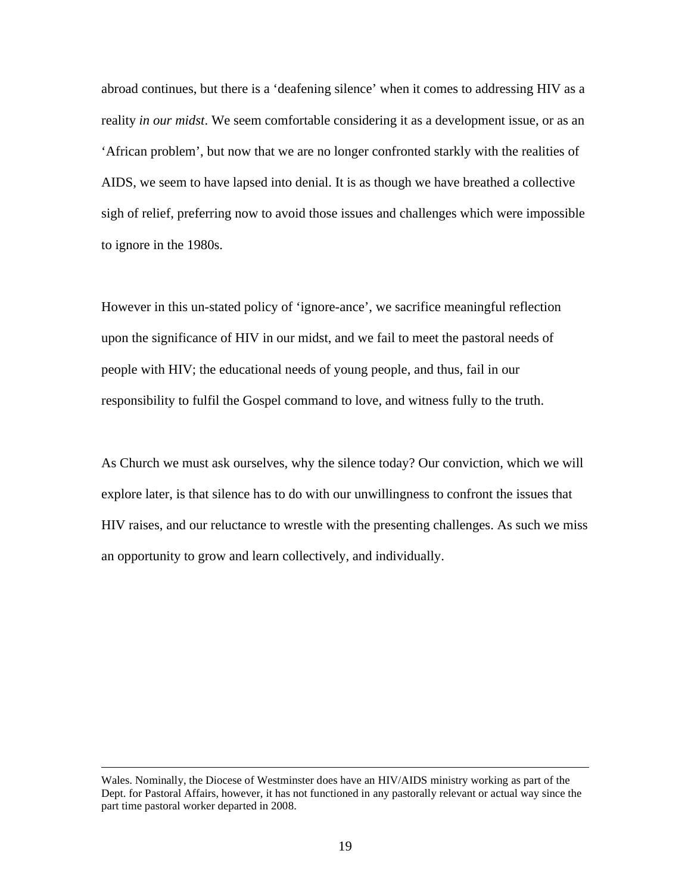abroad continues, but there is a 'deafening silence' when it comes to addressing HIV as a reality *in our midst*. We seem comfortable considering it as a development issue, or as an 'African problem', but now that we are no longer confronted starkly with the realities of AIDS, we seem to have lapsed into denial. It is as though we have breathed a collective sigh of relief, preferring now to avoid those issues and challenges which were impossible to ignore in the 1980s.

However in this un-stated policy of 'ignore-ance', we sacrifice meaningful reflection upon the significance of HIV in our midst, and we fail to meet the pastoral needs of people with HIV; the educational needs of young people, and thus, fail in our responsibility to fulfil the Gospel command to love, and witness fully to the truth.

As Church we must ask ourselves, why the silence today? Our conviction, which we will explore later, is that silence has to do with our unwillingness to confront the issues that HIV raises, and our reluctance to wrestle with the presenting challenges. As such we miss an opportunity to grow and learn collectively, and individually.

---

Wales. Nominally, the Diocese of Westminster does have an HIV/AIDS ministry working as part of the Dept. for Pastoral Affairs, however, it has not functioned in any pastorally relevant or actual way since the part time pastoral worker departed in 2008.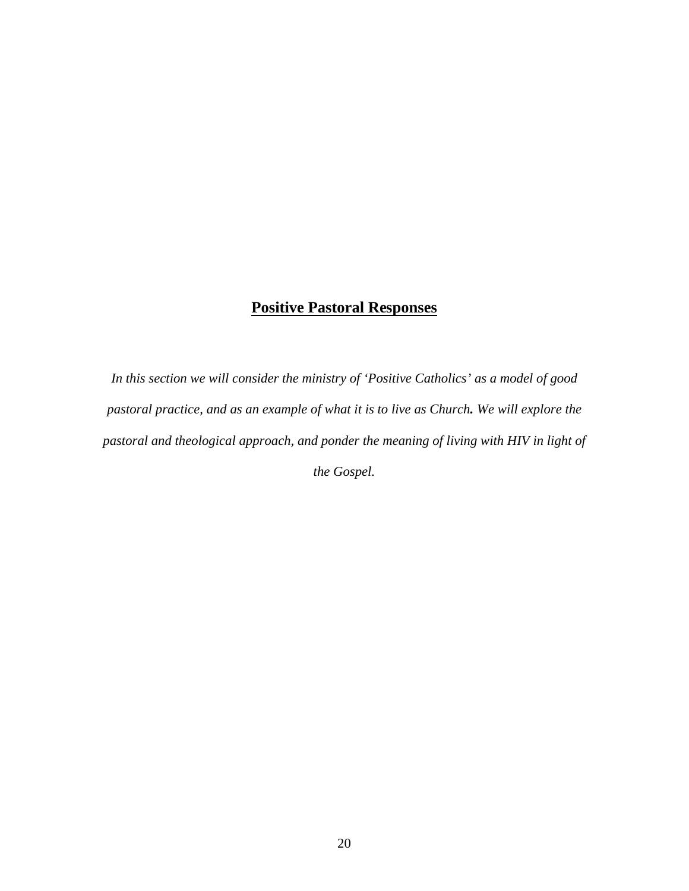## Positive Pastoral Responses

*In this section we will consider the ministry of 'Positive Catholics' as a model of good pastoral practice, and as an example of what it is to live as Church. We will explore the pastoral and theological approach, and ponder the meaning of living with HIV in light of the Gospel.*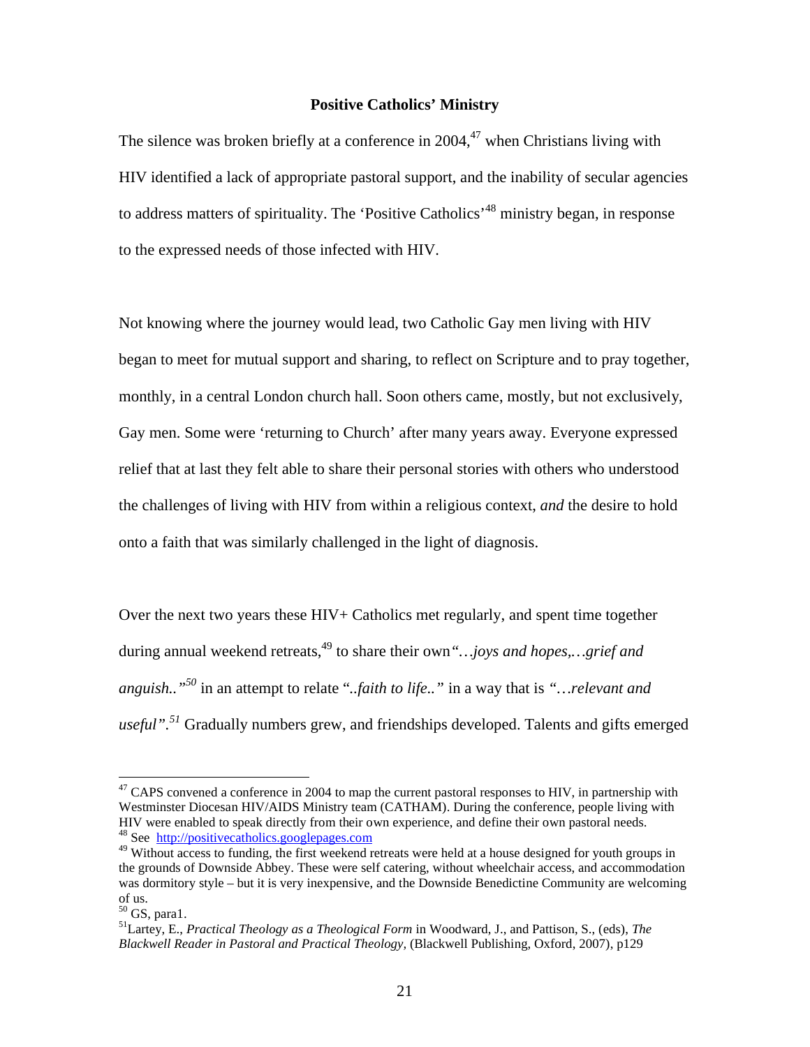## Positive Catholics' Ministry

The silence was broken briefly at a conference in 2004,[47] when Christians living with HIV identified a lack of appropriate pastoral support, and the inability of secular agencies to address matters of spirituality. The 'Positive Catholics'[48] ministry began, in response to the expressed needs of those infected with HIV.

Not knowing where the journey would lead, two Catholic Gay men living with HIV began to meet for mutual support and sharing, to reflect on Scripture and to pray together, monthly, in a central London church hall. Soon others came, mostly, but not exclusively, Gay men. Some were 'returning to Church' after many years away. Everyone expressed relief that at last they felt able to share their personal stories with others who understood the challenges of living with HIV from within a religious context, *and* the desire to hold onto a faith that was similarly challenged in the light of diagnosis.

Over the next two years these HIV+ Catholics met regularly, and spent time together during annual weekend retreats,[49] to share their own *"…joys and hopes,…grief and anguish.."*[50] in an attempt to relate *"..faith to life.."* in a way that is *"…relevant and useful"*.[51] Gradually numbers grew, and friendships developed. Talents and gifts emerged

---

[47] CAPS convened a conference in 2004 to map the current pastoral responses to HIV, in partnership with Westminster Diocesan HIV/AIDS Ministry team (CATHAM). During the conference, people living with HIV were enabled to speak directly from their own experience, and define their own pastoral needs.

[48] See http://positivecatholics.googlepages.com

[49] Without access to funding, the first weekend retreats were held at a house designed for youth groups in the grounds of Downside Abbey. These were self catering, without wheelchair access, and accommodation was dormitory style – but it is very inexpensive, and the Downside Benedictine Community are welcoming of us.

[50] GS, para1.

[51] Lartey, E., *Practical Theology as a Theological Form* in Woodward, J., and Pattison, S., (eds), *The Blackwell Reader in Pastoral and Practical Theology,* (Blackwell Publishing, Oxford, 2007), p129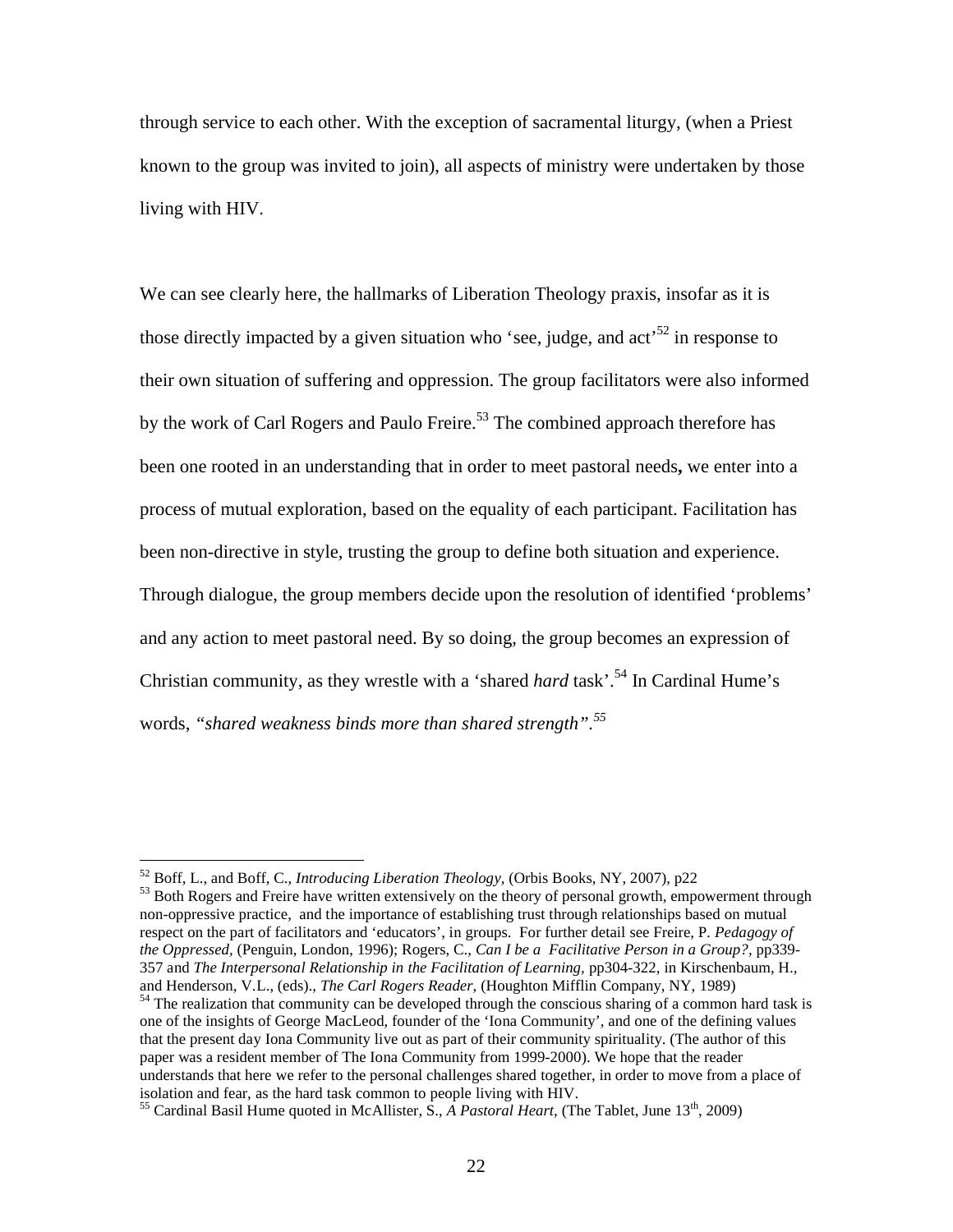through service to each other. With the exception of sacramental liturgy, (when a Priest known to the group was invited to join), all aspects of ministry were undertaken by those living with HIV.

We can see clearly here, the hallmarks of Liberation Theology praxis, insofar as it is those directly impacted by a given situation who 'see, judge, and act'[52] in response to their own situation of suffering and oppression. The group facilitators were also informed by the work of Carl Rogers and Paulo Freire.[53] The combined approach therefore has been one rooted in an understanding that in order to meet pastoral needs**,** we enter into a process of mutual exploration, based on the equality of each participant. Facilitation has been non-directive in style, trusting the group to define both situation and experience. Through dialogue, the group members decide upon the resolution of identified 'problems' and any action to meet pastoral need. By so doing, the group becomes an expression of Christian community, as they wrestle with a 'shared *hard* task'.[54] In Cardinal Hume's words, *"shared weakness binds more than shared strength".*[55]

---

[52] Boff, L., and Boff, C., *Introducing Liberation Theology,* (Orbis Books, NY, 2007), p22

[53] Both Rogers and Freire have written extensively on the theory of personal growth, empowerment through non-oppressive practice, and the importance of establishing trust through relationships based on mutual respect on the part of facilitators and 'educators', in groups. For further detail see Freire, P. *Pedagogy of the Oppressed,* (Penguin, London, 1996); Rogers, C., *Can I be a Facilitative Person in a Group?,* pp339-357 and *The Interpersonal Relationship in the Facilitation of Learning,* pp304-322, in Kirschenbaum, H., and Henderson, V.L., (eds)., *The Carl Rogers Reader,* (Houghton Mifflin Company, NY, 1989)

[54] The realization that community can be developed through the conscious sharing of a common hard task is one of the insights of George MacLeod, founder of the 'Iona Community', and one of the defining values that the present day Iona Community live out as part of their community spirituality. (The author of this paper was a resident member of The Iona Community from 1999-2000). We hope that the reader understands that here we refer to the personal challenges shared together, in order to move from a place of isolation and fear, as the hard task common to people living with HIV.

[55] Cardinal Basil Hume quoted in McAllister, S., *A Pastoral Heart,* (The Tablet, June 13th, 2009)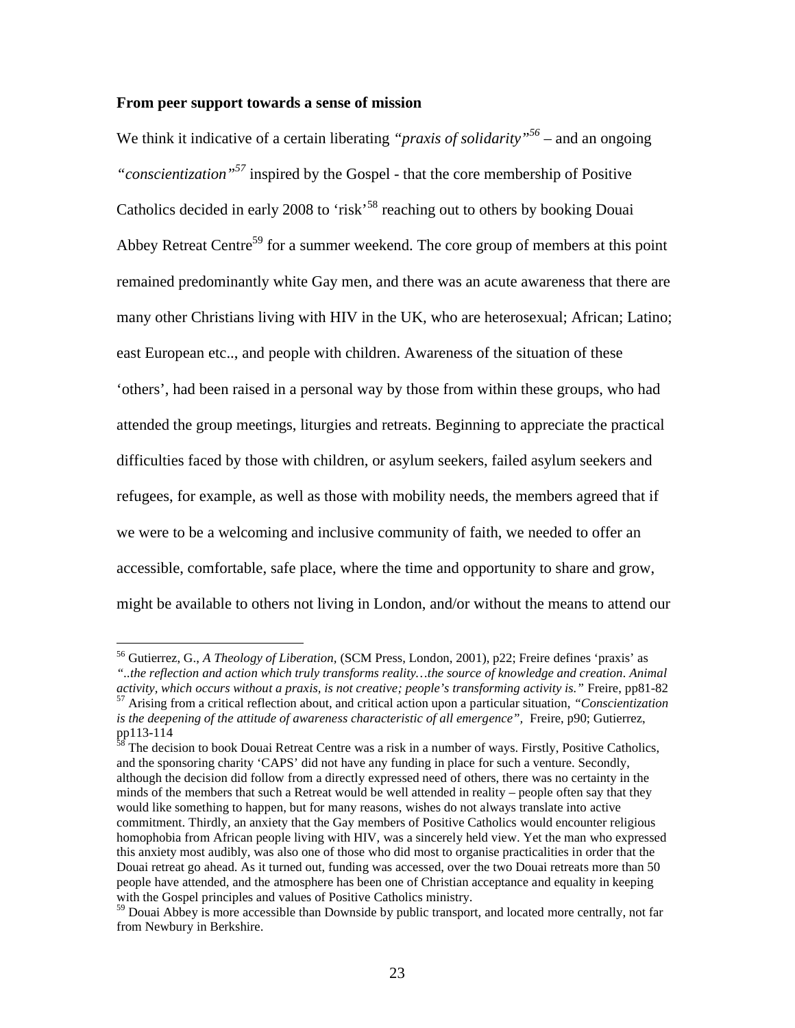**From peer support towards a sense of mission**

We think it indicative of a certain liberating *"praxis of solidarity"*[56] – and an ongoing *"conscientization"*[57] inspired by the Gospel - that the core membership of Positive Catholics decided in early 2008 to 'risk'[58] reaching out to others by booking Douai Abbey Retreat Centre[59] for a summer weekend. The core group of members at this point remained predominantly white Gay men, and there was an acute awareness that there are many other Christians living with HIV in the UK, who are heterosexual; African; Latino; east European etc.., and people with children. Awareness of the situation of these 'others', had been raised in a personal way by those from within these groups, who had attended the group meetings, liturgies and retreats. Beginning to appreciate the practical difficulties faced by those with children, or asylum seekers, failed asylum seekers and refugees, for example, as well as those with mobility needs, the members agreed that if we were to be a welcoming and inclusive community of faith, we needed to offer an accessible, comfortable, safe place, where the time and opportunity to share and grow, might be available to others not living in London, and/or without the means to attend our

---

[56] Gutierrez, G., *A Theology of Liberation,* (SCM Press, London, 2001), p22; Freire defines 'praxis' as *"..the reflection and action which truly transforms reality…the source of knowledge and creation. Animal activity, which occurs without a praxis, is not creative; people's transforming activity is."* Freire, pp81-82

[57] Arising from a critical reflection about, and critical action upon a particular situation, *"Conscientization is the deepening of the attitude of awareness characteristic of all emergence",* Freire, p90; Gutierrez, pp113-114

[58] The decision to book Douai Retreat Centre was a risk in a number of ways. Firstly, Positive Catholics, and the sponsoring charity 'CAPS' did not have any funding in place for such a venture. Secondly, although the decision did follow from a directly expressed need of others, there was no certainty in the minds of the members that such a Retreat would be well attended in reality – people often say that they would like something to happen, but for many reasons, wishes do not always translate into active commitment. Thirdly, an anxiety that the Gay members of Positive Catholics would encounter religious homophobia from African people living with HIV, was a sincerely held view. Yet the man who expressed this anxiety most audibly, was also one of those who did most to organise practicalities in order that the Douai retreat go ahead. As it turned out, funding was accessed, over the two Douai retreats more than 50 people have attended, and the atmosphere has been one of Christian acceptance and equality in keeping with the Gospel principles and values of Positive Catholics ministry.

[59] Douai Abbey is more accessible than Downside by public transport, and located more centrally, not far from Newbury in Berkshire.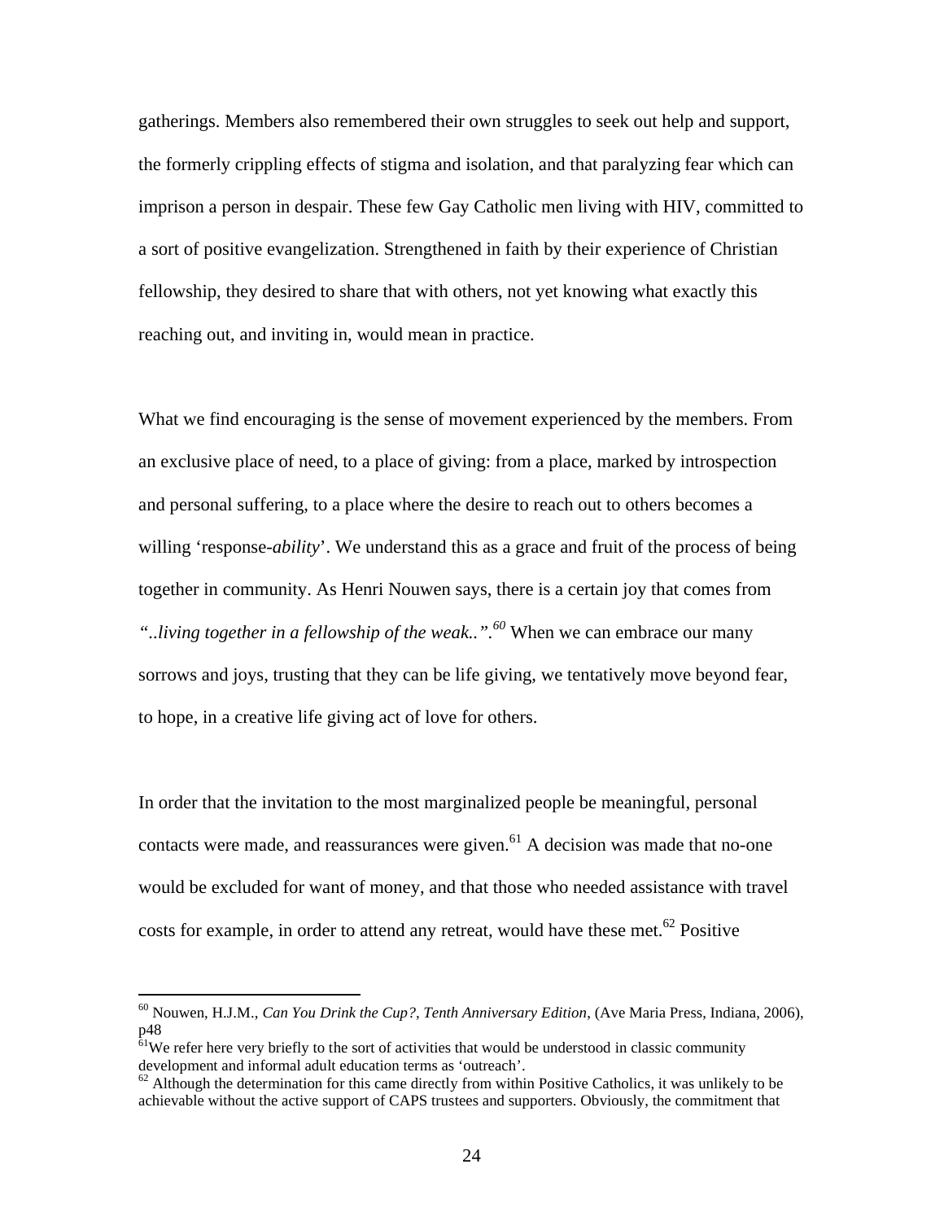gatherings. Members also remembered their own struggles to seek out help and support, the formerly crippling effects of stigma and isolation, and that paralyzing fear which can imprison a person in despair. These few Gay Catholic men living with HIV, committed to a sort of positive evangelization. Strengthened in faith by their experience of Christian fellowship, they desired to share that with others, not yet knowing what exactly this reaching out, and inviting in, would mean in practice.

What we find encouraging is the sense of movement experienced by the members. From an exclusive place of need, to a place of giving: from a place, marked by introspection and personal suffering, to a place where the desire to reach out to others becomes a willing 'response-*ability*'. We understand this as a grace and fruit of the process of being together in community. As Henri Nouwen says, there is a certain joy that comes from *"..living together in a fellowship of the weak..".*[60] When we can embrace our many sorrows and joys, trusting that they can be life giving, we tentatively move beyond fear, to hope, in a creative life giving act of love for others.

In order that the invitation to the most marginalized people be meaningful, personal contacts were made, and reassurances were given.[61] A decision was made that no-one would be excluded for want of money, and that those who needed assistance with travel costs for example, in order to attend any retreat, would have these met.[62] Positive

---

[60] Nouwen, H.J.M., *Can You Drink the Cup?, Tenth Anniversary Edition*, (Ave Maria Press, Indiana, 2006), p48

[61] We refer here very briefly to the sort of activities that would be understood in classic community development and informal adult education terms as 'outreach'.

[62] Although the determination for this came directly from within Positive Catholics, it was unlikely to be achievable without the active support of CAPS trustees and supporters. Obviously, the commitment that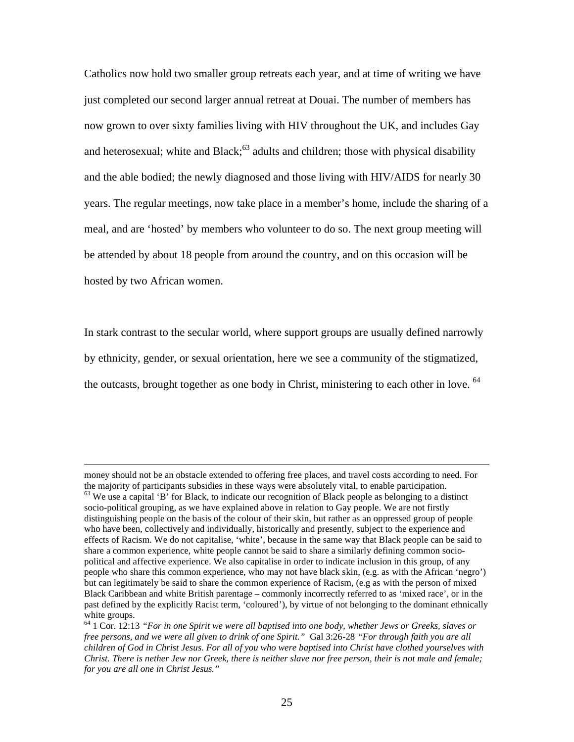Catholics now hold two smaller group retreats each year, and at time of writing we have just completed our second larger annual retreat at Douai. The number of members has now grown to over sixty families living with HIV throughout the UK, and includes Gay and heterosexual; white and Black;[63] adults and children; those with physical disability and the able bodied; the newly diagnosed and those living with HIV/AIDS for nearly 30 years. The regular meetings, now take place in a member's home, include the sharing of a meal, and are 'hosted' by members who volunteer to do so. The next group meeting will be attended by about 18 people from around the country, and on this occasion will be hosted by two African women.

In stark contrast to the secular world, where support groups are usually defined narrowly by ethnicity, gender, or sexual orientation, here we see a community of the stigmatized, the outcasts, brought together as one body in Christ, ministering to each other in love. [64]

---

money should not be an obstacle extended to offering free places, and travel costs according to need. For the majority of participants subsidies in these ways were absolutely vital, to enable participation.

[63] We use a capital 'B' for Black, to indicate our recognition of Black people as belonging to a distinct socio-political grouping, as we have explained above in relation to Gay people. We are not firstly distinguishing people on the basis of the colour of their skin, but rather as an oppressed group of people who have been, collectively and individually, historically and presently, subject to the experience and effects of Racism. We do not capitalise, 'white', because in the same way that Black people can be said to share a common experience, white people cannot be said to share a similarly defining common socio-political and affective experience. We also capitalise in order to indicate inclusion in this group, of any people who share this common experience, who may not have black skin, (e.g. as with the African 'negro') but can legitimately be said to share the common experience of Racism, (e.g as with the person of mixed Black Caribbean and white British parentage – commonly incorrectly referred to as 'mixed race', or in the past defined by the explicitly Racist term, 'coloured'), by virtue of not belonging to the dominant ethnically white groups.

[64] 1 Cor. 12:13 *"For in one Spirit we were all baptised into one body, whether Jews or Greeks, slaves or free persons, and we were all given to drink of one Spirit."* Gal 3:26-28 *"For through faith you are all children of God in Christ Jesus. For all of you who were baptised into Christ have clothed yourselves with Christ. There is nether Jew nor Greek, there is neither slave nor free person, their is not male and female; for you are all one in Christ Jesus."*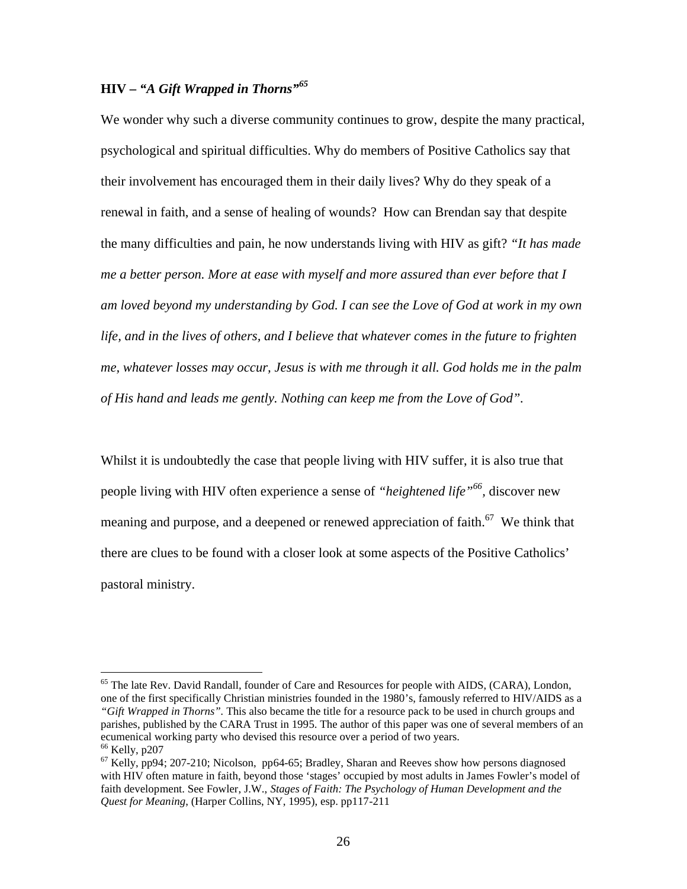## HIV – *"A Gift Wrapped in Thorns"*[65]

We wonder why such a diverse community continues to grow, despite the many practical, psychological and spiritual difficulties. Why do members of Positive Catholics say that their involvement has encouraged them in their daily lives? Why do they speak of a renewal in faith, and a sense of healing of wounds? How can Brendan say that despite the many difficulties and pain, he now understands living with HIV as gift? *"It has made me a better person. More at ease with myself and more assured than ever before that I am loved beyond my understanding by God. I can see the Love of God at work in my own life, and in the lives of others, and I believe that whatever comes in the future to frighten me, whatever losses may occur, Jesus is with me through it all. God holds me in the palm of His hand and leads me gently. Nothing can keep me from the Love of God".*

Whilst it is undoubtedly the case that people living with HIV suffer, it is also true that people living with HIV often experience a sense of *"heightened life"*[66], discover new meaning and purpose, and a deepened or renewed appreciation of faith.[67] We think that there are clues to be found with a closer look at some aspects of the Positive Catholics' pastoral ministry.

---

[65] The late Rev. David Randall, founder of Care and Resources for people with AIDS, (CARA), London, one of the first specifically Christian ministries founded in the 1980's, famously referred to HIV/AIDS as a *"Gift Wrapped in Thorns"*. This also became the title for a resource pack to be used in church groups and parishes, published by the CARA Trust in 1995. The author of this paper was one of several members of an ecumenical working party who devised this resource over a period of two years.

[66] Kelly, p207

[67] Kelly, pp94; 207-210; Nicolson, pp64-65; Bradley, Sharan and Reeves show how persons diagnosed with HIV often mature in faith, beyond those 'stages' occupied by most adults in James Fowler's model of faith development. See Fowler, J.W., *Stages of Faith: The Psychology of Human Development and the Quest for Meaning*, (Harper Collins, NY, 1995), esp. pp117-211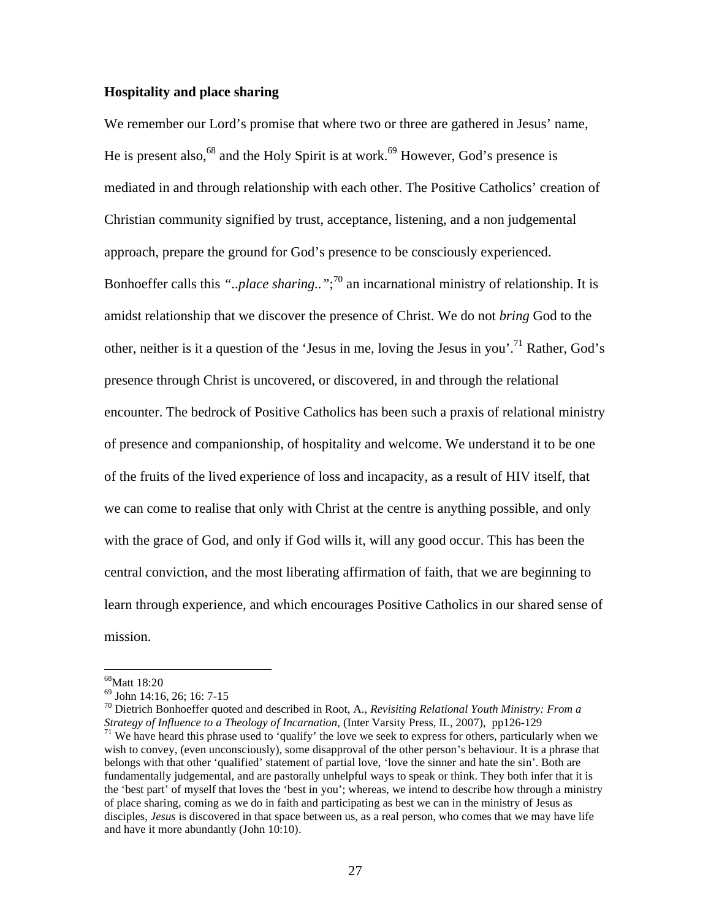**Hospitality and place sharing**

We remember our Lord's promise that where two or three are gathered in Jesus' name, He is present also,[68] and the Holy Spirit is at work.[69] However, God's presence is mediated in and through relationship with each other. The Positive Catholics' creation of Christian community signified by trust, acceptance, listening, and a non judgemental approach, prepare the ground for God's presence to be consciously experienced. Bonhoeffer calls this *"..place sharing.."*;[70] an incarnational ministry of relationship. It is amidst relationship that we discover the presence of Christ. We do not *bring* God to the other, neither is it a question of the 'Jesus in me, loving the Jesus in you'.[71] Rather, God's presence through Christ is uncovered, or discovered, in and through the relational encounter. The bedrock of Positive Catholics has been such a praxis of relational ministry of presence and companionship, of hospitality and welcome. We understand it to be one of the fruits of the lived experience of loss and incapacity, as a result of HIV itself, that we can come to realise that only with Christ at the centre is anything possible, and only with the grace of God, and only if God wills it, will any good occur. This has been the central conviction, and the most liberating affirmation of faith, that we are beginning to learn through experience, and which encourages Positive Catholics in our shared sense of mission.

---

[68] Matt 18:20

[69] John 14:16, 26; 16: 7-15

[70] Dietrich Bonhoeffer quoted and described in Root, A., *Revisiting Relational Youth Ministry: From a Strategy of Influence to a Theology of Incarnation,* (Inter Varsity Press, IL, 2007), pp126-129

[71] We have heard this phrase used to 'qualify' the love we seek to express for others, particularly when we wish to convey, (even unconsciously), some disapproval of the other person's behaviour. It is a phrase that belongs with that other 'qualified' statement of partial love, 'love the sinner and hate the sin'. Both are fundamentally judgemental, and are pastorally unhelpful ways to speak or think. They both infer that it is the 'best part' of myself that loves the 'best in you'; whereas, we intend to describe how through a ministry of place sharing, coming as we do in faith and participating as best we can in the ministry of Jesus as disciples, *Jesus* is discovered in that space between us, as a real person, who comes that we may have life and have it more abundantly (John 10:10).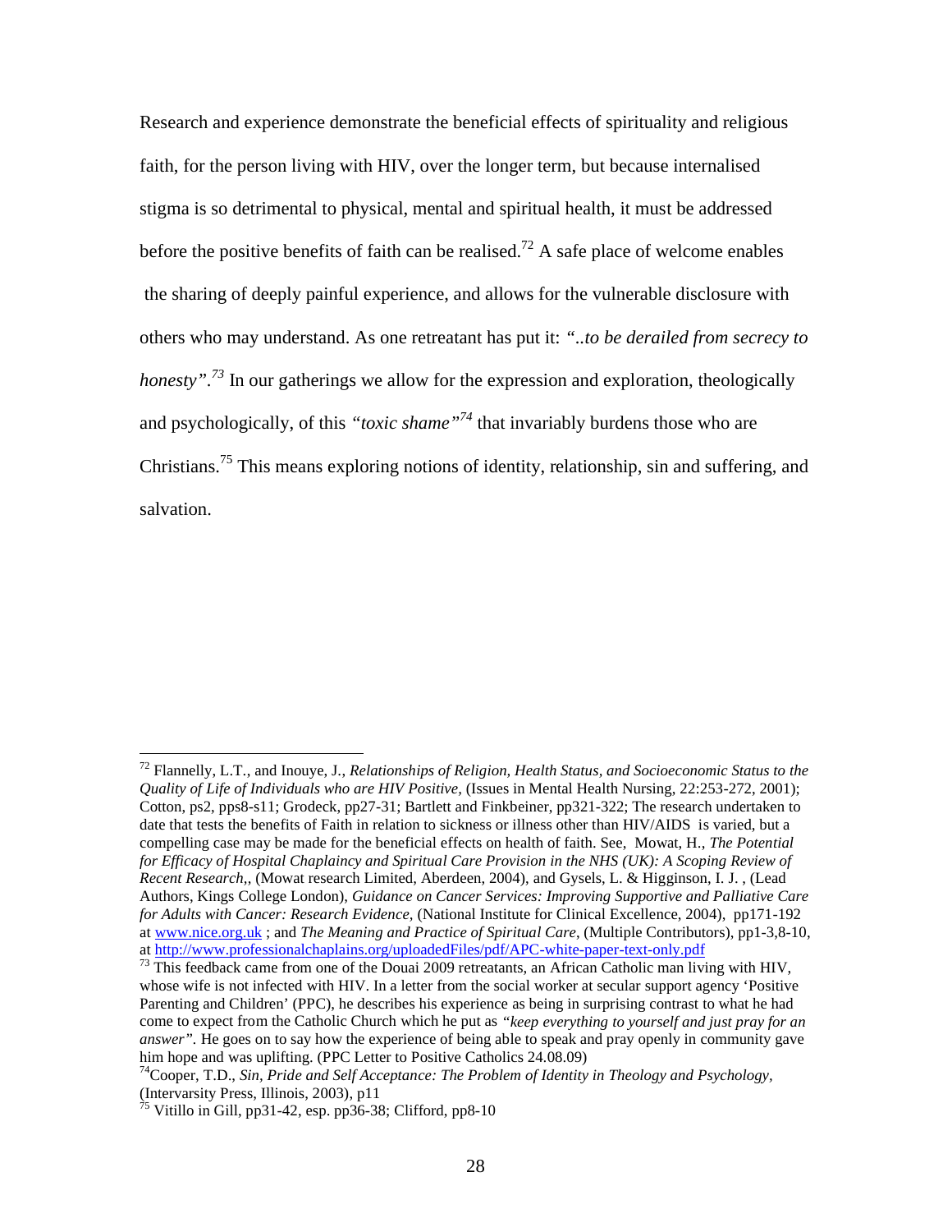Research and experience demonstrate the beneficial effects of spirituality and religious faith, for the person living with HIV, over the longer term, but because internalised stigma is so detrimental to physical, mental and spiritual health, it must be addressed before the positive benefits of faith can be realised.[72] A safe place of welcome enables the sharing of deeply painful experience, and allows for the vulnerable disclosure with others who may understand. As one retreatant has put it: *"..to be derailed from secrecy to honesty"*.[73] In our gatherings we allow for the expression and exploration, theologically and psychologically, of this *"toxic shame"*[74] that invariably burdens those who are Christians.[75] This means exploring notions of identity, relationship, sin and suffering, and salvation.

---

[72] Flannelly, L.T., and Inouye, J., *Relationships of Religion, Health Status, and Socioeconomic Status to the Quality of Life of Individuals who are HIV Positive*, (Issues in Mental Health Nursing, 22:253-272, 2001); Cotton, ps2, pps8-s11; Grodeck, pp27-31; Bartlett and Finkbeiner, pp321-322; The research undertaken to date that tests the benefits of Faith in relation to sickness or illness other than HIV/AIDS is varied, but a compelling case may be made for the beneficial effects on health of faith. See, Mowat, H., *The Potential for Efficacy of Hospital Chaplaincy and Spiritual Care Provision in the NHS (UK): A Scoping Review of Recent Research*,, (Mowat research Limited, Aberdeen, 2004), and Gysels, L. & Higginson, I. J. , (Lead Authors, Kings College London), *Guidance on Cancer Services: Improving Supportive and Palliative Care for Adults with Cancer: Research Evidence*, (National Institute for Clinical Excellence, 2004), pp171-192 at www.nice.org.uk ; and *The Meaning and Practice of Spiritual Care*, (Multiple Contributors), pp1-3,8-10, at http://www.professionalchaplains.org/uploadedFiles/pdf/APC-white-paper-text-only.pdf

[73] This feedback came from one of the Douai 2009 retreatants, an African Catholic man living with HIV, whose wife is not infected with HIV. In a letter from the social worker at secular support agency 'Positive Parenting and Children' (PPC), he describes his experience as being in surprising contrast to what he had come to expect from the Catholic Church which he put as *"keep everything to yourself and just pray for an answer"*. He goes on to say how the experience of being able to speak and pray openly in community gave him hope and was uplifting. (PPC Letter to Positive Catholics 24.08.09)

[74] Cooper, T.D., *Sin, Pride and Self Acceptance: The Problem of Identity in Theology and Psychology*, (Intervarsity Press, Illinois, 2003), p11

[75] Vitillo in Gill, pp31-42, esp. pp36-38; Clifford, pp8-10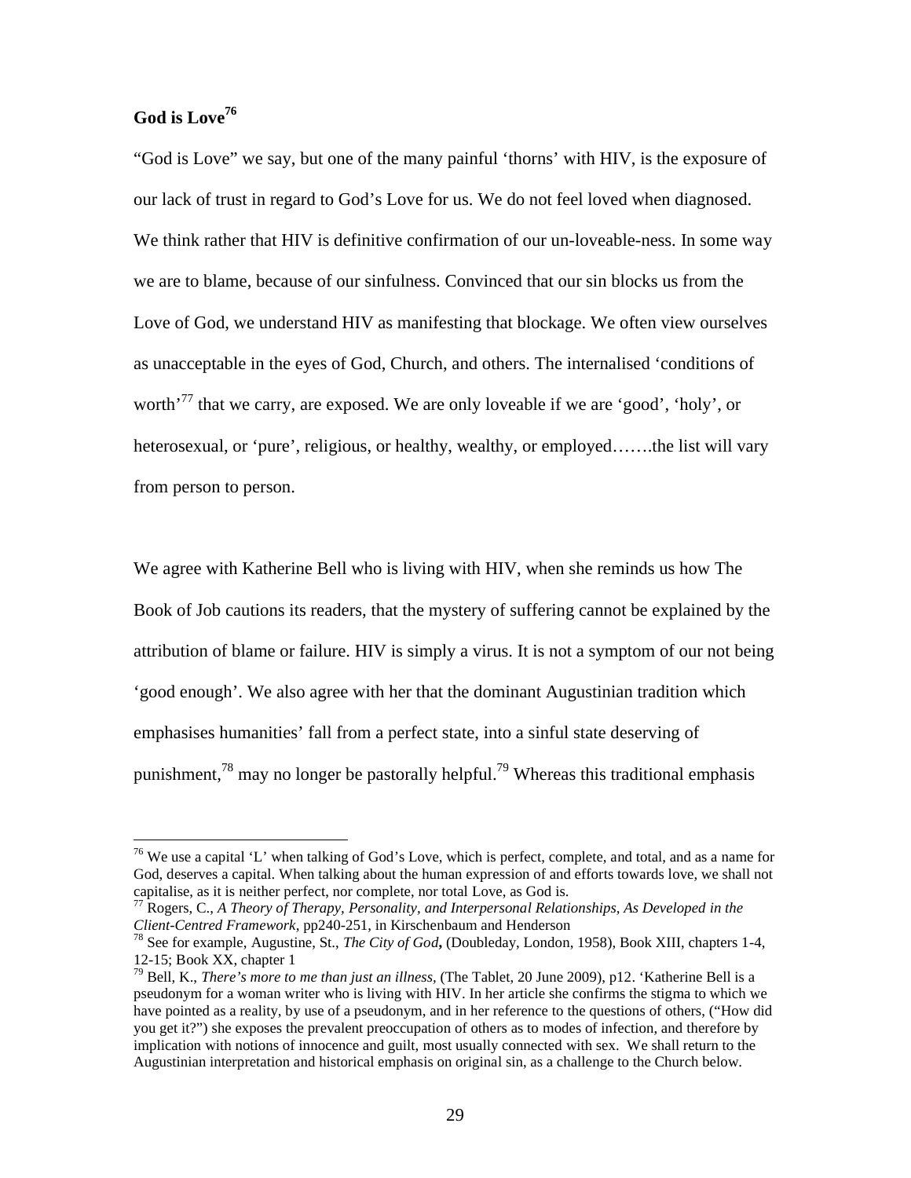## God is Love[76]

"God is Love" we say, but one of the many painful 'thorns' with HIV, is the exposure of our lack of trust in regard to God's Love for us. We do not feel loved when diagnosed. We think rather that HIV is definitive confirmation of our un-loveable-ness. In some way we are to blame, because of our sinfulness. Convinced that our sin blocks us from the Love of God, we understand HIV as manifesting that blockage. We often view ourselves as unacceptable in the eyes of God, Church, and others. The internalised 'conditions of worth'[77] that we carry, are exposed. We are only loveable if we are 'good', 'holy', or heterosexual, or 'pure', religious, or healthy, wealthy, or employed…….the list will vary from person to person.

We agree with Katherine Bell who is living with HIV, when she reminds us how The Book of Job cautions its readers, that the mystery of suffering cannot be explained by the attribution of blame or failure. HIV is simply a virus. It is not a symptom of our not being 'good enough'. We also agree with her that the dominant Augustinian tradition which emphasises humanities' fall from a perfect state, into a sinful state deserving of punishment,[78] may no longer be pastorally helpful.[79] Whereas this traditional emphasis

---

[76] We use a capital 'L' when talking of God's Love, which is perfect, complete, and total, and as a name for God, deserves a capital. When talking about the human expression of and efforts towards love, we shall not capitalise, as it is neither perfect, nor complete, nor total Love, as God is.

[77] Rogers, C., *A Theory of Therapy, Personality, and Interpersonal Relationships, As Developed in the Client-Centred Framework*, pp240-251, in Kirschenbaum and Henderson

[78] See for example, Augustine, St., *The City of God*, (Doubleday, London, 1958), Book XIII, chapters 1-4, 12-15; Book XX, chapter 1

[79] Bell, K., *There's more to me than just an illness*, (The Tablet, 20 June 2009), p12. 'Katherine Bell is a pseudonym for a woman writer who is living with HIV. In her article she confirms the stigma to which we have pointed as a reality, by use of a pseudonym, and in her reference to the questions of others, ("How did you get it?") she exposes the prevalent preoccupation of others as to modes of infection, and therefore by implication with notions of innocence and guilt, most usually connected with sex. We shall return to the Augustinian interpretation and historical emphasis on original sin, as a challenge to the Church below.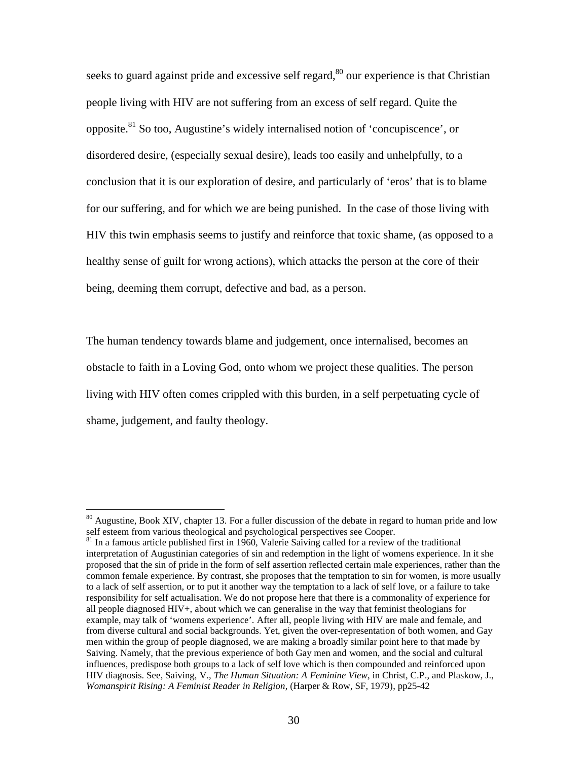seeks to guard against pride and excessive self regard,[80] our experience is that Christian people living with HIV are not suffering from an excess of self regard. Quite the opposite.[81] So too, Augustine's widely internalised notion of 'concupiscence', or disordered desire, (especially sexual desire), leads too easily and unhelpfully, to a conclusion that it is our exploration of desire, and particularly of 'eros' that is to blame for our suffering, and for which we are being punished. In the case of those living with HIV this twin emphasis seems to justify and reinforce that toxic shame, (as opposed to a healthy sense of guilt for wrong actions), which attacks the person at the core of their being, deeming them corrupt, defective and bad, as a person.

The human tendency towards blame and judgement, once internalised, becomes an obstacle to faith in a Loving God, onto whom we project these qualities. The person living with HIV often comes crippled with this burden, in a self perpetuating cycle of shame, judgement, and faulty theology.

---

[80] Augustine, Book XIV, chapter 13. For a fuller discussion of the debate in regard to human pride and low self esteem from various theological and psychological perspectives see Cooper.

[81] In a famous article published first in 1960, Valerie Saiving called for a review of the traditional interpretation of Augustinian categories of sin and redemption in the light of womens experience. In it she proposed that the sin of pride in the form of self assertion reflected certain male experiences, rather than the common female experience. By contrast, she proposes that the temptation to sin for women, is more usually to a lack of self assertion, or to put it another way the temptation to a lack of self love, or a failure to take responsibility for self actualisation. We do not propose here that there is a commonality of experience for all people diagnosed HIV+, about which we can generalise in the way that feminist theologians for example, may talk of 'womens experience'. After all, people living with HIV are male and female, and from diverse cultural and social backgrounds. Yet, given the over-representation of both women, and Gay men within the group of people diagnosed, we are making a broadly similar point here to that made by Saiving. Namely, that the previous experience of both Gay men and women, and the social and cultural influences, predispose both groups to a lack of self love which is then compounded and reinforced upon HIV diagnosis. See, Saiving, V., *The Human Situation: A Feminine View*, in Christ, C.P., and Plaskow, J., *Womanspirit Rising: A Feminist Reader in Religion*, (Harper & Row, SF, 1979), pp25-42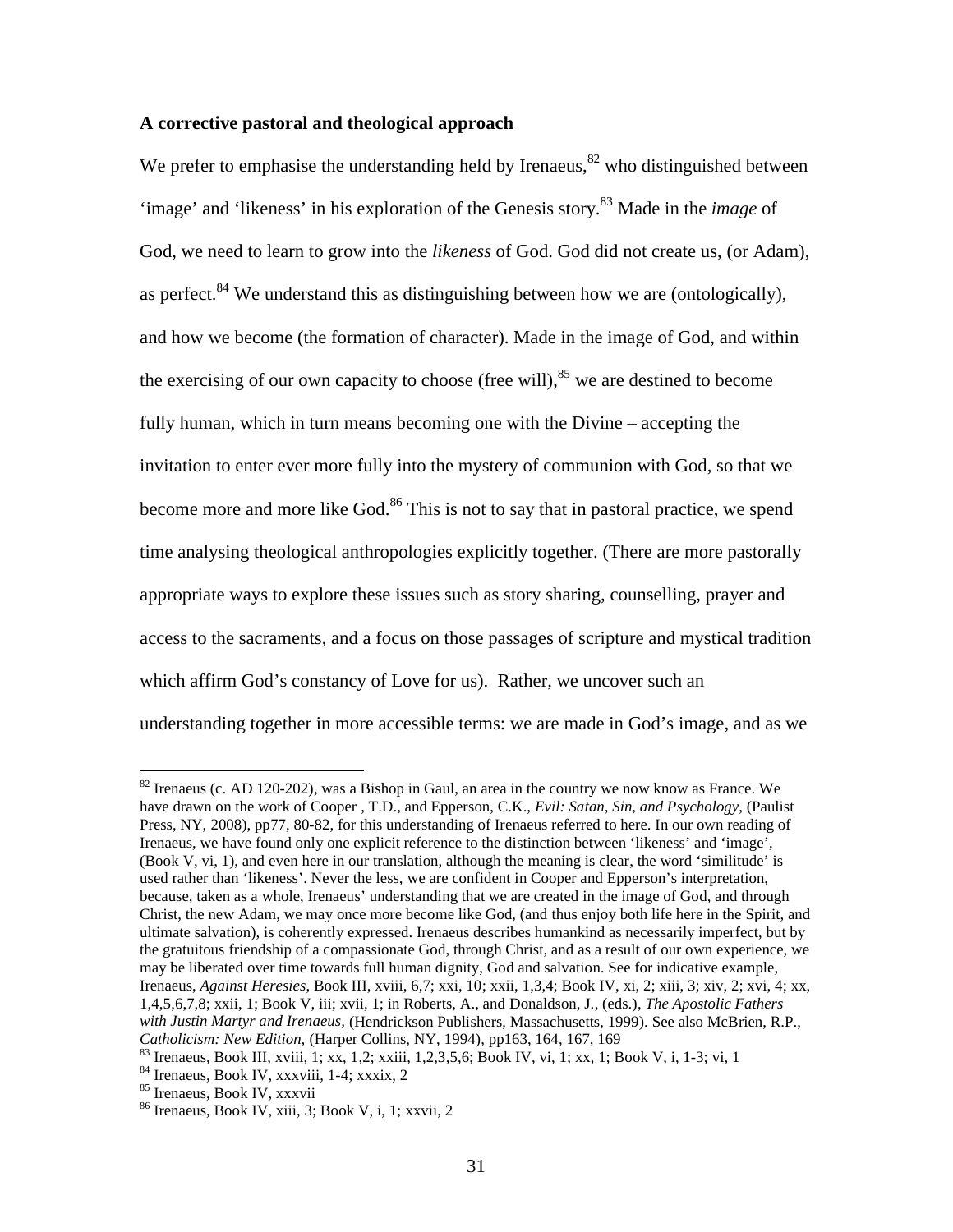**A corrective pastoral and theological approach**

We prefer to emphasise the understanding held by Irenaeus,[82] who distinguished between 'image' and 'likeness' in his exploration of the Genesis story.[83] Made in the *image* of God, we need to learn to grow into the *likeness* of God. God did not create us, (or Adam), as perfect.[84] We understand this as distinguishing between how we are (ontologically), and how we become (the formation of character). Made in the image of God, and within the exercising of our own capacity to choose (free will),[85] we are destined to become fully human, which in turn means becoming one with the Divine – accepting the invitation to enter ever more fully into the mystery of communion with God, so that we become more and more like God.[86] This is not to say that in pastoral practice, we spend time analysing theological anthropologies explicitly together. (There are more pastorally appropriate ways to explore these issues such as story sharing, counselling, prayer and access to the sacraments, and a focus on those passages of scripture and mystical tradition which affirm God's constancy of Love for us). Rather, we uncover such an understanding together in more accessible terms: we are made in God's image, and as we

---

[82] Irenaeus (c. AD 120-202), was a Bishop in Gaul, an area in the country we now know as France. We have drawn on the work of Cooper , T.D., and Epperson, C.K., *Evil: Satan, Sin, and Psychology*, (Paulist Press, NY, 2008), pp77, 80-82, for this understanding of Irenaeus referred to here. In our own reading of Irenaeus, we have found only one explicit reference to the distinction between 'likeness' and 'image', (Book V, vi, 1), and even here in our translation, although the meaning is clear, the word 'similitude' is used rather than 'likeness'. Never the less, we are confident in Cooper and Epperson's interpretation, because, taken as a whole, Irenaeus' understanding that we are created in the image of God, and through Christ, the new Adam, we may once more become like God, (and thus enjoy both life here in the Spirit, and ultimate salvation), is coherently expressed. Irenaeus describes humankind as necessarily imperfect, but by the gratuitous friendship of a compassionate God, through Christ, and as a result of our own experience, we may be liberated over time towards full human dignity, God and salvation. See for indicative example, Irenaeus, *Against Heresies*, Book III, xviii, 6,7; xxi, 10; xxii, 1,3,4; Book IV, xi, 2; xiii, 3; xiv, 2; xvi, 4; xx, 1,4,5,6,7,8; xxii, 1; Book V, iii; xvii, 1; in Roberts, A., and Donaldson, J., (eds.), *The Apostolic Fathers with Justin Martyr and Irenaeus*, (Hendrickson Publishers, Massachusetts, 1999). See also McBrien, R.P., *Catholicism: New Edition*, (Harper Collins, NY, 1994), pp163, 164, 167, 169

[83] Irenaeus, Book III, xviii, 1; xx, 1,2; xxiii, 1,2,3,5,6; Book IV, vi, 1; xx, 1; Book V, i, 1-3; vi, 1

[84] Irenaeus, Book IV, xxxviii, 1-4; xxxix, 2

[85] Irenaeus, Book IV, xxxvii

[86] Irenaeus, Book IV, xiii, 3; Book V, i, 1; xxvii, 2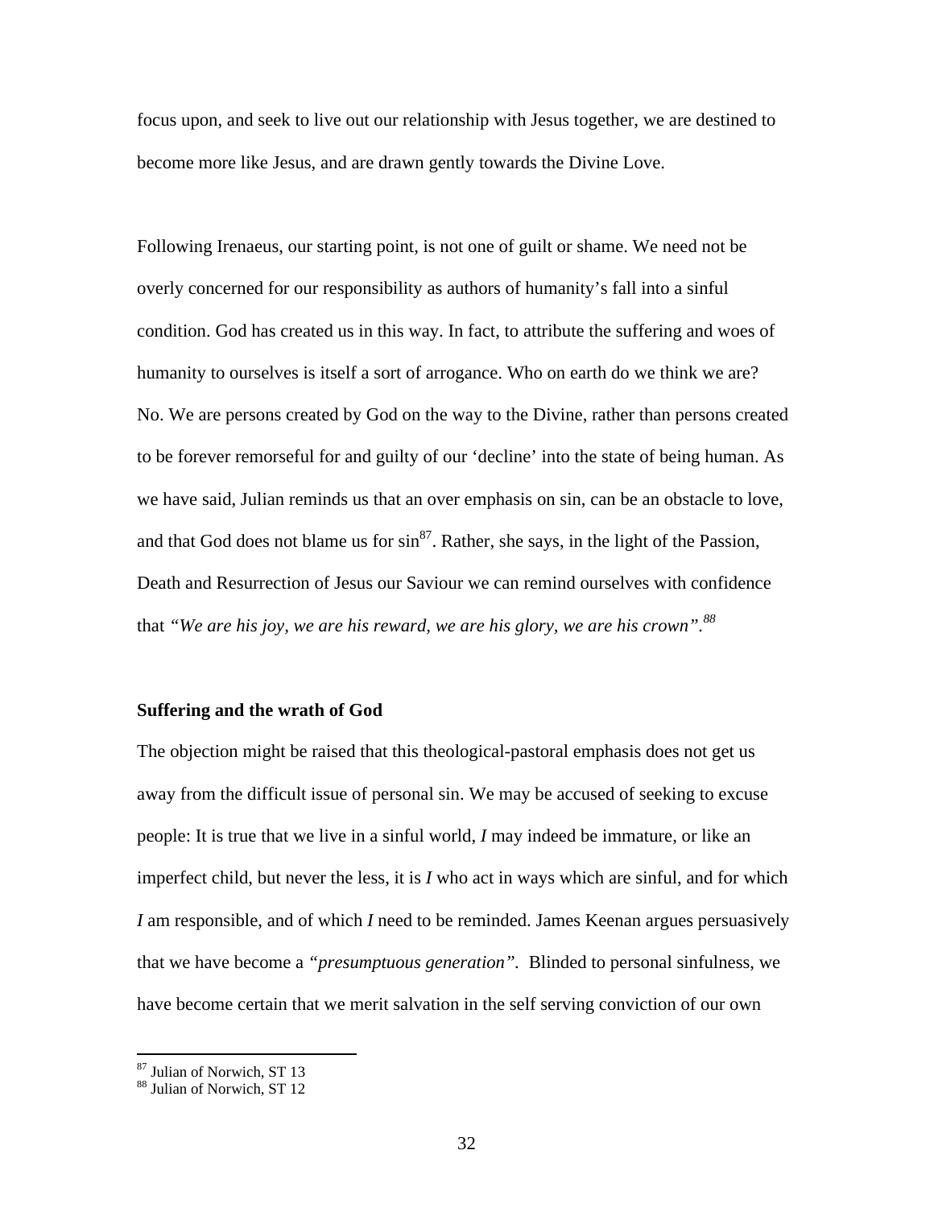focus upon, and seek to live out our relationship with Jesus together, we are destined to become more like Jesus, and are drawn gently towards the Divine Love.

Following Irenaeus, our starting point, is not one of guilt or shame. We need not be overly concerned for our responsibility as authors of humanity's fall into a sinful condition. God has created us in this way. In fact, to attribute the suffering and woes of humanity to ourselves is itself a sort of arrogance. Who on earth do we think we are? No. We are persons created by God on the way to the Divine, rather than persons created to be forever remorseful for and guilty of our 'decline' into the state of being human. As we have said, Julian reminds us that an over emphasis on sin, can be an obstacle to love, and that God does not blame us for sin[87]. Rather, she says, in the light of the Passion, Death and Resurrection of Jesus our Saviour we can remind ourselves with confidence that *"We are his joy, we are his reward, we are his glory, we are his crown".*[88]

**Suffering and the wrath of God**

The objection might be raised that this theological-pastoral emphasis does not get us away from the difficult issue of personal sin. We may be accused of seeking to excuse people: It is true that we live in a sinful world, *I* may indeed be immature, or like an imperfect child, but never the less, it is *I* who act in ways which are sinful, and for which *I* am responsible, and of which *I* need to be reminded. James Keenan argues persuasively that we have become a *"presumptuous generation"*. Blinded to personal sinfulness, we have become certain that we merit salvation in the self serving conviction of our own

[87] Julian of Norwich, ST 13
[88] Julian of Norwich, ST 12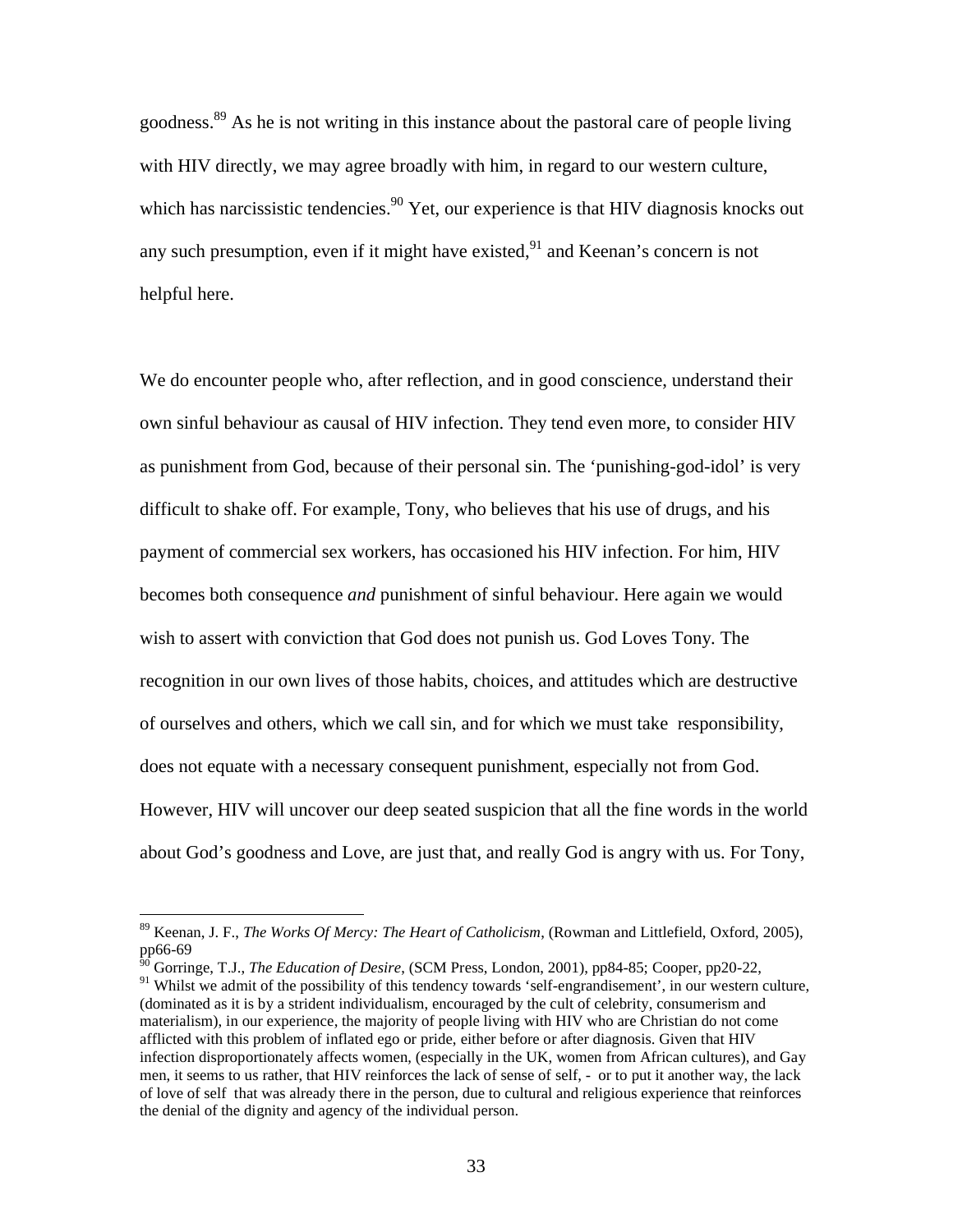goodness.[89] As he is not writing in this instance about the pastoral care of people living with HIV directly, we may agree broadly with him, in regard to our western culture, which has narcissistic tendencies.[90] Yet, our experience is that HIV diagnosis knocks out any such presumption, even if it might have existed,[91] and Keenan's concern is not helpful here.

We do encounter people who, after reflection, and in good conscience, understand their own sinful behaviour as causal of HIV infection. They tend even more, to consider HIV as punishment from God, because of their personal sin. The 'punishing-god-idol' is very difficult to shake off. For example, Tony, who believes that his use of drugs, and his payment of commercial sex workers, has occasioned his HIV infection. For him, HIV becomes both consequence *and* punishment of sinful behaviour. Here again we would wish to assert with conviction that God does not punish us. God Loves Tony. The recognition in our own lives of those habits, choices, and attitudes which are destructive of ourselves and others, which we call sin, and for which we must take responsibility, does not equate with a necessary consequent punishment, especially not from God. However, HIV will uncover our deep seated suspicion that all the fine words in the world about God's goodness and Love, are just that, and really God is angry with us. For Tony,

---

[89] Keenan, J. F., *The Works Of Mercy: The Heart of Catholicism*, (Rowman and Littlefield, Oxford, 2005), pp66-69

[90] Gorringe, T.J., *The Education of Desire*, (SCM Press, London, 2001), pp84-85; Cooper, pp20-22,

[91] Whilst we admit of the possibility of this tendency towards 'self-engrandisement', in our western culture, (dominated as it is by a strident individualism, encouraged by the cult of celebrity, consumerism and materialism), in our experience, the majority of people living with HIV who are Christian do not come afflicted with this problem of inflated ego or pride, either before or after diagnosis. Given that HIV infection disproportionately affects women, (especially in the UK, women from African cultures), and Gay men, it seems to us rather, that HIV reinforces the lack of sense of self, - or to put it another way, the lack of love of self that was already there in the person, due to cultural and religious experience that reinforces the denial of the dignity and agency of the individual person.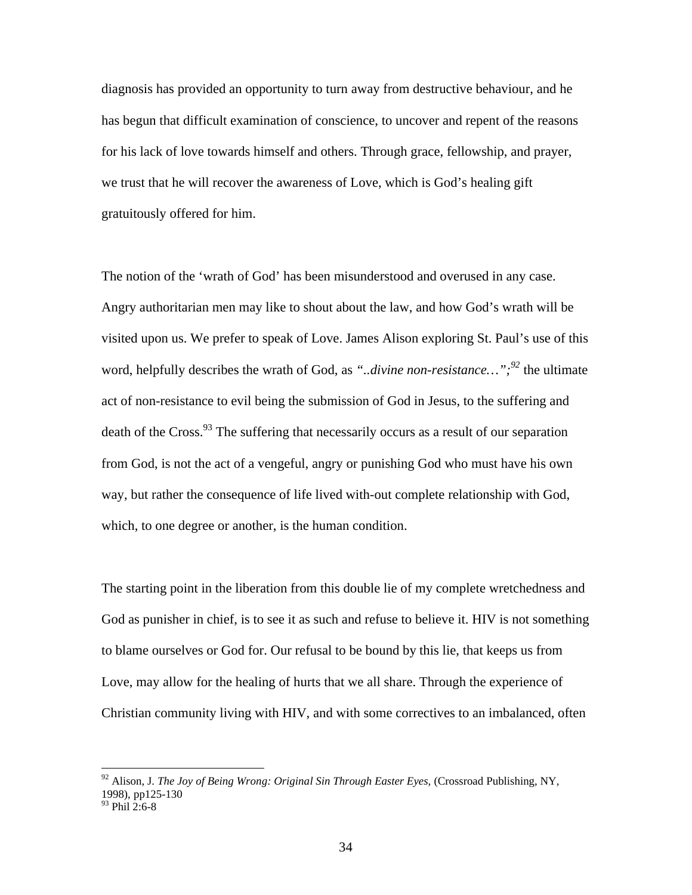diagnosis has provided an opportunity to turn away from destructive behaviour, and he has begun that difficult examination of conscience, to uncover and repent of the reasons for his lack of love towards himself and others. Through grace, fellowship, and prayer, we trust that he will recover the awareness of Love, which is God's healing gift gratuitously offered for him.

The notion of the 'wrath of God' has been misunderstood and overused in any case. Angry authoritarian men may like to shout about the law, and how God's wrath will be visited upon us. We prefer to speak of Love. James Alison exploring St. Paul's use of this word, helpfully describes the wrath of God, as *"..divine non-resistance…";*[92] the ultimate act of non-resistance to evil being the submission of God in Jesus, to the suffering and death of the Cross.[93] The suffering that necessarily occurs as a result of our separation from God, is not the act of a vengeful, angry or punishing God who must have his own way, but rather the consequence of life lived with-out complete relationship with God, which, to one degree or another, is the human condition.

The starting point in the liberation from this double lie of my complete wretchedness and God as punisher in chief, is to see it as such and refuse to believe it. HIV is not something to blame ourselves or God for. Our refusal to be bound by this lie, that keeps us from Love, may allow for the healing of hurts that we all share. Through the experience of Christian community living with HIV, and with some correctives to an imbalanced, often

---

[92] Alison, J. *The Joy of Being Wrong: Original Sin Through Easter Eyes,* (Crossroad Publishing, NY, 1998), pp125-130

[93] Phil 2:6-8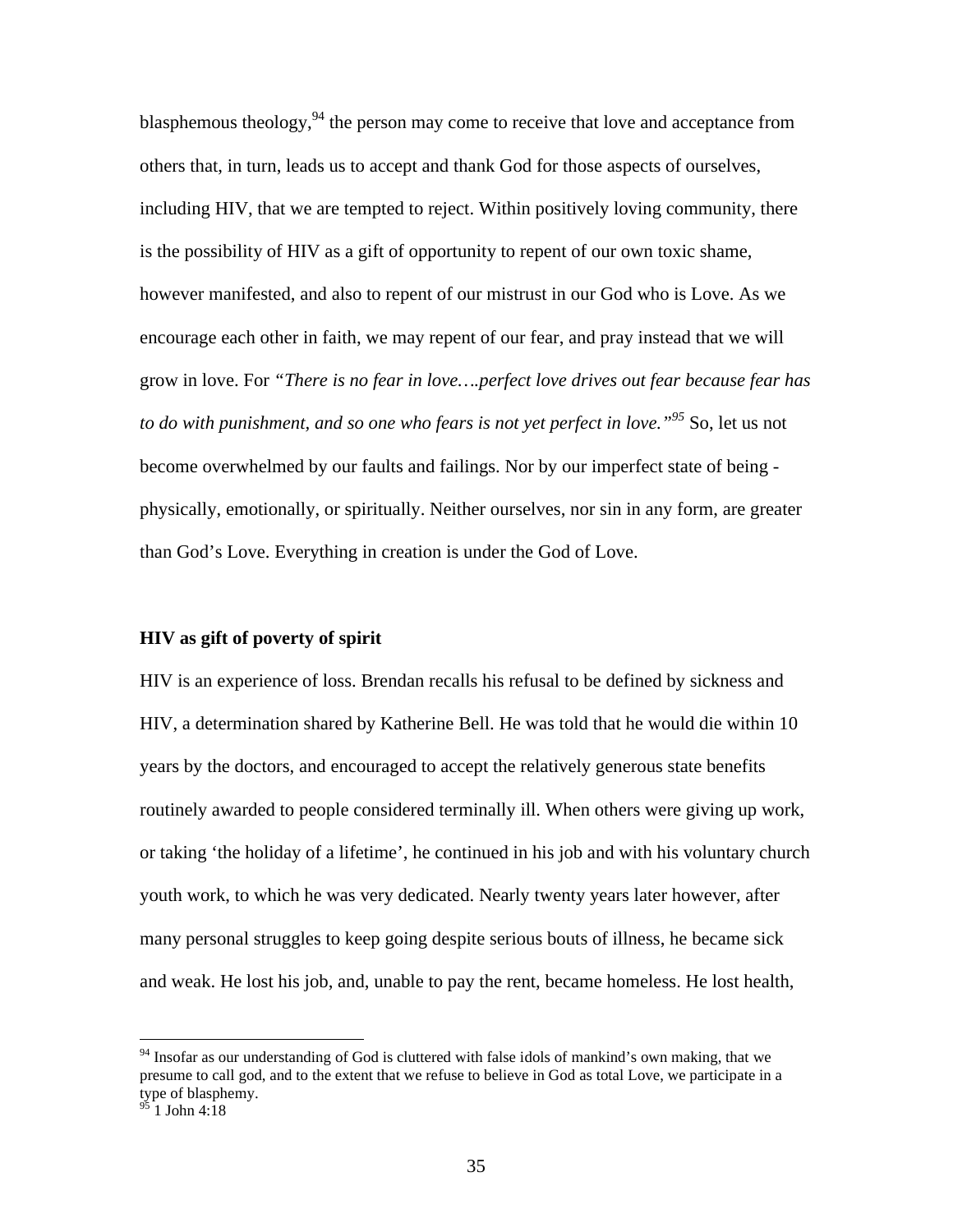blasphemous theology,[94] the person may come to receive that love and acceptance from others that, in turn, leads us to accept and thank God for those aspects of ourselves, including HIV, that we are tempted to reject. Within positively loving community, there is the possibility of HIV as a gift of opportunity to repent of our own toxic shame, however manifested, and also to repent of our mistrust in our God who is Love. As we encourage each other in faith, we may repent of our fear, and pray instead that we will grow in love. For *"There is no fear in love….perfect love drives out fear because fear has to do with punishment, and so one who fears is not yet perfect in love."*[95] So, let us not become overwhelmed by our faults and failings. Nor by our imperfect state of being - physically, emotionally, or spiritually. Neither ourselves, nor sin in any form, are greater than God's Love. Everything in creation is under the God of Love.

**HIV as gift of poverty of spirit**

HIV is an experience of loss. Brendan recalls his refusal to be defined by sickness and HIV, a determination shared by Katherine Bell. He was told that he would die within 10 years by the doctors, and encouraged to accept the relatively generous state benefits routinely awarded to people considered terminally ill. When others were giving up work, or taking 'the holiday of a lifetime', he continued in his job and with his voluntary church youth work, to which he was very dedicated. Nearly twenty years later however, after many personal struggles to keep going despite serious bouts of illness, he became sick and weak. He lost his job, and, unable to pay the rent, became homeless. He lost health,

---

[94] Insofar as our understanding of God is cluttered with false idols of mankind's own making, that we presume to call god, and to the extent that we refuse to believe in God as total Love, we participate in a type of blasphemy.

[95] 1 John 4:18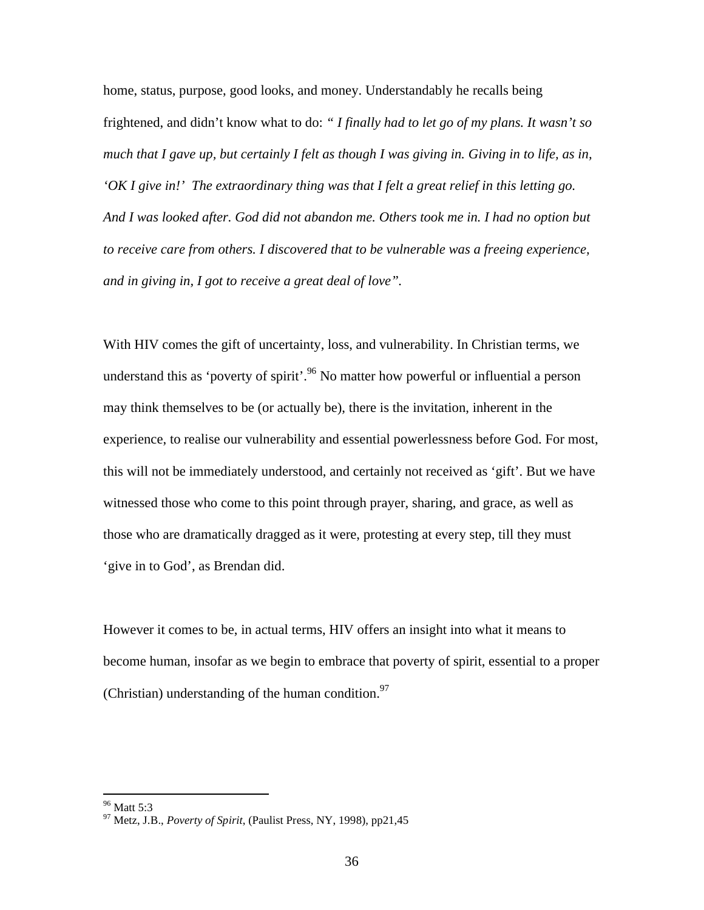home, status, purpose, good looks, and money. Understandably he recalls being frightened, and didn't know what to do: *" I finally had to let go of my plans. It wasn't so much that I gave up, but certainly I felt as though I was giving in. Giving in to life, as in, 'OK I give in!' The extraordinary thing was that I felt a great relief in this letting go. And I was looked after. God did not abandon me. Others took me in. I had no option but to receive care from others. I discovered that to be vulnerable was a freeing experience, and in giving in, I got to receive a great deal of love".*

With HIV comes the gift of uncertainty, loss, and vulnerability. In Christian terms, we understand this as 'poverty of spirit'.[96] No matter how powerful or influential a person may think themselves to be (or actually be), there is the invitation, inherent in the experience, to realise our vulnerability and essential powerlessness before God. For most, this will not be immediately understood, and certainly not received as 'gift'. But we have witnessed those who come to this point through prayer, sharing, and grace, as well as those who are dramatically dragged as it were, protesting at every step, till they must 'give in to God', as Brendan did.

However it comes to be, in actual terms, HIV offers an insight into what it means to become human, insofar as we begin to embrace that poverty of spirit, essential to a proper (Christian) understanding of the human condition.[97]

---

[96] Matt 5:3

[97] Metz, J.B., *Poverty of Spirit*, (Paulist Press, NY, 1998), pp21,45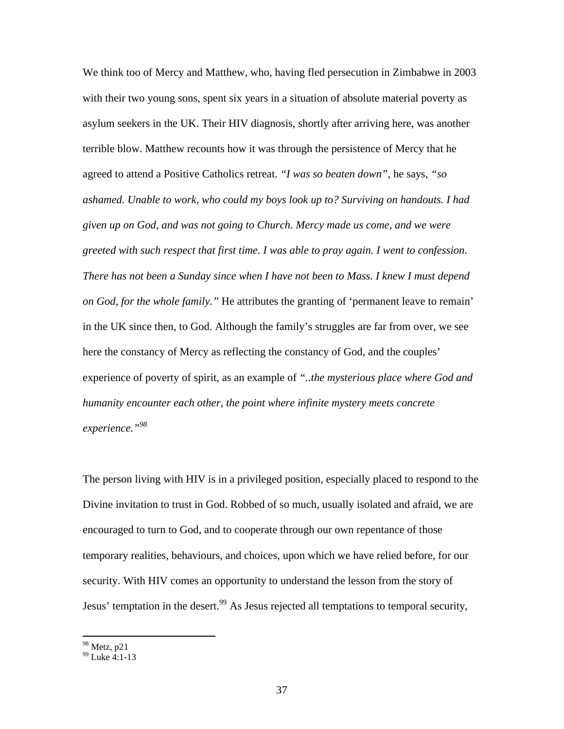We think too of Mercy and Matthew, who, having fled persecution in Zimbabwe in 2003 with their two young sons, spent six years in a situation of absolute material poverty as asylum seekers in the UK. Their HIV diagnosis, shortly after arriving here, was another terrible blow. Matthew recounts how it was through the persistence of Mercy that he agreed to attend a Positive Catholics retreat. *"I was so beaten down"*, he says, *"so ashamed. Unable to work, who could my boys look up to? Surviving on handouts. I had given up on God, and was not going to Church. Mercy made us come, and we were greeted with such respect that first time. I was able to pray again. I went to confession. There has not been a Sunday since when I have not been to Mass. I knew I must depend on God, for the whole family."* He attributes the granting of 'permanent leave to remain' in the UK since then, to God. Although the family's struggles are far from over, we see here the constancy of Mercy as reflecting the constancy of God, and the couples' experience of poverty of spirit, as an example of *"..the mysterious place where God and humanity encounter each other, the point where infinite mystery meets concrete experience."*[98]

The person living with HIV is in a privileged position, especially placed to respond to the Divine invitation to trust in God. Robbed of so much, usually isolated and afraid, we are encouraged to turn to God, and to cooperate through our own repentance of those temporary realities, behaviours, and choices, upon which we have relied before, for our security. With HIV comes an opportunity to understand the lesson from the story of Jesus' temptation in the desert.[99] As Jesus rejected all temptations to temporal security,

[98] Metz, p21
[99] Luke 4:1-13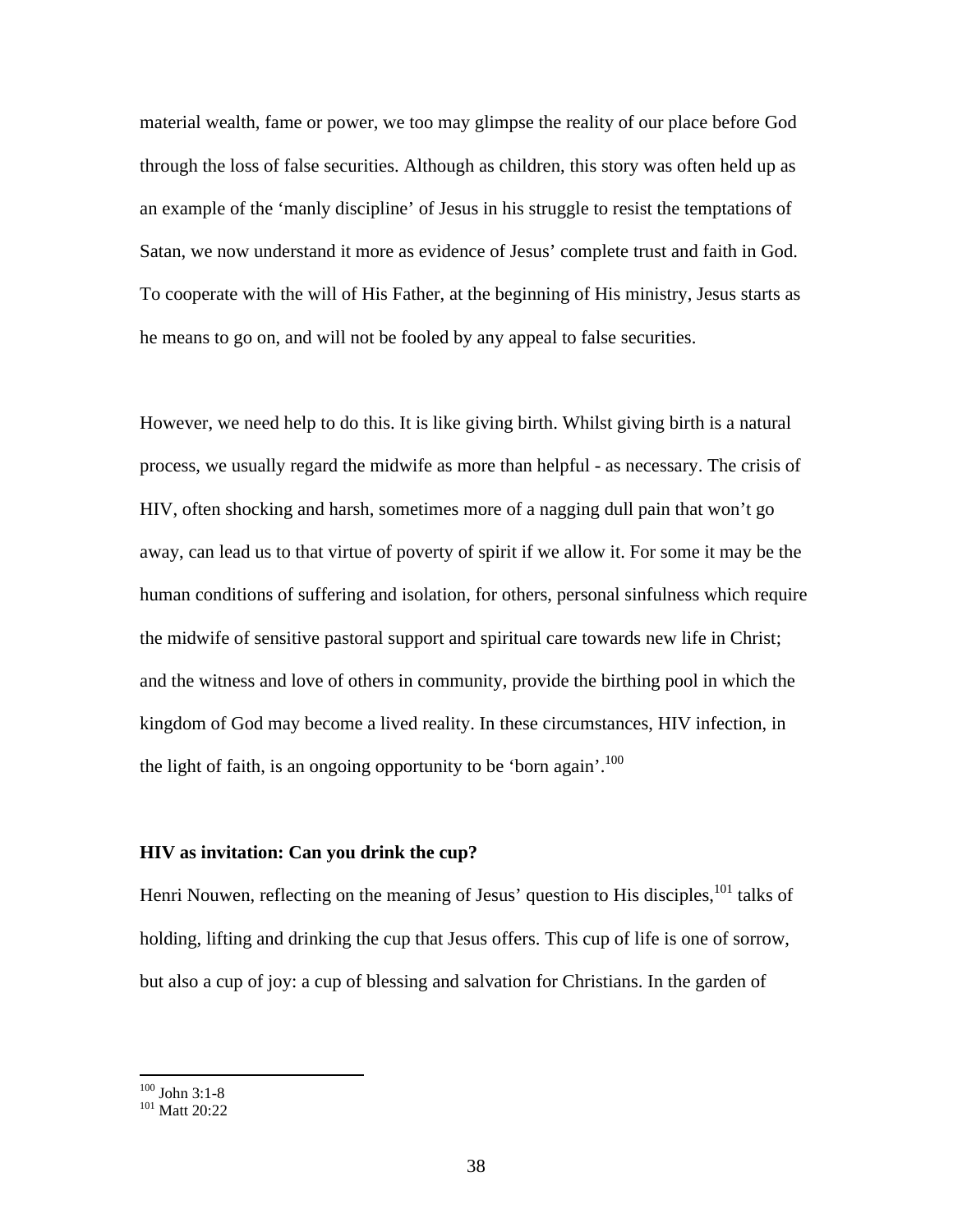material wealth, fame or power, we too may glimpse the reality of our place before God through the loss of false securities. Although as children, this story was often held up as an example of the 'manly discipline' of Jesus in his struggle to resist the temptations of Satan, we now understand it more as evidence of Jesus' complete trust and faith in God. To cooperate with the will of His Father, at the beginning of His ministry, Jesus starts as he means to go on, and will not be fooled by any appeal to false securities.

However, we need help to do this. It is like giving birth. Whilst giving birth is a natural process, we usually regard the midwife as more than helpful - as necessary. The crisis of HIV, often shocking and harsh, sometimes more of a nagging dull pain that won't go away, can lead us to that virtue of poverty of spirit if we allow it. For some it may be the human conditions of suffering and isolation, for others, personal sinfulness which require the midwife of sensitive pastoral support and spiritual care towards new life in Christ; and the witness and love of others in community, provide the birthing pool in which the kingdom of God may become a lived reality. In these circumstances, HIV infection, in the light of faith, is an ongoing opportunity to be 'born again'.[100]

**HIV as invitation: Can you drink the cup?**

Henri Nouwen, reflecting on the meaning of Jesus' question to His disciples,[101] talks of holding, lifting and drinking the cup that Jesus offers. This cup of life is one of sorrow, but also a cup of joy: a cup of blessing and salvation for Christians. In the garden of

[100] John 3:1-8
[101] Matt 20:22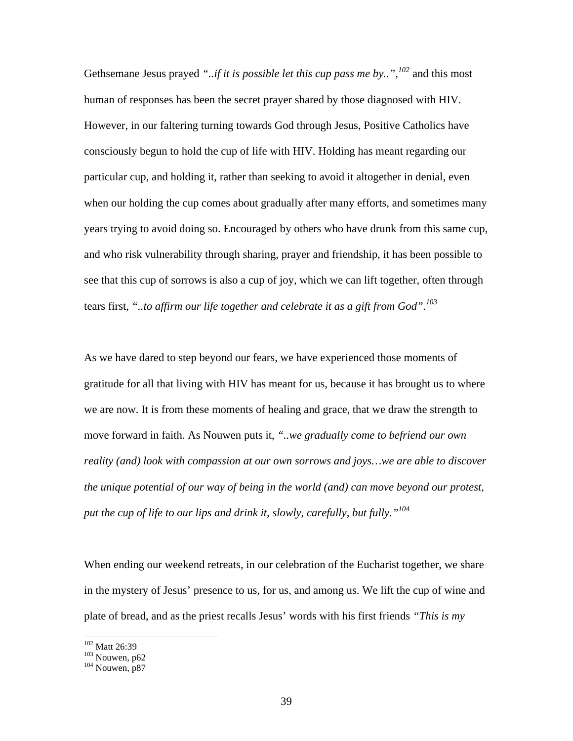Gethsemane Jesus prayed *"..if it is possible let this cup pass me by..",*[102] and this most human of responses has been the secret prayer shared by those diagnosed with HIV. However, in our faltering turning towards God through Jesus, Positive Catholics have consciously begun to hold the cup of life with HIV. Holding has meant regarding our particular cup, and holding it, rather than seeking to avoid it altogether in denial, even when our holding the cup comes about gradually after many efforts, and sometimes many years trying to avoid doing so. Encouraged by others who have drunk from this same cup, and who risk vulnerability through sharing, prayer and friendship, it has been possible to see that this cup of sorrows is also a cup of joy, which we can lift together, often through tears first, *"..to affirm our life together and celebrate it as a gift from God".*[103]

As we have dared to step beyond our fears, we have experienced those moments of gratitude for all that living with HIV has meant for us, because it has brought us to where we are now. It is from these moments of healing and grace, that we draw the strength to move forward in faith. As Nouwen puts it, *"..we gradually come to befriend our own reality (and) look with compassion at our own sorrows and joys…we are able to discover the unique potential of our way of being in the world (and) can move beyond our protest, put the cup of life to our lips and drink it, slowly, carefully, but fully."*[104]

When ending our weekend retreats, in our celebration of the Eucharist together, we share in the mystery of Jesus' presence to us, for us, and among us. We lift the cup of wine and plate of bread, and as the priest recalls Jesus' words with his first friends *"This is my*

---

[102] Matt 26:39
[103] Nouwen, p62
[104] Nouwen, p87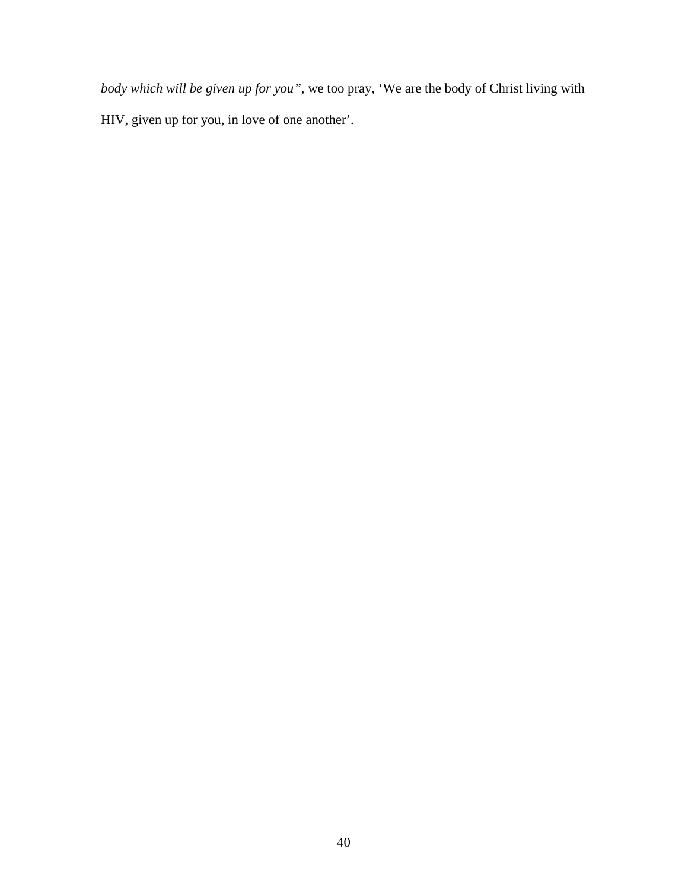*body which will be given up for you"*, we too pray, 'We are the body of Christ living with HIV, given up for you, in love of one another'.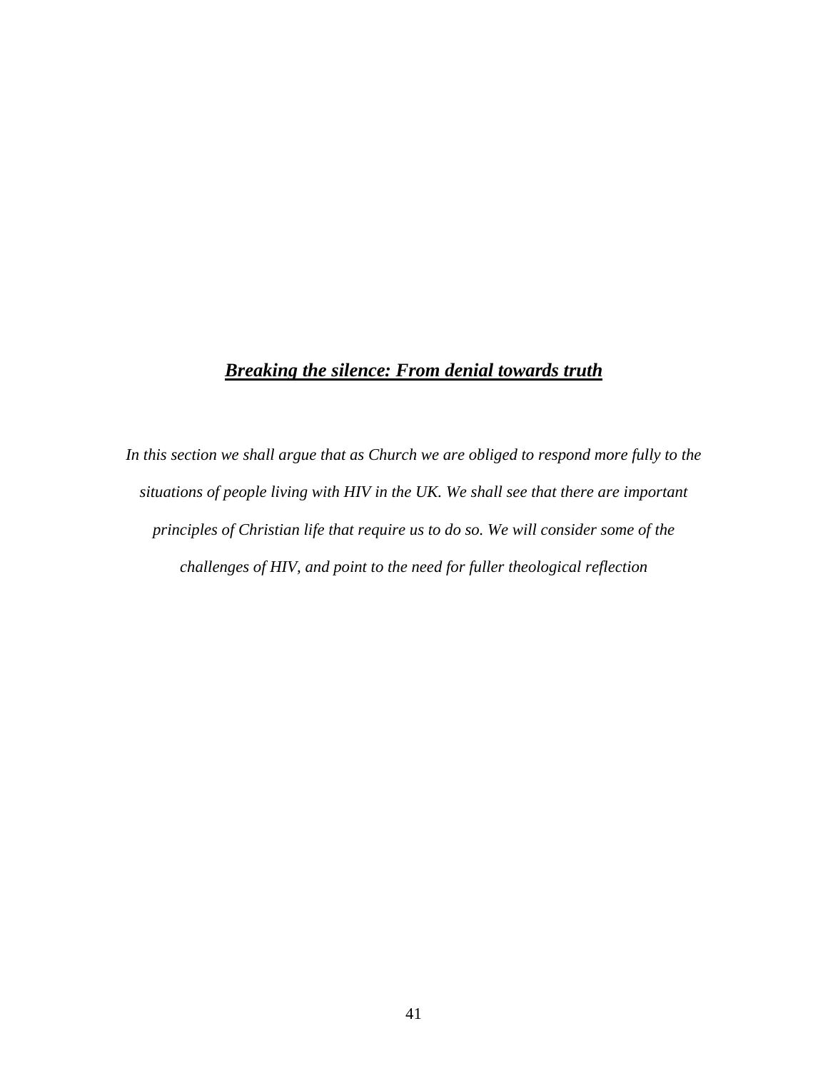## ***Breaking the silence: From denial towards truth***

*In this section we shall argue that as Church we are obliged to respond more fully to the situations of people living with HIV in the UK. We shall see that there are important principles of Christian life that require us to do so. We will consider some of the challenges of HIV, and point to the need for fuller theological reflection*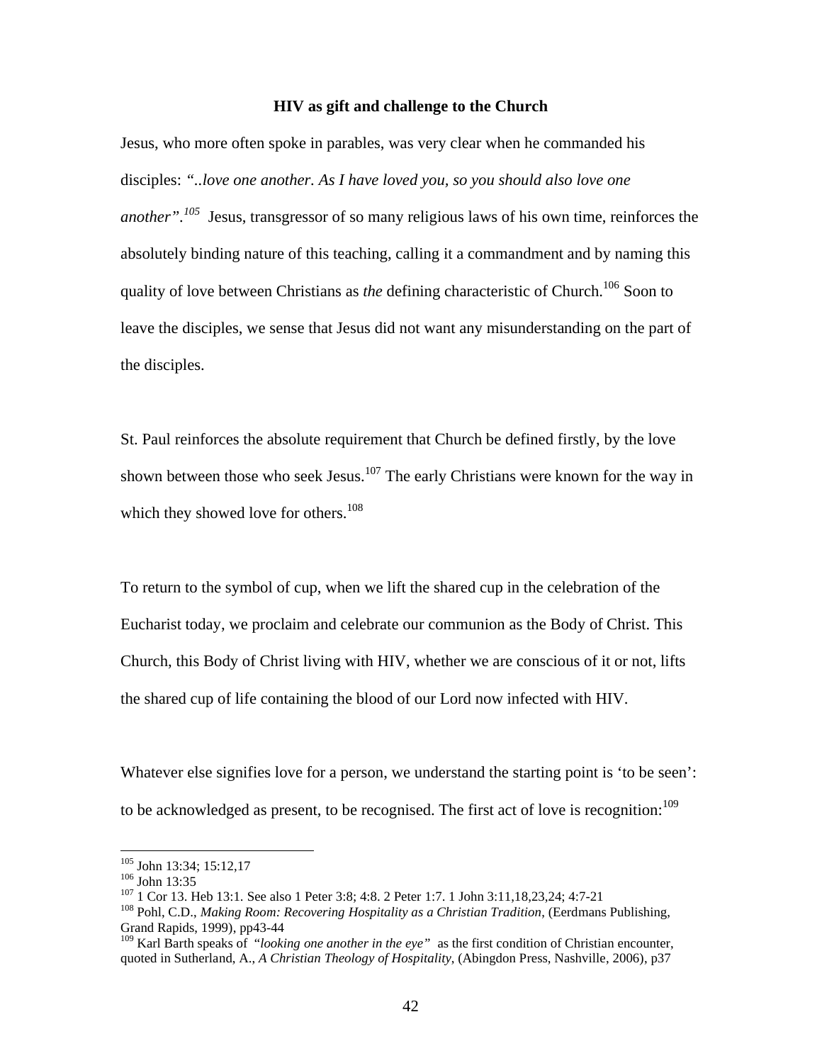**HIV as gift and challenge to the Church**

Jesus, who more often spoke in parables, was very clear when he commanded his disciples: *"..love one another. As I have loved you, so you should also love one another".*[105] Jesus, transgressor of so many religious laws of his own time, reinforces the absolutely binding nature of this teaching, calling it a commandment and by naming this quality of love between Christians as *the* defining characteristic of Church.[106] Soon to leave the disciples, we sense that Jesus did not want any misunderstanding on the part of the disciples.

St. Paul reinforces the absolute requirement that Church be defined firstly, by the love shown between those who seek Jesus.[107] The early Christians were known for the way in which they showed love for others.[108]

To return to the symbol of cup, when we lift the shared cup in the celebration of the Eucharist today, we proclaim and celebrate our communion as the Body of Christ. This Church, this Body of Christ living with HIV, whether we are conscious of it or not, lifts the shared cup of life containing the blood of our Lord now infected with HIV.

Whatever else signifies love for a person, we understand the starting point is 'to be seen': to be acknowledged as present, to be recognised. The first act of love is recognition:[109]

---

[105] John 13:34; 15:12,17

[106] John 13:35

[107] 1 Cor 13. Heb 13:1. See also 1 Peter 3:8; 4:8. 2 Peter 1:7. 1 John 3:11,18,23,24; 4:7-21

[108] Pohl, C.D., *Making Room: Recovering Hospitality as a Christian Tradition*, (Eerdmans Publishing, Grand Rapids, 1999), pp43-44

[109] Karl Barth speaks of *"looking one another in the eye"* as the first condition of Christian encounter, quoted in Sutherland, A., *A Christian Theology of Hospitality*, (Abingdon Press, Nashville, 2006), p37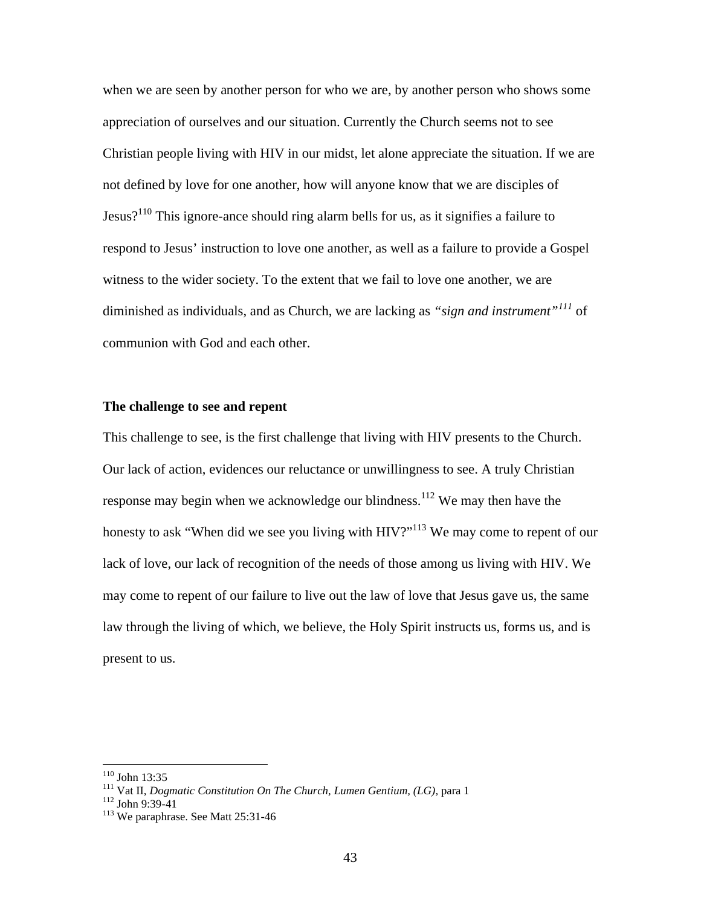when we are seen by another person for who we are, by another person who shows some appreciation of ourselves and our situation. Currently the Church seems not to see Christian people living with HIV in our midst, let alone appreciate the situation. If we are not defined by love for one another, how will anyone know that we are disciples of Jesus?[110] This ignore-ance should ring alarm bells for us, as it signifies a failure to respond to Jesus' instruction to love one another, as well as a failure to provide a Gospel witness to the wider society. To the extent that we fail to love one another, we are diminished as individuals, and as Church, we are lacking as *"sign and instrument"*[111] of communion with God and each other.

**The challenge to see and repent**

This challenge to see, is the first challenge that living with HIV presents to the Church. Our lack of action, evidences our reluctance or unwillingness to see. A truly Christian response may begin when we acknowledge our blindness.[112] We may then have the honesty to ask "When did we see you living with HIV?"[113] We may come to repent of our lack of love, our lack of recognition of the needs of those among us living with HIV. We may come to repent of our failure to live out the law of love that Jesus gave us, the same law through the living of which, we believe, the Holy Spirit instructs us, forms us, and is present to us.

---

[110] John 13:35

[111] Vat II, *Dogmatic Constitution On The Church, Lumen Gentium, (LG),* para 1

[112] John 9:39-41

[113] We paraphrase. See Matt 25:31-46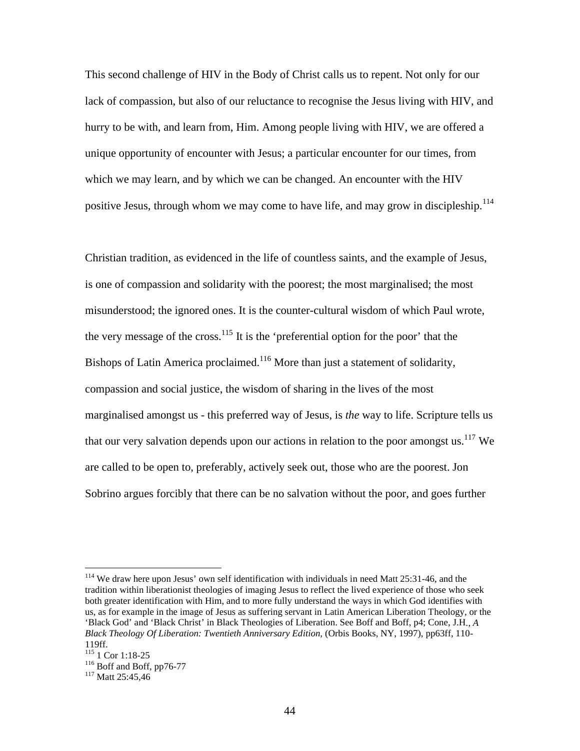This second challenge of HIV in the Body of Christ calls us to repent. Not only for our lack of compassion, but also of our reluctance to recognise the Jesus living with HIV, and hurry to be with, and learn from, Him. Among people living with HIV, we are offered a unique opportunity of encounter with Jesus; a particular encounter for our times, from which we may learn, and by which we can be changed. An encounter with the HIV positive Jesus, through whom we may come to have life, and may grow in discipleship.[114]

Christian tradition, as evidenced in the life of countless saints, and the example of Jesus, is one of compassion and solidarity with the poorest; the most marginalised; the most misunderstood; the ignored ones. It is the counter-cultural wisdom of which Paul wrote, the very message of the cross.[115] It is the 'preferential option for the poor' that the Bishops of Latin America proclaimed.[116] More than just a statement of solidarity, compassion and social justice, the wisdom of sharing in the lives of the most marginalised amongst us - this preferred way of Jesus, is *the* way to life. Scripture tells us that our very salvation depends upon our actions in relation to the poor amongst us.[117] We are called to be open to, preferably, actively seek out, those who are the poorest. Jon Sobrino argues forcibly that there can be no salvation without the poor, and goes further

---

[114] We draw here upon Jesus' own self identification with individuals in need Matt 25:31-46, and the tradition within liberationist theologies of imaging Jesus to reflect the lived experience of those who seek both greater identification with Him, and to more fully understand the ways in which God identifies with us, as for example in the image of Jesus as suffering servant in Latin American Liberation Theology, or the 'Black God' and 'Black Christ' in Black Theologies of Liberation. See Boff and Boff, p4; Cone, J.H., *A Black Theology Of Liberation: Twentieth Anniversary Edition,* (Orbis Books, NY, 1997), pp63ff, 110-119ff.

[115] 1 Cor 1:18-25

[116] Boff and Boff, pp76-77

[117] Matt 25:45,46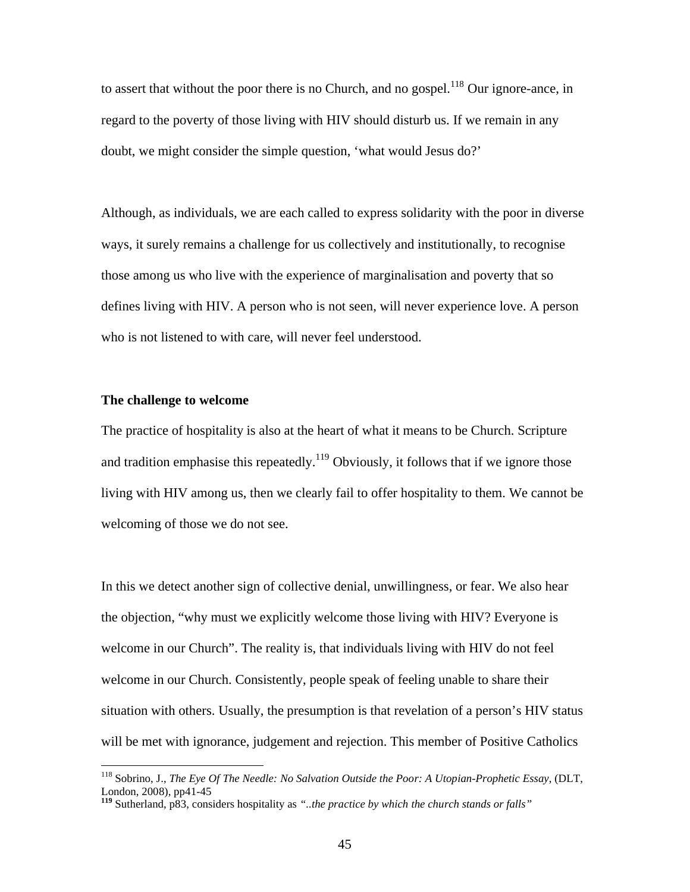to assert that without the poor there is no Church, and no gospel.[118] Our ignore-ance, in regard to the poverty of those living with HIV should disturb us. If we remain in any doubt, we might consider the simple question, 'what would Jesus do?'

Although, as individuals, we are each called to express solidarity with the poor in diverse ways, it surely remains a challenge for us collectively and institutionally, to recognise those among us who live with the experience of marginalisation and poverty that so defines living with HIV. A person who is not seen, will never experience love. A person who is not listened to with care, will never feel understood.

**The challenge to welcome**

The practice of hospitality is also at the heart of what it means to be Church. Scripture and tradition emphasise this repeatedly.[119] Obviously, it follows that if we ignore those living with HIV among us, then we clearly fail to offer hospitality to them. We cannot be welcoming of those we do not see.

In this we detect another sign of collective denial, unwillingness, or fear. We also hear the objection, "why must we explicitly welcome those living with HIV? Everyone is welcome in our Church". The reality is, that individuals living with HIV do not feel welcome in our Church. Consistently, people speak of feeling unable to share their situation with others. Usually, the presumption is that revelation of a person's HIV status will be met with ignorance, judgement and rejection. This member of Positive Catholics

---

[118] Sobrino, J., *The Eye Of The Needle: No Salvation Outside the Poor: A Utopian-Prophetic Essay*, (DLT, London, 2008), pp41-45

**[119]** Sutherland, p83, considers hospitality as *"..the practice by which the church stands or falls"*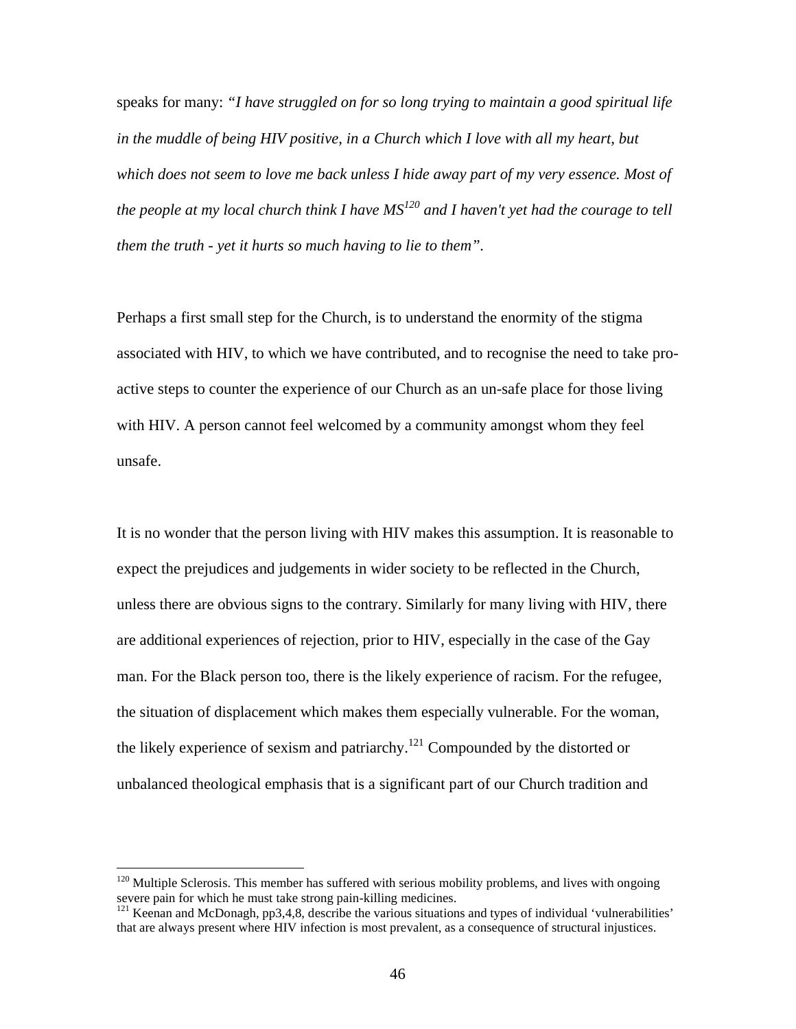speaks for many: *"I have struggled on for so long trying to maintain a good spiritual life in the muddle of being HIV positive, in a Church which I love with all my heart, but which does not seem to love me back unless I hide away part of my very essence. Most of the people at my local church think I have MS*[120] *and I haven't yet had the courage to tell them the truth - yet it hurts so much having to lie to them".*

Perhaps a first small step for the Church, is to understand the enormity of the stigma associated with HIV, to which we have contributed, and to recognise the need to take pro-active steps to counter the experience of our Church as an un-safe place for those living with HIV. A person cannot feel welcomed by a community amongst whom they feel unsafe.

It is no wonder that the person living with HIV makes this assumption. It is reasonable to expect the prejudices and judgements in wider society to be reflected in the Church, unless there are obvious signs to the contrary. Similarly for many living with HIV, there are additional experiences of rejection, prior to HIV, especially in the case of the Gay man. For the Black person too, there is the likely experience of racism. For the refugee, the situation of displacement which makes them especially vulnerable. For the woman, the likely experience of sexism and patriarchy.[121] Compounded by the distorted or unbalanced theological emphasis that is a significant part of our Church tradition and

---

[120] Multiple Sclerosis. This member has suffered with serious mobility problems, and lives with ongoing severe pain for which he must take strong pain-killing medicines.

[121] Keenan and McDonagh, pp3,4,8, describe the various situations and types of individual 'vulnerabilities' that are always present where HIV infection is most prevalent, as a consequence of structural injustices.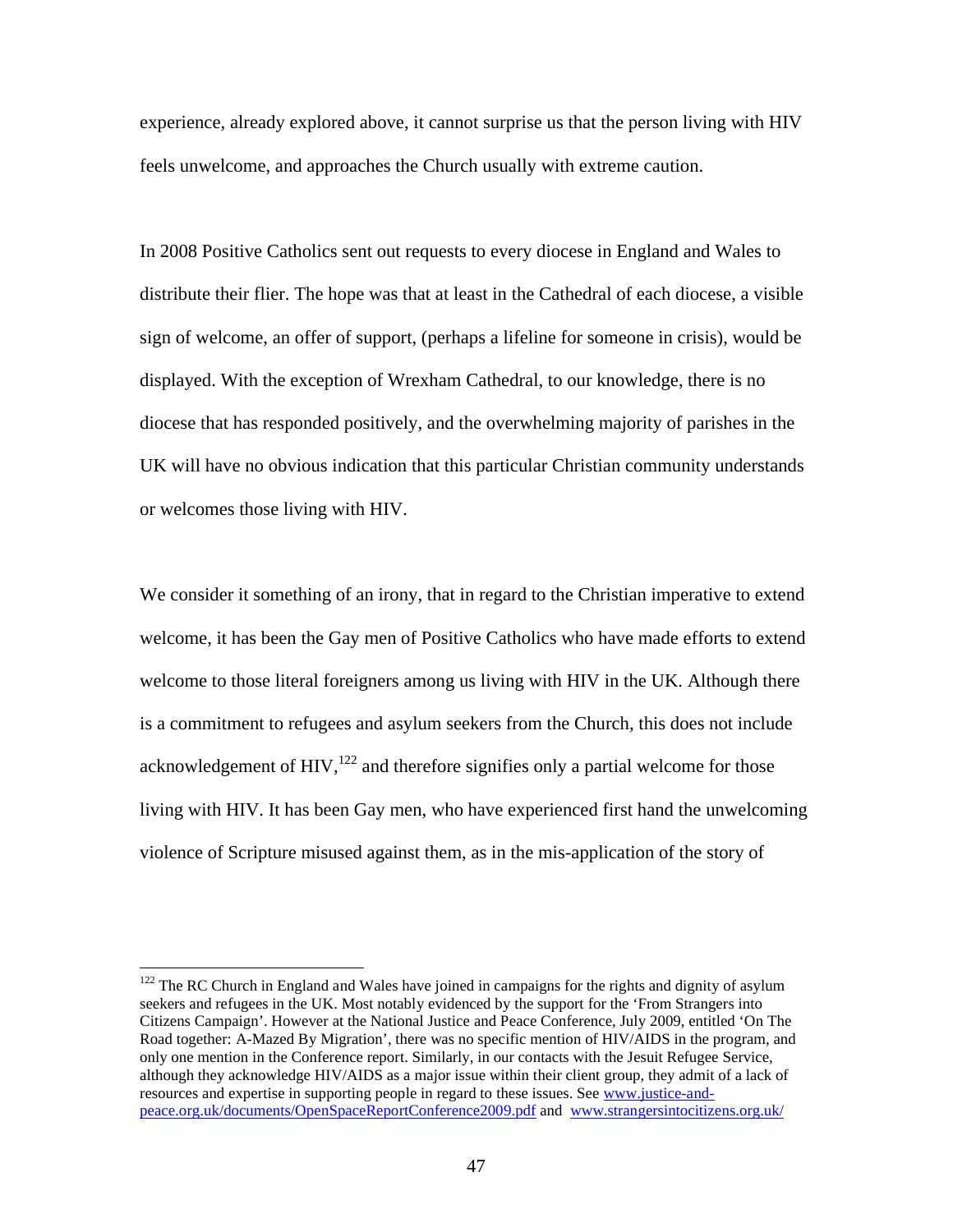experience, already explored above, it cannot surprise us that the person living with HIV feels unwelcome, and approaches the Church usually with extreme caution.

In 2008 Positive Catholics sent out requests to every diocese in England and Wales to distribute their flier. The hope was that at least in the Cathedral of each diocese, a visible sign of welcome, an offer of support, (perhaps a lifeline for someone in crisis), would be displayed. With the exception of Wrexham Cathedral, to our knowledge, there is no diocese that has responded positively, and the overwhelming majority of parishes in the UK will have no obvious indication that this particular Christian community understands or welcomes those living with HIV.

We consider it something of an irony, that in regard to the Christian imperative to extend welcome, it has been the Gay men of Positive Catholics who have made efforts to extend welcome to those literal foreigners among us living with HIV in the UK. Although there is a commitment to refugees and asylum seekers from the Church, this does not include acknowledgement of HIV,[122] and therefore signifies only a partial welcome for those living with HIV. It has been Gay men, who have experienced first hand the unwelcoming violence of Scripture misused against them, as in the mis-application of the story of

---

[122] The RC Church in England and Wales have joined in campaigns for the rights and dignity of asylum seekers and refugees in the UK. Most notably evidenced by the support for the 'From Strangers into Citizens Campaign'. However at the National Justice and Peace Conference, July 2009, entitled 'On The Road together: A-Mazed By Migration', there was no specific mention of HIV/AIDS in the program, and only one mention in the Conference report. Similarly, in our contacts with the Jesuit Refugee Service, although they acknowledge HIV/AIDS as a major issue within their client group, they admit of a lack of resources and expertise in supporting people in regard to these issues. See www.justice-and-peace.org.uk/documents/OpenSpaceReportConference2009.pdf and www.strangersintocitizens.org.uk/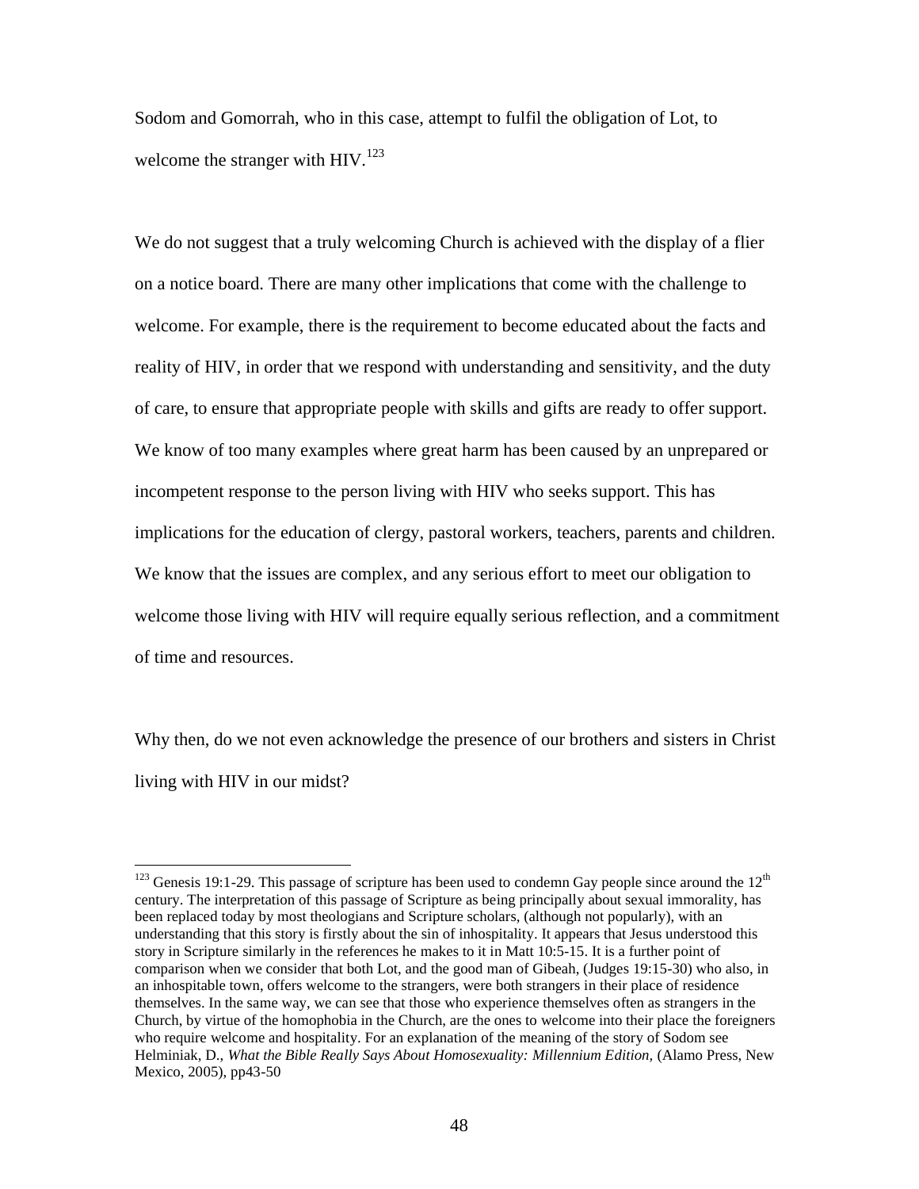Sodom and Gomorrah, who in this case, attempt to fulfil the obligation of Lot, to welcome the stranger with HIV.[123]

We do not suggest that a truly welcoming Church is achieved with the display of a flier on a notice board. There are many other implications that come with the challenge to welcome. For example, there is the requirement to become educated about the facts and reality of HIV, in order that we respond with understanding and sensitivity, and the duty of care, to ensure that appropriate people with skills and gifts are ready to offer support. We know of too many examples where great harm has been caused by an unprepared or incompetent response to the person living with HIV who seeks support. This has implications for the education of clergy, pastoral workers, teachers, parents and children. We know that the issues are complex, and any serious effort to meet our obligation to welcome those living with HIV will require equally serious reflection, and a commitment of time and resources.

Why then, do we not even acknowledge the presence of our brothers and sisters in Christ living with HIV in our midst?

---

[123] Genesis 19:1-29. This passage of scripture has been used to condemn Gay people since around the 12th century. The interpretation of this passage of Scripture as being principally about sexual immorality, has been replaced today by most theologians and Scripture scholars, (although not popularly), with an understanding that this story is firstly about the sin of inhospitality. It appears that Jesus understood this story in Scripture similarly in the references he makes to it in Matt 10:5-15. It is a further point of comparison when we consider that both Lot, and the good man of Gibeah, (Judges 19:15-30) who also, in an inhospitable town, offers welcome to the strangers, were both strangers in their place of residence themselves. In the same way, we can see that those who experience themselves often as strangers in the Church, by virtue of the homophobia in the Church, are the ones to welcome into their place the foreigners who require welcome and hospitality. For an explanation of the meaning of the story of Sodom see Helminiak, D., *What the Bible Really Says About Homosexuality: Millennium Edition,* (Alamo Press, New Mexico, 2005), pp43-50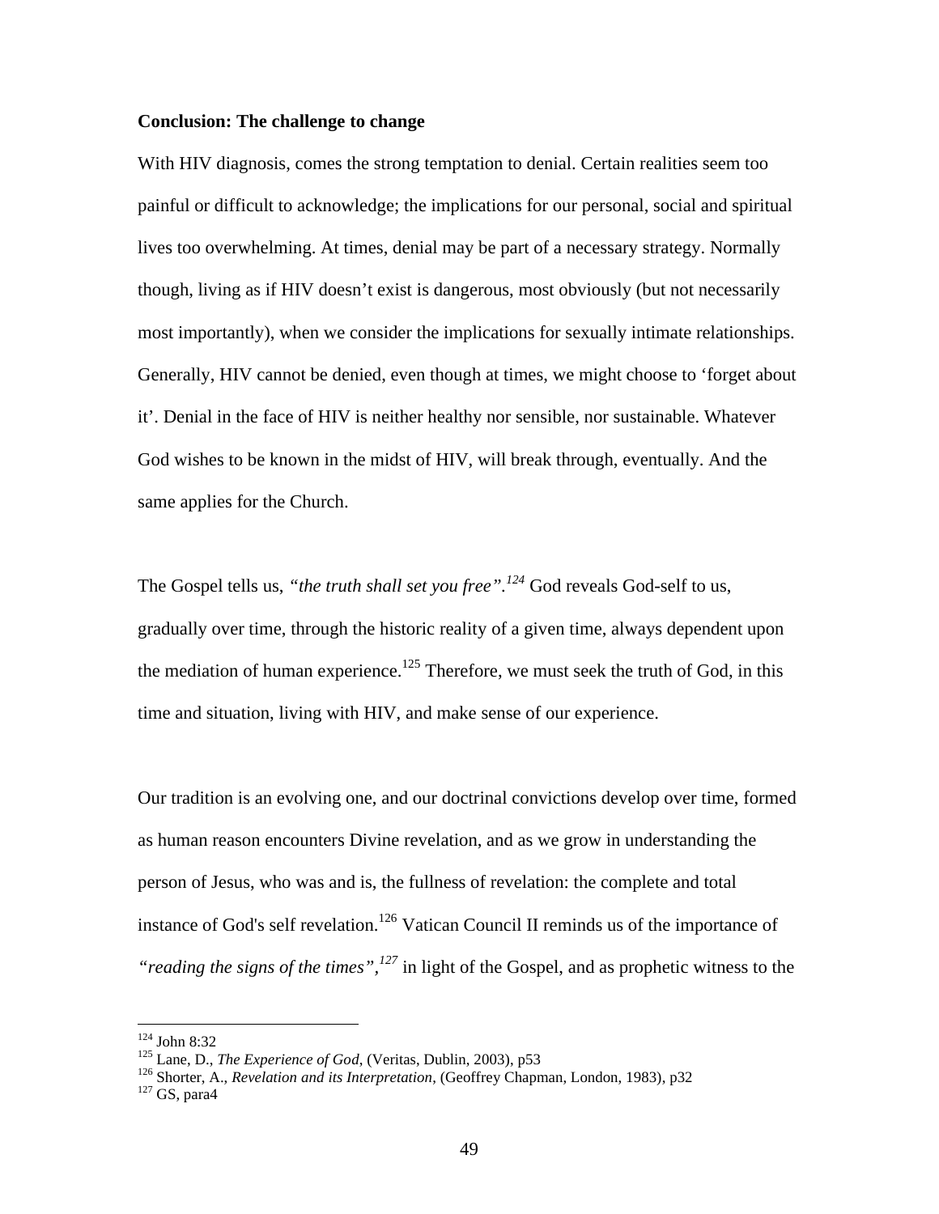**Conclusion: The challenge to change**

With HIV diagnosis, comes the strong temptation to denial. Certain realities seem too painful or difficult to acknowledge; the implications for our personal, social and spiritual lives too overwhelming. At times, denial may be part of a necessary strategy. Normally though, living as if HIV doesn't exist is dangerous, most obviously (but not necessarily most importantly), when we consider the implications for sexually intimate relationships. Generally, HIV cannot be denied, even though at times, we might choose to 'forget about it'. Denial in the face of HIV is neither healthy nor sensible, nor sustainable. Whatever God wishes to be known in the midst of HIV, will break through, eventually. And the same applies for the Church.

The Gospel tells us, *"the truth shall set you free".*[124] God reveals God-self to us, gradually over time, through the historic reality of a given time, always dependent upon the mediation of human experience.[125] Therefore, we must seek the truth of God, in this time and situation, living with HIV, and make sense of our experience.

Our tradition is an evolving one, and our doctrinal convictions develop over time, formed as human reason encounters Divine revelation, and as we grow in understanding the person of Jesus, who was and is, the fullness of revelation: the complete and total instance of God's self revelation.[126] Vatican Council II reminds us of the importance of *"reading the signs of the times"*,[127] in light of the Gospel, and as prophetic witness to the

---

[124] John 8:32
[125] Lane, D., *The Experience of God*, (Veritas, Dublin, 2003), p53
[126] Shorter, A., *Revelation and its Interpretation*, (Geoffrey Chapman, London, 1983), p32
[127] GS, para4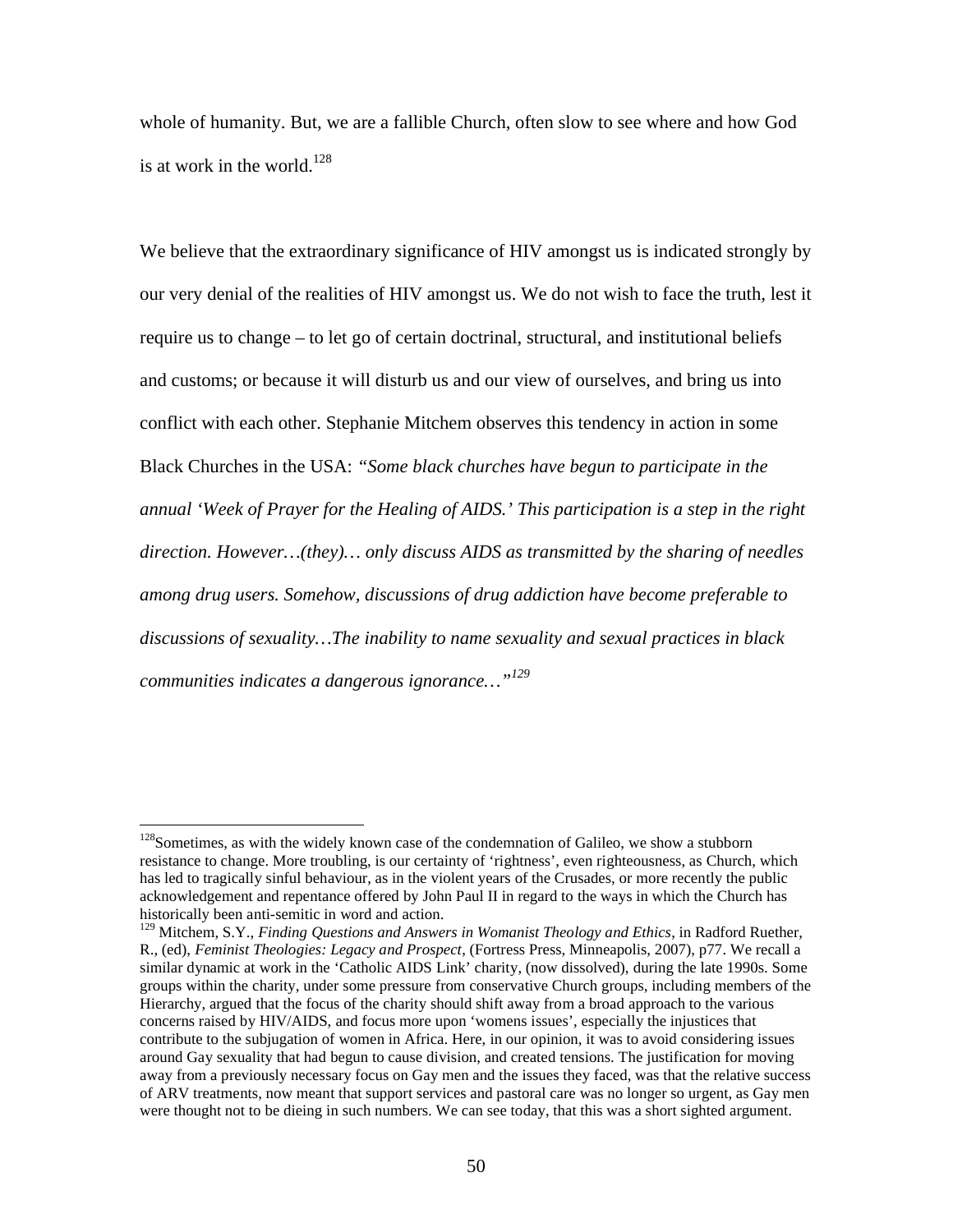whole of humanity. But, we are a fallible Church, often slow to see where and how God is at work in the world.[128]

We believe that the extraordinary significance of HIV amongst us is indicated strongly by our very denial of the realities of HIV amongst us. We do not wish to face the truth, lest it require us to change – to let go of certain doctrinal, structural, and institutional beliefs and customs; or because it will disturb us and our view of ourselves, and bring us into conflict with each other. Stephanie Mitchem observes this tendency in action in some Black Churches in the USA: *"Some black churches have begun to participate in the annual 'Week of Prayer for the Healing of AIDS.' This participation is a step in the right direction. However…(they)… only discuss AIDS as transmitted by the sharing of needles among drug users. Somehow, discussions of drug addiction have become preferable to discussions of sexuality…The inability to name sexuality and sexual practices in black communities indicates a dangerous ignorance…"*[129]

---

[128] Sometimes, as with the widely known case of the condemnation of Galileo, we show a stubborn resistance to change. More troubling, is our certainty of 'rightness', even righteousness, as Church, which has led to tragically sinful behaviour, as in the violent years of the Crusades, or more recently the public acknowledgement and repentance offered by John Paul II in regard to the ways in which the Church has historically been anti-semitic in word and action.

[129] Mitchem, S.Y., *Finding Questions and Answers in Womanist Theology and Ethics*, in Radford Ruether, R., (ed), *Feminist Theologies: Legacy and Prospect*, (Fortress Press, Minneapolis, 2007), p77. We recall a similar dynamic at work in the 'Catholic AIDS Link' charity, (now dissolved), during the late 1990s. Some groups within the charity, under some pressure from conservative Church groups, including members of the Hierarchy, argued that the focus of the charity should shift away from a broad approach to the various concerns raised by HIV/AIDS, and focus more upon 'womens issues', especially the injustices that contribute to the subjugation of women in Africa. Here, in our opinion, it was to avoid considering issues around Gay sexuality that had begun to cause division, and created tensions. The justification for moving away from a previously necessary focus on Gay men and the issues they faced, was that the relative success of ARV treatments, now meant that support services and pastoral care was no longer so urgent, as Gay men were thought not to be dieing in such numbers. We can see today, that this was a short sighted argument.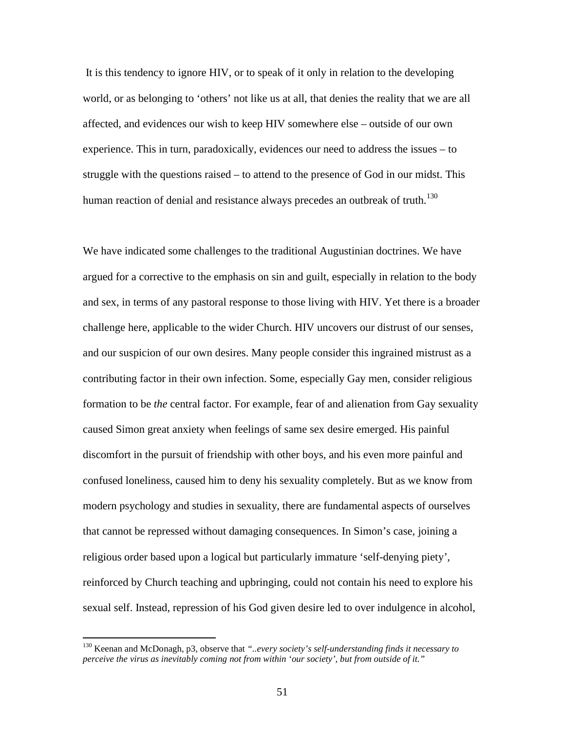It is this tendency to ignore HIV, or to speak of it only in relation to the developing world, or as belonging to 'others' not like us at all, that denies the reality that we are all affected, and evidences our wish to keep HIV somewhere else – outside of our own experience. This in turn, paradoxically, evidences our need to address the issues – to struggle with the questions raised – to attend to the presence of God in our midst. This human reaction of denial and resistance always precedes an outbreak of truth.[130]

We have indicated some challenges to the traditional Augustinian doctrines. We have argued for a corrective to the emphasis on sin and guilt, especially in relation to the body and sex, in terms of any pastoral response to those living with HIV. Yet there is a broader challenge here, applicable to the wider Church. HIV uncovers our distrust of our senses, and our suspicion of our own desires. Many people consider this ingrained mistrust as a contributing factor in their own infection. Some, especially Gay men, consider religious formation to be *the* central factor. For example, fear of and alienation from Gay sexuality caused Simon great anxiety when feelings of same sex desire emerged. His painful discomfort in the pursuit of friendship with other boys, and his even more painful and confused loneliness, caused him to deny his sexuality completely. But as we know from modern psychology and studies in sexuality, there are fundamental aspects of ourselves that cannot be repressed without damaging consequences. In Simon's case, joining a religious order based upon a logical but particularly immature 'self-denying piety', reinforced by Church teaching and upbringing, could not contain his need to explore his sexual self. Instead, repression of his God given desire led to over indulgence in alcohol,

---

[130] Keenan and McDonagh, p3, observe that *"..every society's self-understanding finds it necessary to perceive the virus as inevitably coming not from within 'our society', but from outside of it."*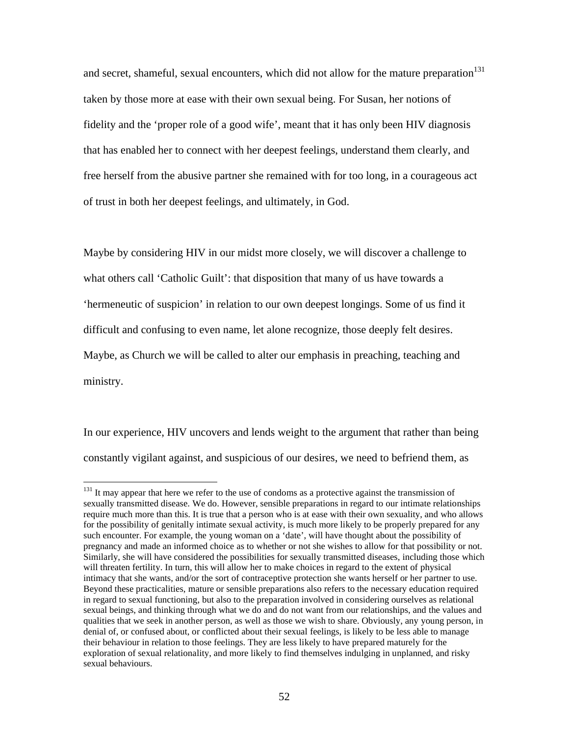and secret, shameful, sexual encounters, which did not allow for the mature preparation[131] taken by those more at ease with their own sexual being. For Susan, her notions of fidelity and the 'proper role of a good wife', meant that it has only been HIV diagnosis that has enabled her to connect with her deepest feelings, understand them clearly, and free herself from the abusive partner she remained with for too long, in a courageous act of trust in both her deepest feelings, and ultimately, in God.

Maybe by considering HIV in our midst more closely, we will discover a challenge to what others call 'Catholic Guilt': that disposition that many of us have towards a 'hermeneutic of suspicion' in relation to our own deepest longings. Some of us find it difficult and confusing to even name, let alone recognize, those deeply felt desires. Maybe, as Church we will be called to alter our emphasis in preaching, teaching and ministry.

In our experience, HIV uncovers and lends weight to the argument that rather than being constantly vigilant against, and suspicious of our desires, we need to befriend them, as

---

[131] It may appear that here we refer to the use of condoms as a protective against the transmission of sexually transmitted disease. We do. However, sensible preparations in regard to our intimate relationships require much more than this. It is true that a person who is at ease with their own sexuality, and who allows for the possibility of genitally intimate sexual activity, is much more likely to be properly prepared for any such encounter. For example, the young woman on a 'date', will have thought about the possibility of pregnancy and made an informed choice as to whether or not she wishes to allow for that possibility or not. Similarly, she will have considered the possibilities for sexually transmitted diseases, including those which will threaten fertility. In turn, this will allow her to make choices in regard to the extent of physical intimacy that she wants, and/or the sort of contraceptive protection she wants herself or her partner to use. Beyond these practicalities, mature or sensible preparations also refers to the necessary education required in regard to sexual functioning, but also to the preparation involved in considering ourselves as relational sexual beings, and thinking through what we do and do not want from our relationships, and the values and qualities that we seek in another person, as well as those we wish to share. Obviously, any young person, in denial of, or confused about, or conflicted about their sexual feelings, is likely to be less able to manage their behaviour in relation to those feelings. They are less likely to have prepared maturely for the exploration of sexual relationality, and more likely to find themselves indulging in unplanned, and risky sexual behaviours.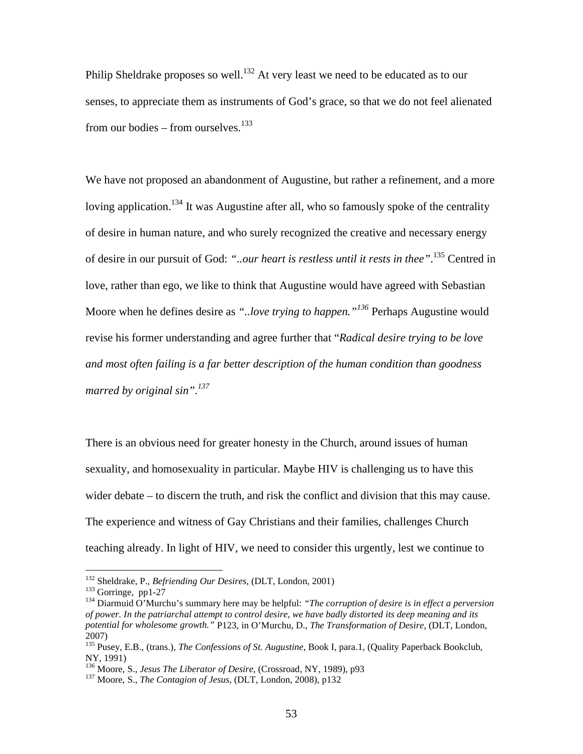Philip Sheldrake proposes so well.[132] At very least we need to be educated as to our senses, to appreciate them as instruments of God's grace, so that we do not feel alienated from our bodies – from ourselves.[133]

We have not proposed an abandonment of Augustine, but rather a refinement, and a more loving application.[134] It was Augustine after all, who so famously spoke of the centrality of desire in human nature, and who surely recognized the creative and necessary energy of desire in our pursuit of God: *"..our heart is restless until it rests in thee"*.[135] Centred in love, rather than ego, we like to think that Augustine would have agreed with Sebastian Moore when he defines desire as *"..love trying to happen."*[136] Perhaps Augustine would revise his former understanding and agree further that "*Radical desire trying to be love and most often failing is a far better description of the human condition than goodness marred by original sin*".[137]

There is an obvious need for greater honesty in the Church, around issues of human sexuality, and homosexuality in particular. Maybe HIV is challenging us to have this wider debate – to discern the truth, and risk the conflict and division that this may cause. The experience and witness of Gay Christians and their families, challenges Church teaching already. In light of HIV, we need to consider this urgently, lest we continue to

---

[132] Sheldrake, P., *Befriending Our Desires*, (DLT, London, 2001)

[133] Gorringe, pp1-27

[134] Diarmuid O'Murchu's summary here may be helpful: *"The corruption of desire is in effect a perversion of power. In the patriarchal attempt to control desire, we have badly distorted its deep meaning and its potential for wholesome growth."* P123, in O'Murchu, D., *The Transformation of Desire*, (DLT, London, 2007)

[135] Pusey, E.B., (trans.), *The Confessions of St. Augustine*, Book I, para.1, (Quality Paperback Bookclub, NY, 1991)

[136] Moore, S., *Jesus The Liberator of Desire*, (Crossroad, NY, 1989), p93

[137] Moore, S., *The Contagion of Jesus*, (DLT, London, 2008), p132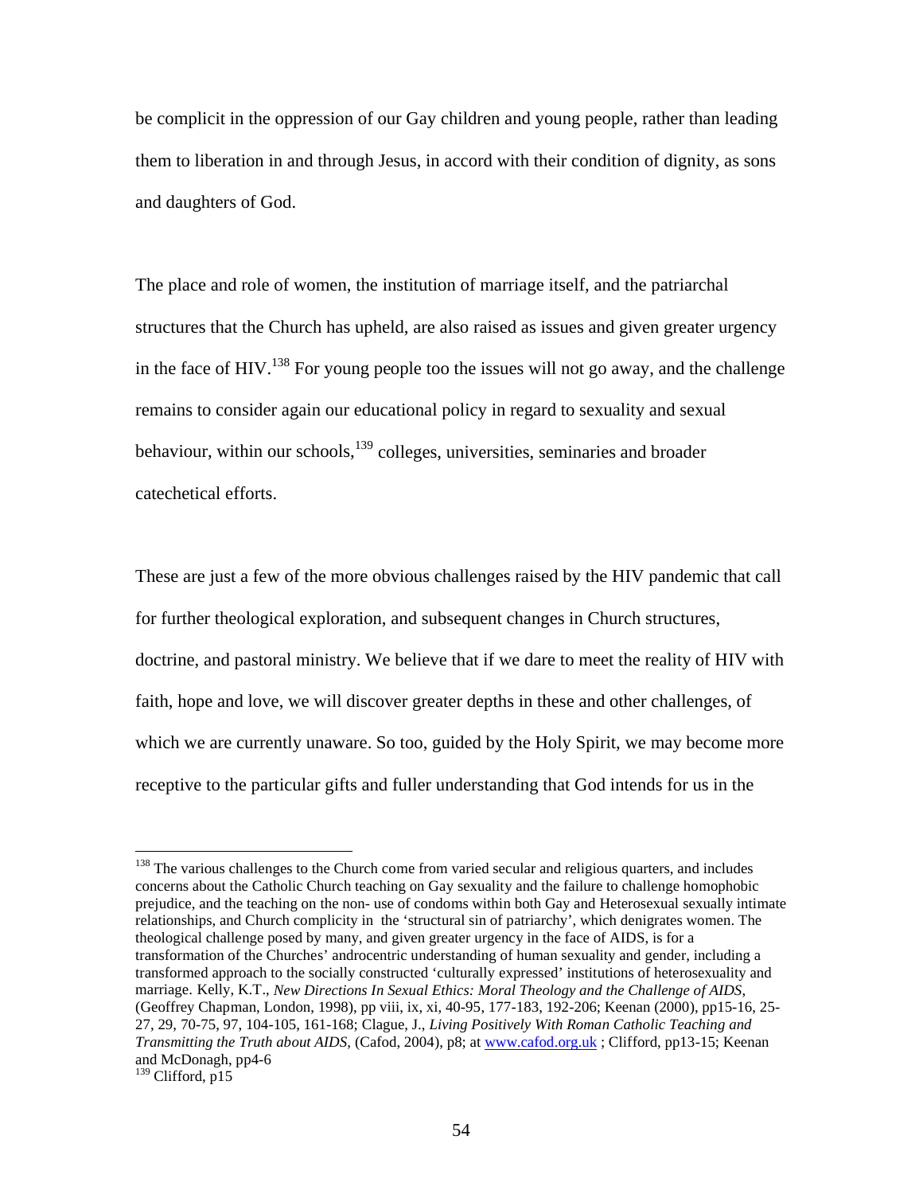be complicit in the oppression of our Gay children and young people, rather than leading them to liberation in and through Jesus, in accord with their condition of dignity, as sons and daughters of God.

The place and role of women, the institution of marriage itself, and the patriarchal structures that the Church has upheld, are also raised as issues and given greater urgency in the face of HIV.[138] For young people too the issues will not go away, and the challenge remains to consider again our educational policy in regard to sexuality and sexual behaviour, within our schools,[139] colleges, universities, seminaries and broader catechetical efforts.

These are just a few of the more obvious challenges raised by the HIV pandemic that call for further theological exploration, and subsequent changes in Church structures, doctrine, and pastoral ministry. We believe that if we dare to meet the reality of HIV with faith, hope and love, we will discover greater depths in these and other challenges, of which we are currently unaware. So too, guided by the Holy Spirit, we may become more receptive to the particular gifts and fuller understanding that God intends for us in the

---

[138] The various challenges to the Church come from varied secular and religious quarters, and includes concerns about the Catholic Church teaching on Gay sexuality and the failure to challenge homophobic prejudice, and the teaching on the non- use of condoms within both Gay and Heterosexual sexually intimate relationships, and Church complicity in the 'structural sin of patriarchy', which denigrates women. The theological challenge posed by many, and given greater urgency in the face of AIDS, is for a transformation of the Churches' androcentric understanding of human sexuality and gender, including a transformed approach to the socially constructed 'culturally expressed' institutions of heterosexuality and marriage. Kelly, K.T., *New Directions In Sexual Ethics: Moral Theology and the Challenge of AIDS*, (Geoffrey Chapman, London, 1998), pp viii, ix, xi, 40-95, 177-183, 192-206; Keenan (2000), pp15-16, 25-27, 29, 70-75, 97, 104-105, 161-168; Clague, J., *Living Positively With Roman Catholic Teaching and Transmitting the Truth about AIDS*, (Cafod, 2004), p8; at www.cafod.org.uk ; Clifford, pp13-15; Keenan and McDonagh, pp4-6

[139] Clifford, p15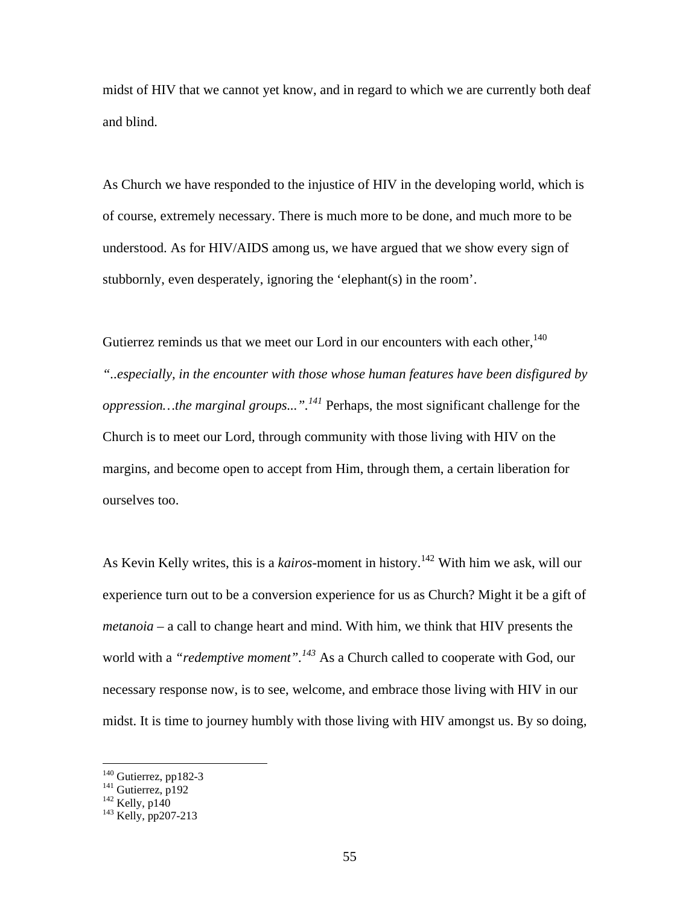midst of HIV that we cannot yet know, and in regard to which we are currently both deaf and blind.

As Church we have responded to the injustice of HIV in the developing world, which is of course, extremely necessary. There is much more to be done, and much more to be understood. As for HIV/AIDS among us, we have argued that we show every sign of stubbornly, even desperately, ignoring the 'elephant(s) in the room'.

Gutierrez reminds us that we meet our Lord in our encounters with each other,[140] *"..especially, in the encounter with those whose human features have been disfigured by oppression…the marginal groups..."*.[141] Perhaps, the most significant challenge for the Church is to meet our Lord, through community with those living with HIV on the margins, and become open to accept from Him, through them, a certain liberation for ourselves too.

As Kevin Kelly writes, this is a *kairos*-moment in history.[142] With him we ask, will our experience turn out to be a conversion experience for us as Church? Might it be a gift of *metanoia* – a call to change heart and mind. With him, we think that HIV presents the world with a *"redemptive moment"*.[143] As a Church called to cooperate with God, our necessary response now, is to see, welcome, and embrace those living with HIV in our midst. It is time to journey humbly with those living with HIV amongst us. By so doing,

---

[140] Gutierrez, pp182-3
[141] Gutierrez, p192
[142] Kelly, p140
[143] Kelly, pp207-213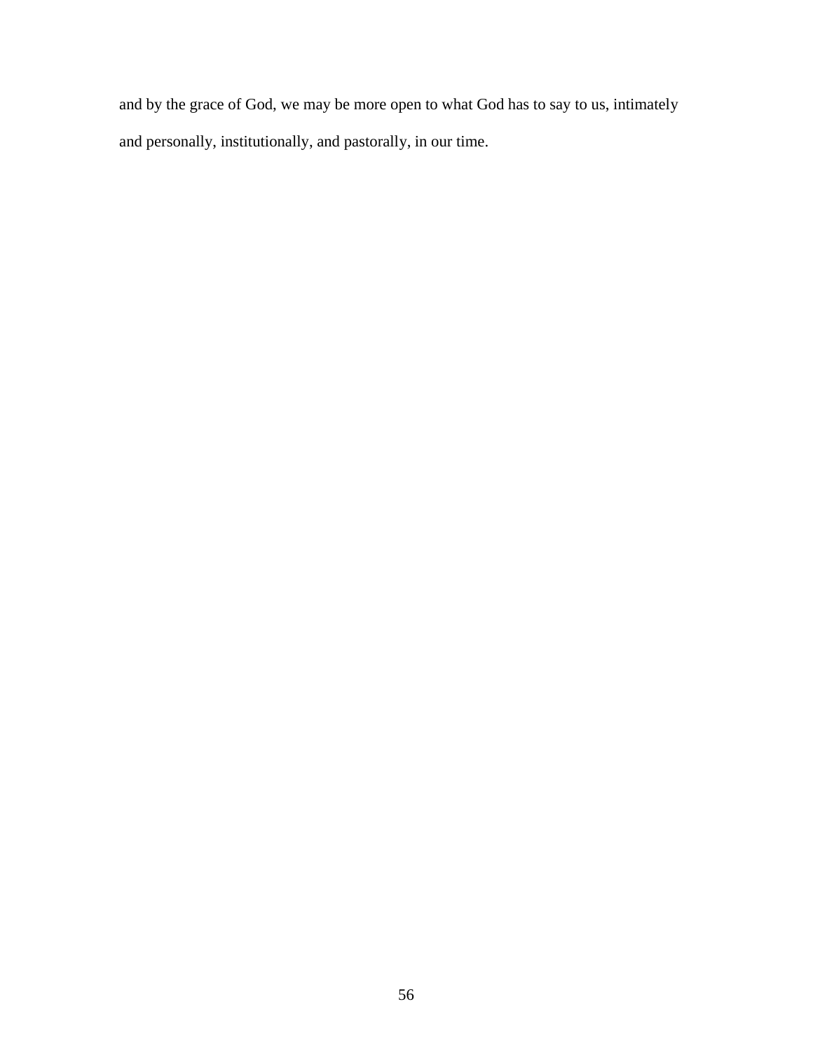and by the grace of God, we may be more open to what God has to say to us, intimately and personally, institutionally, and pastorally, in our time.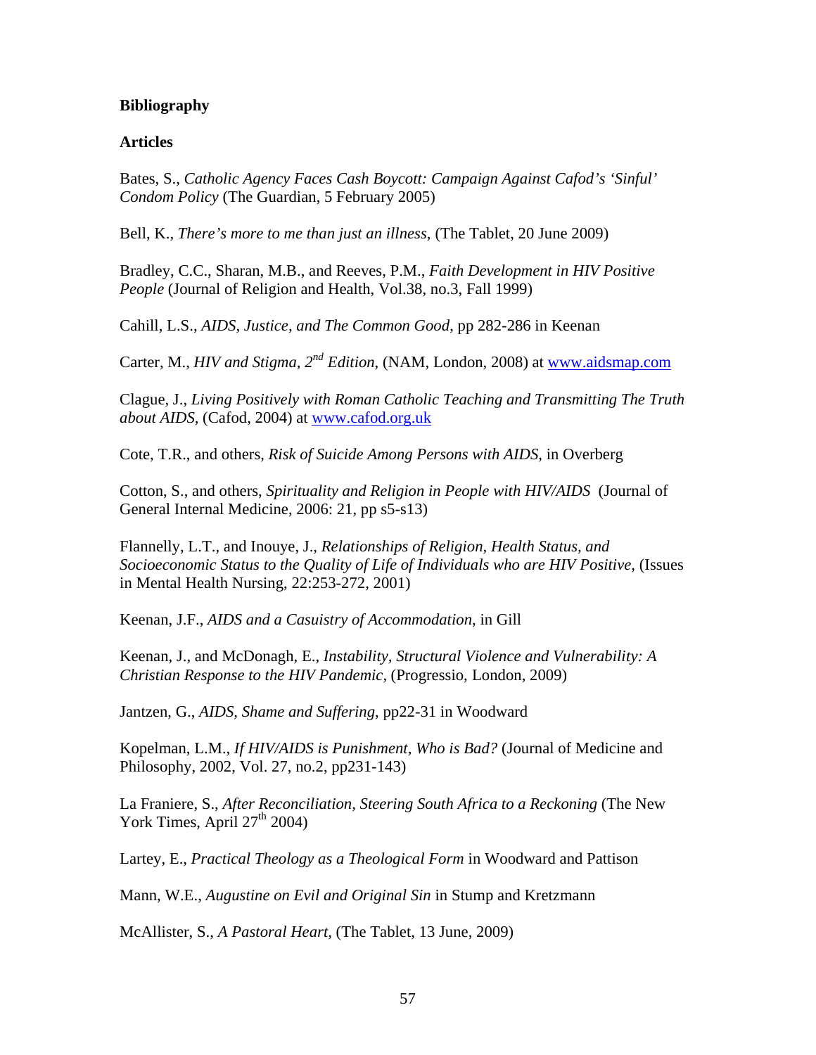**Bibliography**

**Articles**

Bates, S., *Catholic Agency Faces Cash Boycott: Campaign Against Cafod's 'Sinful' Condom Policy* (The Guardian, 5 February 2005)

Bell, K., *There's more to me than just an illness,* (The Tablet, 20 June 2009)

Bradley, C.C., Sharan, M.B., and Reeves, P.M., *Faith Development in HIV Positive People* (Journal of Religion and Health, Vol.38, no.3, Fall 1999)

Cahill, L.S., *AIDS, Justice, and The Common Good,* pp 282-286 in Keenan

Carter, M., *HIV and Stigma, 2nd Edition,* (NAM, London, 2008) at www.aidsmap.com

Clague, J., *Living Positively with Roman Catholic Teaching and Transmitting The Truth about AIDS,* (Cafod, 2004) at www.cafod.org.uk

Cote, T.R., and others, *Risk of Suicide Among Persons with AIDS,* in Overberg

Cotton, S., and others, *Spirituality and Religion in People with HIV/AIDS* (Journal of General Internal Medicine, 2006: 21, pp s5-s13)

Flannelly, L.T., and Inouye, J., *Relationships of Religion, Health Status, and Socioeconomic Status to the Quality of Life of Individuals who are HIV Positive,* (Issues in Mental Health Nursing, 22:253-272, 2001)

Keenan, J.F., *AIDS and a Casuistry of Accommodation,* in Gill

Keenan, J., and McDonagh, E., *Instability, Structural Violence and Vulnerability: A Christian Response to the HIV Pandemic,* (Progressio, London, 2009)

Jantzen, G., *AIDS, Shame and Suffering,* pp22-31 in Woodward

Kopelman, L.M., *If HIV/AIDS is Punishment, Who is Bad?* (Journal of Medicine and Philosophy, 2002, Vol. 27, no.2, pp231-143)

La Franiere, S., *After Reconciliation, Steering South Africa to a Reckoning* (The New York Times, April 27th 2004)

Lartey, E., *Practical Theology as a Theological Form* in Woodward and Pattison

Mann, W.E., *Augustine on Evil and Original Sin* in Stump and Kretzmann

McAllister, S., *A Pastoral Heart,* (The Tablet, 13 June, 2009)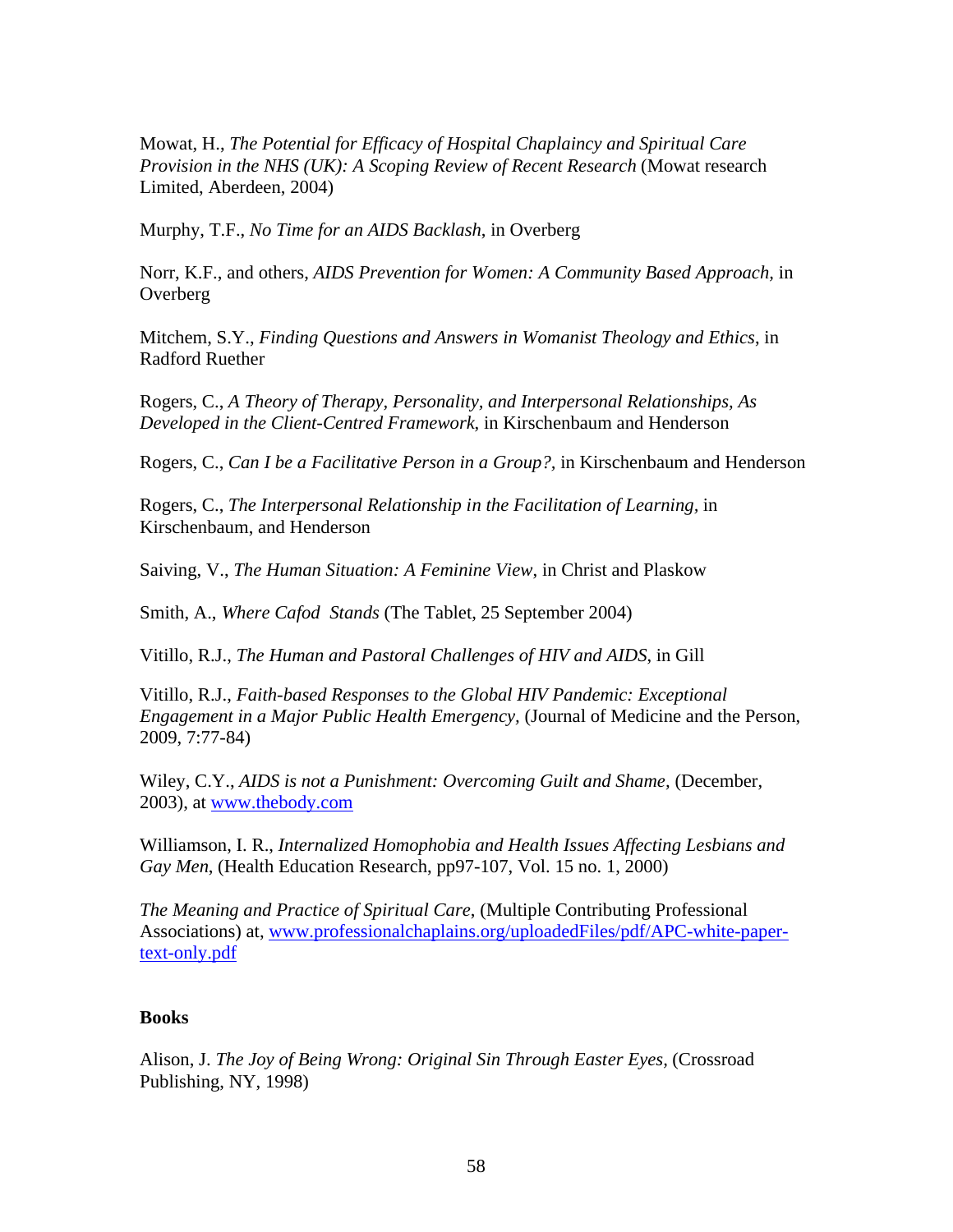Mowat, H., *The Potential for Efficacy of Hospital Chaplaincy and Spiritual Care Provision in the NHS (UK): A Scoping Review of Recent Research* (Mowat research Limited, Aberdeen, 2004)

Murphy, T.F., *No Time for an AIDS Backlash*, in Overberg

Norr, K.F., and others, *AIDS Prevention for Women: A Community Based Approach*, in Overberg

Mitchem, S.Y., *Finding Questions and Answers in Womanist Theology and Ethics*, in Radford Ruether

Rogers, C., *A Theory of Therapy, Personality, and Interpersonal Relationships, As Developed in the Client-Centred Framework*, in Kirschenbaum and Henderson

Rogers, C., *Can I be a Facilitative Person in a Group?*, in Kirschenbaum and Henderson

Rogers, C., *The Interpersonal Relationship in the Facilitation of Learning*, in Kirschenbaum, and Henderson

Saiving, V., *The Human Situation: A Feminine View*, in Christ and Plaskow

Smith, A., *Where Cafod Stands* (The Tablet, 25 September 2004)

Vitillo, R.J., *The Human and Pastoral Challenges of HIV and AIDS*, in Gill

Vitillo, R.J., *Faith-based Responses to the Global HIV Pandemic: Exceptional Engagement in a Major Public Health Emergency*, (Journal of Medicine and the Person, 2009, 7:77-84)

Wiley, C.Y., *AIDS is not a Punishment: Overcoming Guilt and Shame*, (December, 2003), at www.thebody.com

Williamson, I. R., *Internalized Homophobia and Health Issues Affecting Lesbians and Gay Men*, (Health Education Research, pp97-107, Vol. 15 no. 1, 2000)

*The Meaning and Practice of Spiritual Care*, (Multiple Contributing Professional Associations) at, www.professionalchaplains.org/uploadedFiles/pdf/APC-white-paper-text-only.pdf

**Books**

Alison, J. *The Joy of Being Wrong: Original Sin Through Easter Eyes*, (Crossroad Publishing, NY, 1998)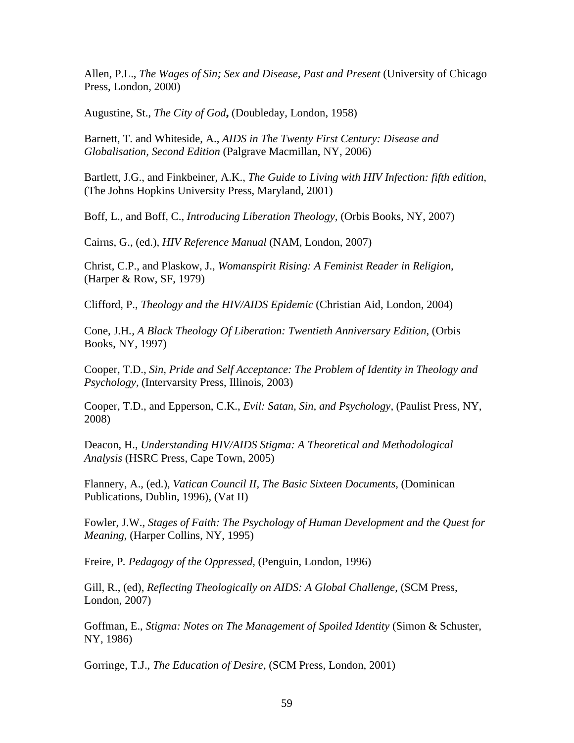Allen, P.L., *The Wages of Sin; Sex and Disease, Past and Present* (University of Chicago Press, London, 2000)

Augustine, St., *The City of God***,** (Doubleday, London, 1958)

Barnett, T. and Whiteside, A., *AIDS in The Twenty First Century: Disease and Globalisation, Second Edition* (Palgrave Macmillan, NY, 2006)

Bartlett, J.G., and Finkbeiner, A.K., *The Guide to Living with HIV Infection: fifth edition,* (The Johns Hopkins University Press, Maryland, 2001)

Boff, L., and Boff, C., *Introducing Liberation Theology,* (Orbis Books, NY, 2007)

Cairns, G., (ed.), *HIV Reference Manual* (NAM, London, 2007)

Christ, C.P., and Plaskow, J., *Womanspirit Rising: A Feminist Reader in Religion,* (Harper & Row, SF, 1979)

Clifford, P., *Theology and the HIV/AIDS Epidemic* (Christian Aid, London, 2004)

Cone, J.H., *A Black Theology Of Liberation: Twentieth Anniversary Edition,* (Orbis Books, NY, 1997)

Cooper, T.D., *Sin, Pride and Self Acceptance: The Problem of Identity in Theology and Psychology,* (Intervarsity Press, Illinois, 2003)

Cooper, T.D., and Epperson, C.K., *Evil: Satan, Sin, and Psychology,* (Paulist Press, NY, 2008)

Deacon, H., *Understanding HIV/AIDS Stigma: A Theoretical and Methodological Analysis* (HSRC Press, Cape Town, 2005)

Flannery, A., (ed.), *Vatican Council II, The Basic Sixteen Documents,* (Dominican Publications, Dublin, 1996), (Vat II)

Fowler, J.W., *Stages of Faith: The Psychology of Human Development and the Quest for Meaning,* (Harper Collins, NY, 1995)

Freire, P. *Pedagogy of the Oppressed,* (Penguin, London, 1996)

Gill, R., (ed), *Reflecting Theologically on AIDS: A Global Challenge,* (SCM Press, London, 2007)

Goffman, E., *Stigma: Notes on The Management of Spoiled Identity* (Simon & Schuster, NY, 1986)

Gorringe, T.J., *The Education of Desire,* (SCM Press, London, 2001)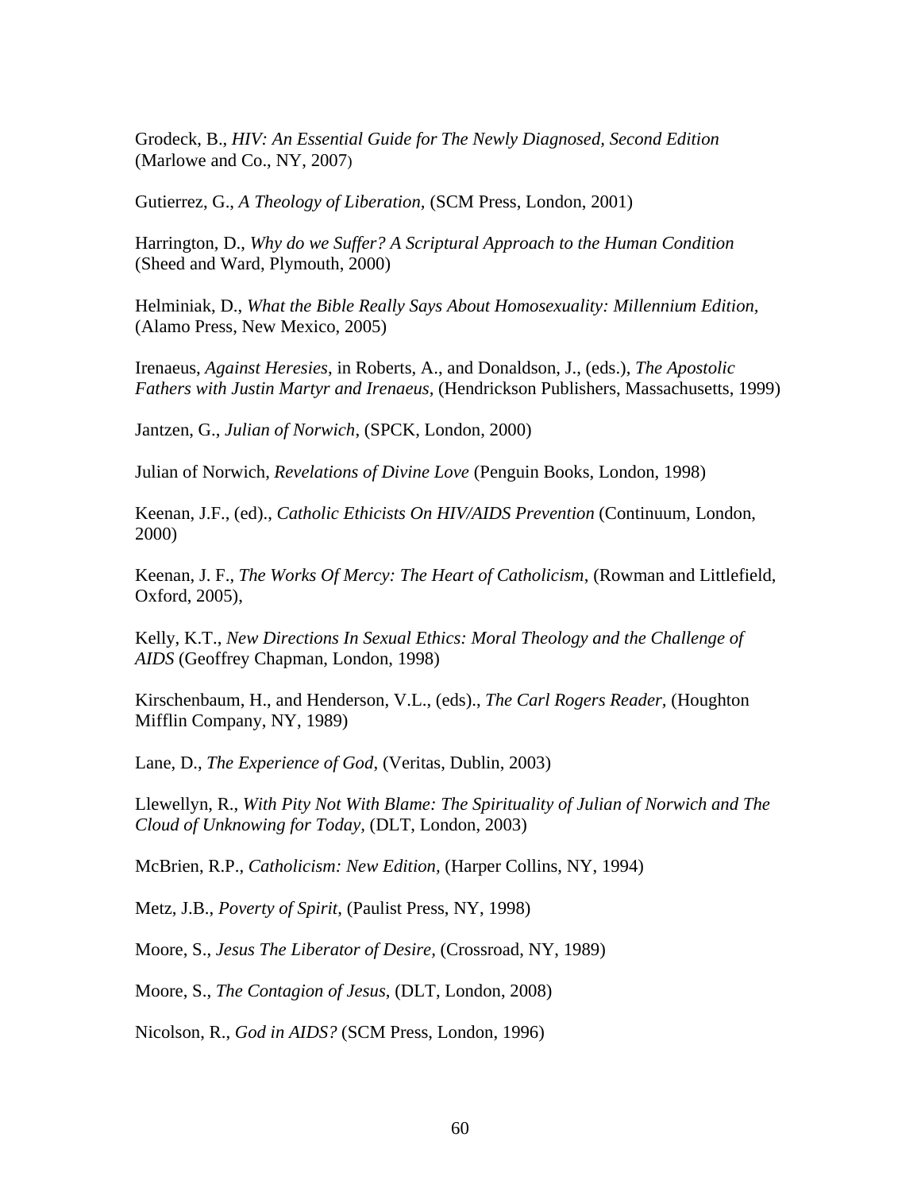Grodeck, B., *HIV: An Essential Guide for The Newly Diagnosed, Second Edition* (Marlowe and Co., NY, 2007)

Gutierrez, G., *A Theology of Liberation*, (SCM Press, London, 2001)

Harrington, D., *Why do we Suffer? A Scriptural Approach to the Human Condition* (Sheed and Ward, Plymouth, 2000)

Helminiak, D., *What the Bible Really Says About Homosexuality: Millennium Edition*, (Alamo Press, New Mexico, 2005)

Irenaeus, *Against Heresies*, in Roberts, A., and Donaldson, J., (eds.), *The Apostolic Fathers with Justin Martyr and Irenaeus*, (Hendrickson Publishers, Massachusetts, 1999)

Jantzen, G., *Julian of Norwich*, (SPCK, London, 2000)

Julian of Norwich, *Revelations of Divine Love* (Penguin Books, London, 1998)

Keenan, J.F., (ed)., *Catholic Ethicists On HIV/AIDS Prevention* (Continuum, London, 2000)

Keenan, J. F., *The Works Of Mercy: The Heart of Catholicism*, (Rowman and Littlefield, Oxford, 2005),

Kelly, K.T., *New Directions In Sexual Ethics: Moral Theology and the Challenge of AIDS* (Geoffrey Chapman, London, 1998)

Kirschenbaum, H., and Henderson, V.L., (eds)., *The Carl Rogers Reader*, (Houghton Mifflin Company, NY, 1989)

Lane, D., *The Experience of God*, (Veritas, Dublin, 2003)

Llewellyn, R., *With Pity Not With Blame: The Spirituality of Julian of Norwich and The Cloud of Unknowing for Today*, (DLT, London, 2003)

McBrien, R.P., *Catholicism: New Edition*, (Harper Collins, NY, 1994)

Metz, J.B., *Poverty of Spirit*, (Paulist Press, NY, 1998)

Moore, S., *Jesus The Liberator of Desire*, (Crossroad, NY, 1989)

Moore, S., *The Contagion of Jesus*, (DLT, London, 2008)

Nicolson, R., *God in AIDS?* (SCM Press, London, 1996)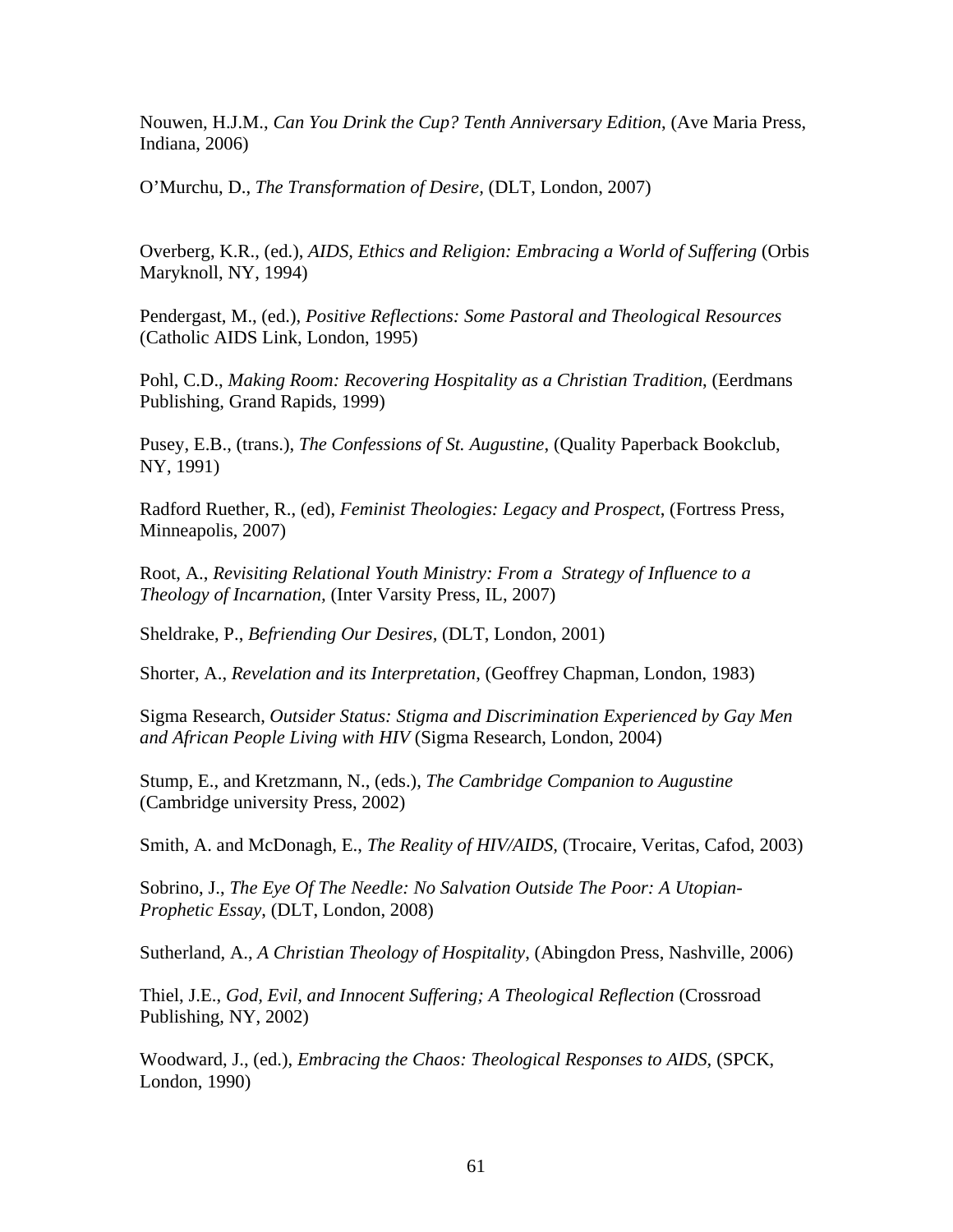Nouwen, H.J.M., *Can You Drink the Cup? Tenth Anniversary Edition*, (Ave Maria Press, Indiana, 2006)

O'Murchu, D., *The Transformation of Desire*, (DLT, London, 2007)

Overberg, K.R., (ed.), *AIDS, Ethics and Religion: Embracing a World of Suffering* (Orbis Maryknoll, NY, 1994)

Pendergast, M., (ed.), *Positive Reflections: Some Pastoral and Theological Resources* (Catholic AIDS Link, London, 1995)

Pohl, C.D., *Making Room: Recovering Hospitality as a Christian Tradition*, (Eerdmans Publishing, Grand Rapids, 1999)

Pusey, E.B., (trans.), *The Confessions of St. Augustine*, (Quality Paperback Bookclub, NY, 1991)

Radford Ruether, R., (ed), *Feminist Theologies: Legacy and Prospect*, (Fortress Press, Minneapolis, 2007)

Root, A., *Revisiting Relational Youth Ministry: From a Strategy of Influence to a Theology of Incarnation*, (Inter Varsity Press, IL, 2007)

Sheldrake, P., *Befriending Our Desires*, (DLT, London, 2001)

Shorter, A., *Revelation and its Interpretation*, (Geoffrey Chapman, London, 1983)

Sigma Research, *Outsider Status: Stigma and Discrimination Experienced by Gay Men and African People Living with HIV* (Sigma Research, London, 2004)

Stump, E., and Kretzmann, N., (eds.), *The Cambridge Companion to Augustine* (Cambridge university Press, 2002)

Smith, A. and McDonagh, E., *The Reality of HIV/AIDS*, (Trocaire, Veritas, Cafod, 2003)

Sobrino, J., *The Eye Of The Needle: No Salvation Outside The Poor: A Utopian-Prophetic Essay*, (DLT, London, 2008)

Sutherland, A., *A Christian Theology of Hospitality*, (Abingdon Press, Nashville, 2006)

Thiel, J.E., *God, Evil, and Innocent Suffering; A Theological Reflection* (Crossroad Publishing, NY, 2002)

Woodward, J., (ed.), *Embracing the Chaos: Theological Responses to AIDS*, (SPCK, London, 1990)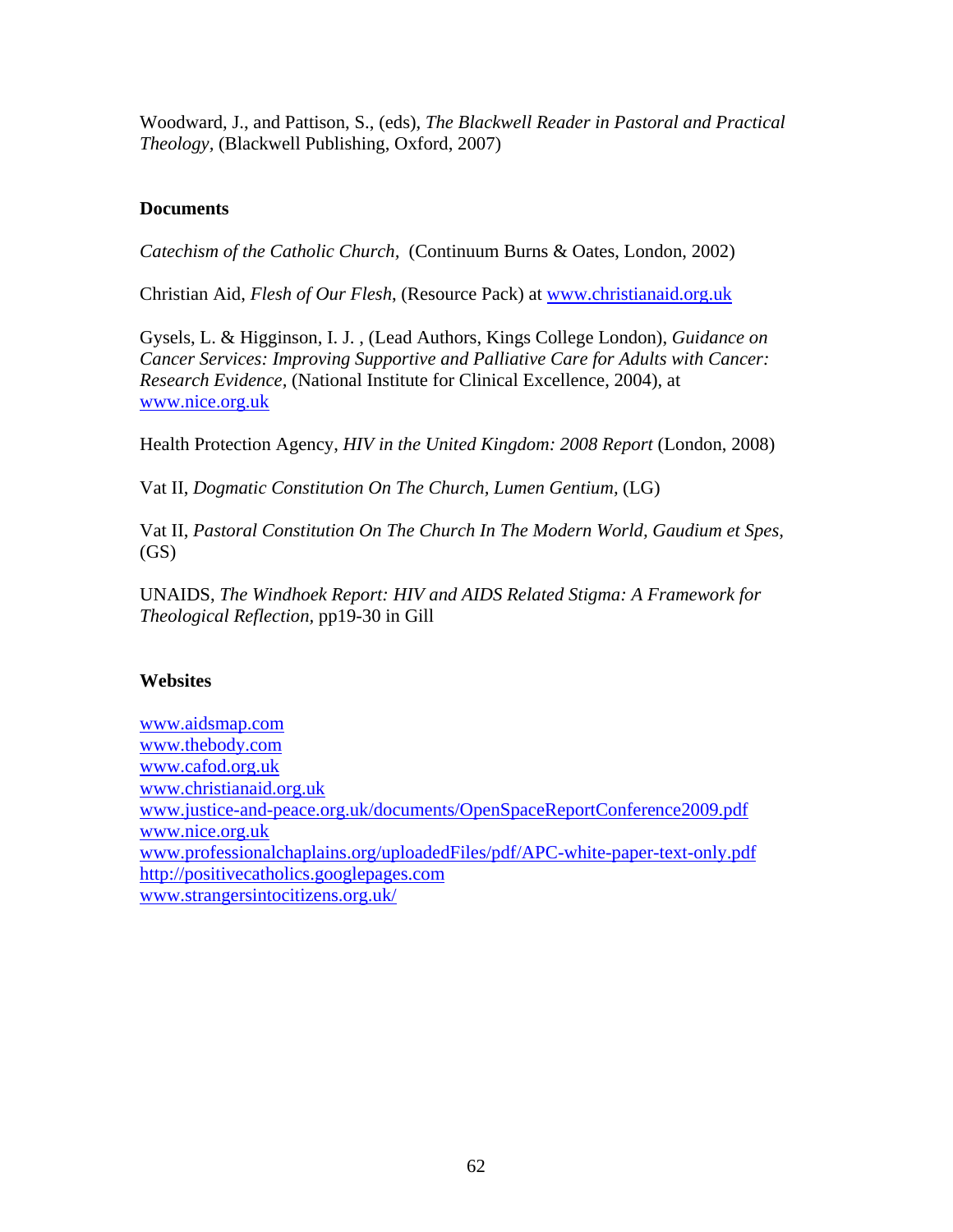Woodward, J., and Pattison, S., (eds), *The Blackwell Reader in Pastoral and Practical Theology*, (Blackwell Publishing, Oxford, 2007)

**Documents**

*Catechism of the Catholic Church,* (Continuum Burns & Oates, London, 2002)

Christian Aid, *Flesh of Our Flesh*, (Resource Pack) at www.christianaid.org.uk

Gysels, L. & Higginson, I. J. , (Lead Authors, Kings College London), *Guidance on Cancer Services: Improving Supportive and Palliative Care for Adults with Cancer: Research Evidence*, (National Institute for Clinical Excellence, 2004), at www.nice.org.uk

Health Protection Agency, *HIV in the United Kingdom: 2008 Report* (London, 2008)

Vat II, *Dogmatic Constitution On The Church, Lumen Gentium*, (LG)

Vat II, *Pastoral Constitution On The Church In The Modern World, Gaudium et Spes*, (GS)

UNAIDS, *The Windhoek Report: HIV and AIDS Related Stigma: A Framework for Theological Reflection*, pp19-30 in Gill

**Websites**

www.aidsmap.com
www.thebody.com
www.cafod.org.uk
www.christianaid.org.uk
www.justice-and-peace.org.uk/documents/OpenSpaceReportConference2009.pdf
www.nice.org.uk
www.professionalchaplains.org/uploadedFiles/pdf/APC-white-paper-text-only.pdf
http://positivecatholics.googlepages.com
www.strangersintocitizens.org.uk/